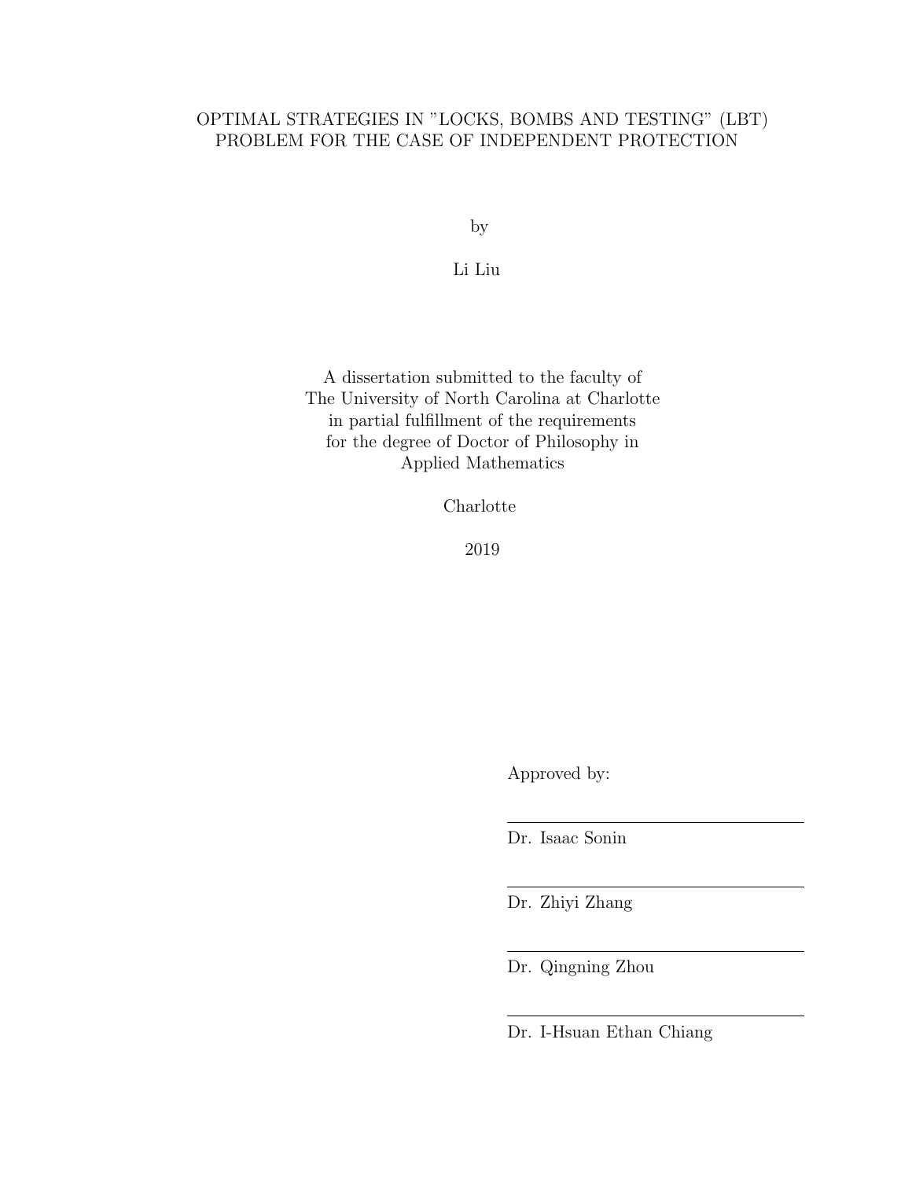# OPTIMAL STRATEGIES IN "LOCKS, BOMBS AND TESTING" (LBT) PROBLEM FOR THE CASE OF INDEPENDENT PROTECTION

by

Li Liu

A dissertation submitted to the faculty of
The University of North Carolina at Charlotte
in partial fulfillment of the requirements
for the degree of Doctor of Philosophy in
Applied Mathematics

Charlotte

2019

Approved by:

\_\_\_\_\_\_\_\_\_\_\_\_\_\_\_\_\_\_\_\_\_\_\_\_\_\_\_\_

Dr. Isaac Sonin

\_\_\_\_\_\_\_\_\_\_\_\_\_\_\_\_\_\_\_\_\_\_\_\_\_\_\_\_

Dr. Zhiyi Zhang

\_\_\_\_\_\_\_\_\_\_\_\_\_\_\_\_\_\_\_\_\_\_\_\_\_\_\_\_

Dr. Qingning Zhou

\_\_\_\_\_\_\_\_\_\_\_\_\_\_\_\_\_\_\_\_\_\_\_\_\_\_\_\_

Dr. I-Hsuan Ethan Chiang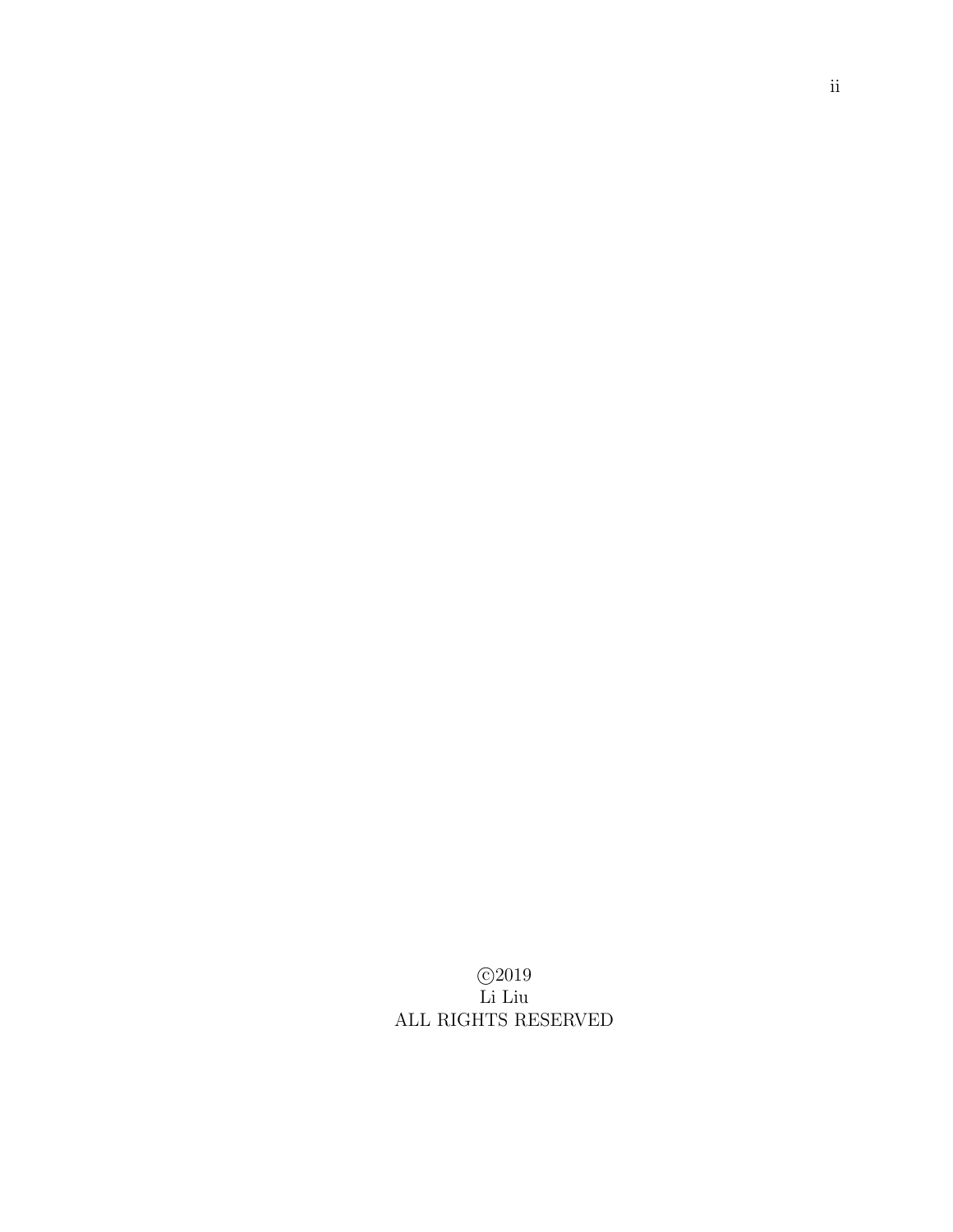©2019

Li Liu

ALL RIGHTS RESERVED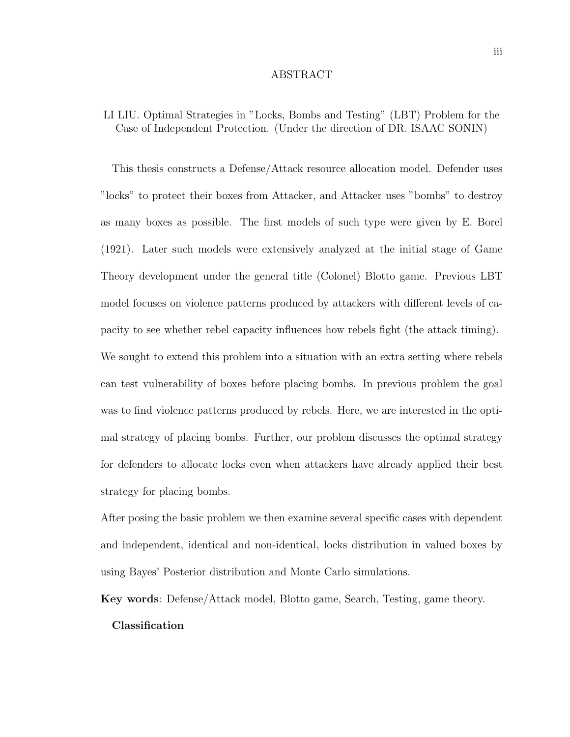# ABSTRACT

LI LIU. Optimal Strategies in "Locks, Bombs and Testing" (LBT) Problem for the Case of Independent Protection. (Under the direction of DR. ISAAC SONIN)

This thesis constructs a Defense/Attack resource allocation model. Defender uses "locks" to protect their boxes from Attacker, and Attacker uses "bombs" to destroy as many boxes as possible. The first models of such type were given by E. Borel (1921). Later such models were extensively analyzed at the initial stage of Game Theory development under the general title (Colonel) Blotto game. Previous LBT model focuses on violence patterns produced by attackers with different levels of capacity to see whether rebel capacity influences how rebels fight (the attack timing). We sought to extend this problem into a situation with an extra setting where rebels can test vulnerability of boxes before placing bombs. In previous problem the goal was to find violence patterns produced by rebels. Here, we are interested in the optimal strategy of placing bombs. Further, our problem discusses the optimal strategy for defenders to allocate locks even when attackers have already applied their best strategy for placing bombs.

After posing the basic problem we then examine several specific cases with dependent and independent, identical and non-identical, locks distribution in valued boxes by using Bayes' Posterior distribution and Monte Carlo simulations.

**Key words**: Defense/Attack model, Blotto game, Search, Testing, game theory.

**Classification**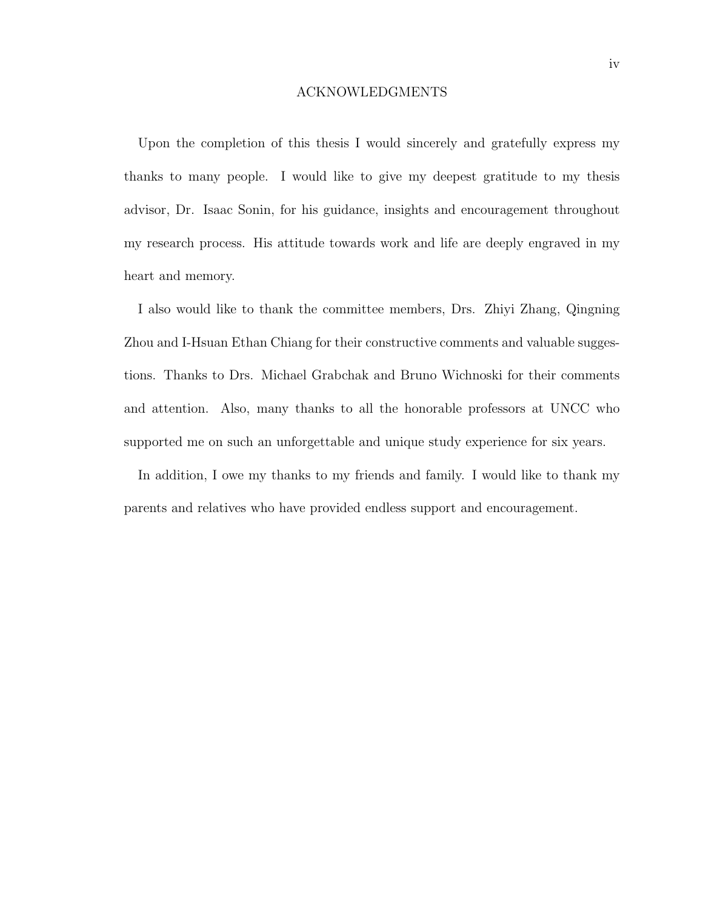# ACKNOWLEDGMENTS

Upon the completion of this thesis I would sincerely and gratefully express my thanks to many people. I would like to give my deepest gratitude to my thesis advisor, Dr. Isaac Sonin, for his guidance, insights and encouragement throughout my research process. His attitude towards work and life are deeply engraved in my heart and memory.

I also would like to thank the committee members, Drs. Zhiyi Zhang, Qingning Zhou and I-Hsuan Ethan Chiang for their constructive comments and valuable suggestions. Thanks to Drs. Michael Grabchak and Bruno Wichnoski for their comments and attention. Also, many thanks to all the honorable professors at UNCC who supported me on such an unforgettable and unique study experience for six years.

In addition, I owe my thanks to my friends and family. I would like to thank my parents and relatives who have provided endless support and encouragement.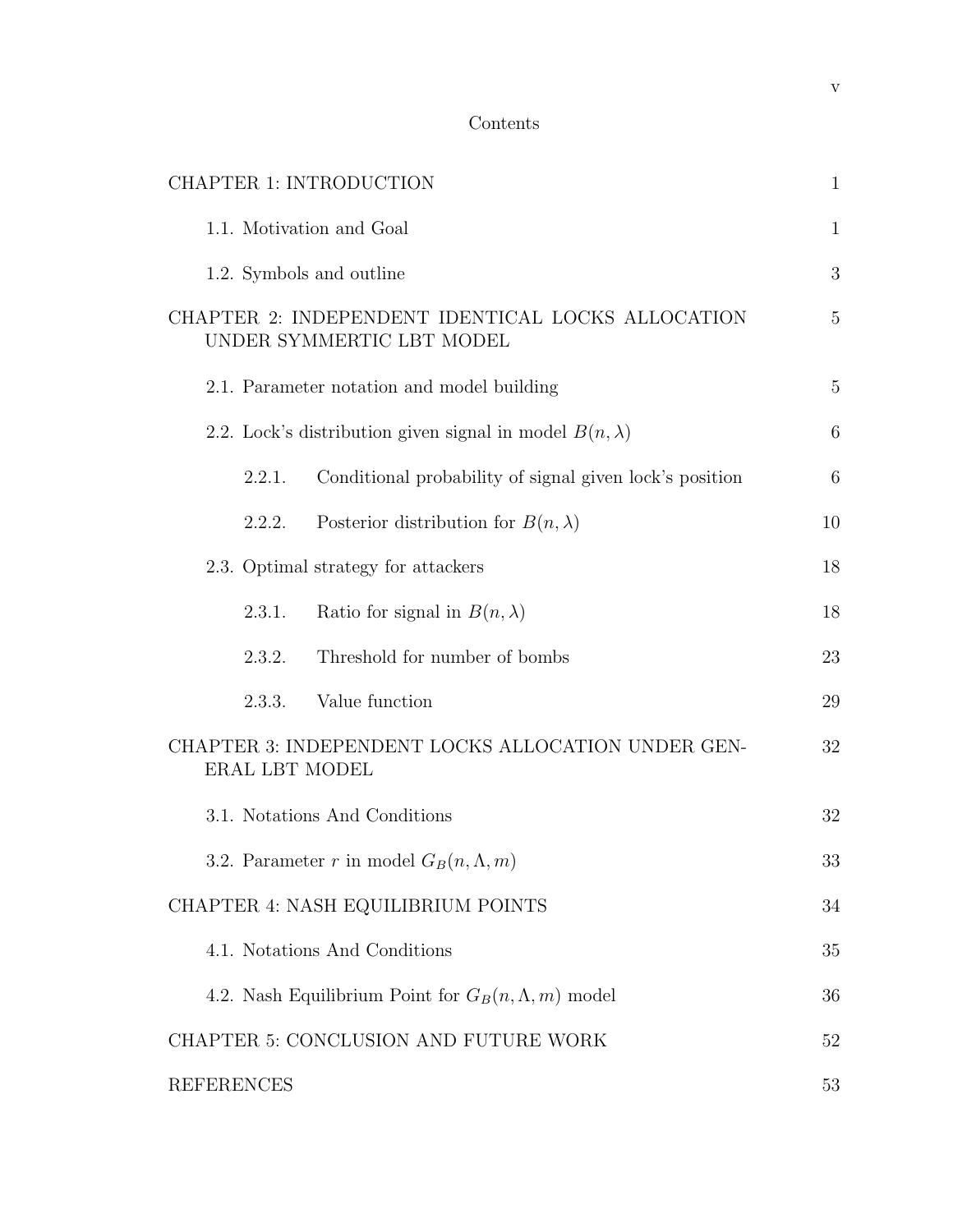# Contents

| | |
|---|---|
| CHAPTER 1: INTRODUCTION | 1 |
| 1.1. Motivation and Goal | 1 |
| 1.2. Symbols and outline | 3 |
| CHAPTER 2: INDEPENDENT IDENTICAL LOCKS ALLOCATION UNDER SYMMERTIC LBT MODEL | 5 |
| 2.1. Parameter notation and model building | 5 |
| 2.2. Lock's distribution given signal in model $B(n, \lambda)$ | 6 |
| 2.2.1. Conditional probability of signal given lock's position | 6 |
| 2.2.2. Posterior distribution for $B(n, \lambda)$ | 10 |
| 2.3. Optimal strategy for attackers | 18 |
| 2.3.1. Ratio for signal in $B(n, \lambda)$ | 18 |
| 2.3.2. Threshold for number of bombs | 23 |
| 2.3.3. Value function | 29 |
| CHAPTER 3: INDEPENDENT LOCKS ALLOCATION UNDER GENERAL LBT MODEL | 32 |
| 3.1. Notations And Conditions | 32 |
| 3.2. Parameter $r$ in model $G_B(n, \Lambda, m)$ | 33 |
| CHAPTER 4: NASH EQUILIBRIUM POINTS | 34 |
| 4.1. Notations And Conditions | 35 |
| 4.2. Nash Equilibrium Point for $G_B(n, \Lambda, m)$ model | 36 |
| CHAPTER 5: CONCLUSION AND FUTURE WORK | 52 |
| REFERENCES | 53 |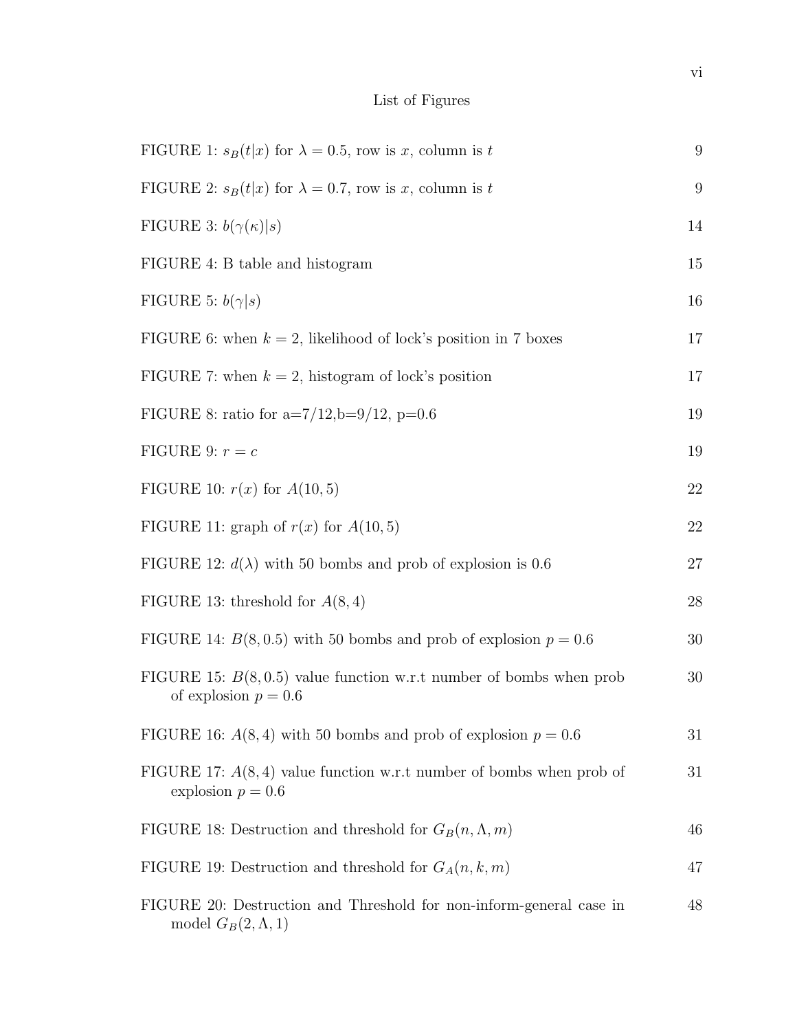# List of Figures

| | |
|---|---|
| FIGURE 1: $s_B(t\|x)$ for $\lambda = 0.5$, row is $x$, column is $t$ | 9 |
| FIGURE 2: $s_B(t\|x)$ for $\lambda = 0.7$, row is $x$, column is $t$ | 9 |
| FIGURE 3: $b(\gamma(\kappa)\|s)$ | 14 |
| FIGURE 4: B table and histogram | 15 |
| FIGURE 5: $b(\gamma\|s)$ | 16 |
| FIGURE 6: when $k = 2$, likelihood of lock's position in 7 boxes | 17 |
| FIGURE 7: when $k = 2$, histogram of lock's position | 17 |
| FIGURE 8: ratio for a=7/12,b=9/12, p=0.6 | 19 |
| FIGURE 9: $r = c$ | 19 |
| FIGURE 10: $r(x)$ for $A(10, 5)$ | 22 |
| FIGURE 11: graph of $r(x)$ for $A(10, 5)$ | 22 |
| FIGURE 12: $d(\lambda)$ with 50 bombs and prob of explosion is 0.6 | 27 |
| FIGURE 13: threshold for $A(8, 4)$ | 28 |
| FIGURE 14: $B(8, 0.5)$ with 50 bombs and prob of explosion $p = 0.6$ | 30 |
| FIGURE 15: $B(8, 0.5)$ value function w.r.t number of bombs when prob of explosion $p = 0.6$ | 30 |
| FIGURE 16: $A(8, 4)$ with 50 bombs and prob of explosion $p = 0.6$ | 31 |
| FIGURE 17: $A(8, 4)$ value function w.r.t number of bombs when prob of explosion $p = 0.6$ | 31 |
| FIGURE 18: Destruction and threshold for $G_B(n, \Lambda, m)$ | 46 |
| FIGURE 19: Destruction and threshold for $G_A(n, k, m)$ | 47 |
| FIGURE 20: Destruction and Threshold for non-inform-general case in model $G_B(2, \Lambda, 1)$ | 48 |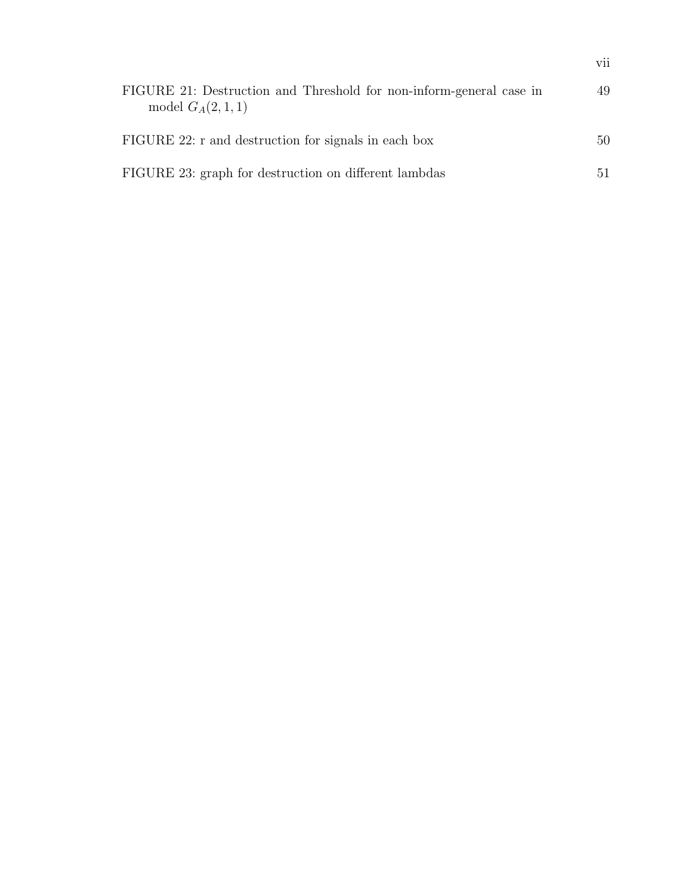FIGURE 21: Destruction and Threshold for non-inform-general case in model $G_A(2, 1, 1)$ 49

FIGURE 22: r and destruction for signals in each box 50

FIGURE 23: graph for destruction on different lambdas 51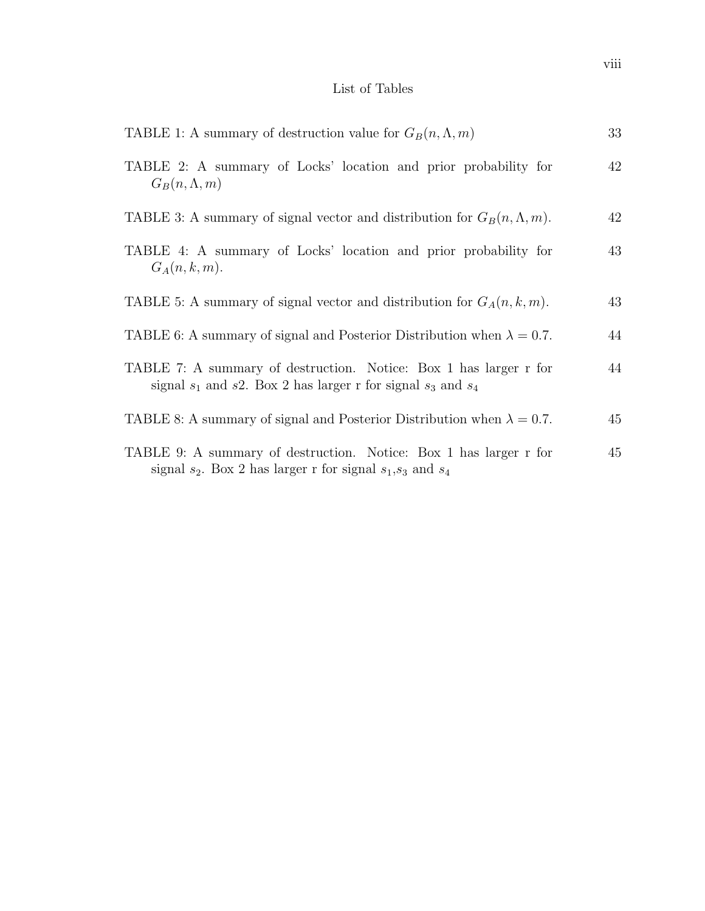# List of Tables

TABLE 1: A summary of destruction value for $G_B(n, \Lambda, m)$ — 33

TABLE 2: A summary of Locks' location and prior probability for $G_B(n, \Lambda, m)$ — 42

TABLE 3: A summary of signal vector and distribution for $G_B(n, \Lambda, m)$. — 42

TABLE 4: A summary of Locks' location and prior probability for $G_A(n, k, m)$. — 43

TABLE 5: A summary of signal vector and distribution for $G_A(n, k, m)$. — 43

TABLE 6: A summary of signal and Posterior Distribution when $\lambda = 0.7$. — 44

TABLE 7: A summary of destruction. Notice: Box 1 has larger r for signal $s_1$ and $s2$. Box 2 has larger r for signal $s_3$ and $s_4$ — 44

TABLE 8: A summary of signal and Posterior Distribution when $\lambda = 0.7$. — 45

TABLE 9: A summary of destruction. Notice: Box 1 has larger r for signal $s_2$. Box 2 has larger r for signal $s_1$,$s_3$ and $s_4$ — 45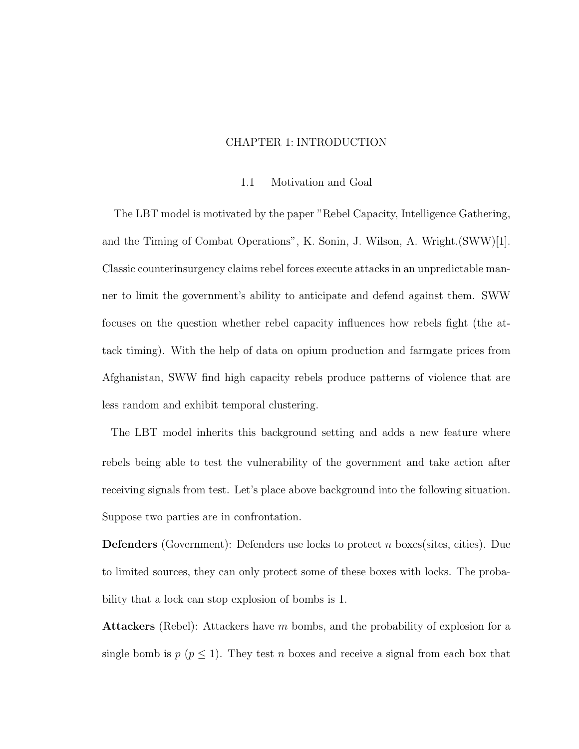# CHAPTER 1: INTRODUCTION

## 1.1 Motivation and Goal

The LBT model is motivated by the paper "Rebel Capacity, Intelligence Gathering, and the Timing of Combat Operations", K. Sonin, J. Wilson, A. Wright.(SWW)[1]. Classic counterinsurgency claims rebel forces execute attacks in an unpredictable manner to limit the government's ability to anticipate and defend against them. SWW focuses on the question whether rebel capacity influences how rebels fight (the attack timing). With the help of data on opium production and farmgate prices from Afghanistan, SWW find high capacity rebels produce patterns of violence that are less random and exhibit temporal clustering.

The LBT model inherits this background setting and adds a new feature where rebels being able to test the vulnerability of the government and take action after receiving signals from test. Let's place above background into the following situation. Suppose two parties are in confrontation.

**Defenders** (Government): Defenders use locks to protect $n$ boxes(sites, cities). Due to limited sources, they can only protect some of these boxes with locks. The probability that a lock can stop explosion of bombs is 1.

**Attackers** (Rebel): Attackers have $m$ bombs, and the probability of explosion for a single bomb is $p$ ($p \leq 1$). They test $n$ boxes and receive a signal from each box that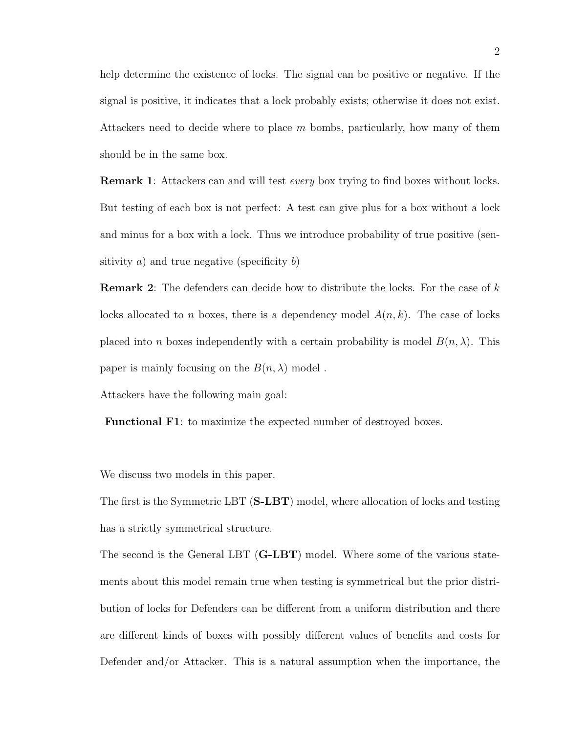help determine the existence of locks. The signal can be positive or negative. If the signal is positive, it indicates that a lock probably exists; otherwise it does not exist. Attackers need to decide where to place $m$ bombs, particularly, how many of them should be in the same box.

**Remark 1**: Attackers can and will test *every* box trying to find boxes without locks. But testing of each box is not perfect: A test can give plus for a box without a lock and minus for a box with a lock. Thus we introduce probability of true positive (sensitivity $a$) and true negative (specificity $b$)

**Remark 2**: The defenders can decide how to distribute the locks. For the case of $k$ locks allocated to $n$ boxes, there is a dependency model $A(n, k)$. The case of locks placed into $n$ boxes independently with a certain probability is model $B(n, \lambda)$. This paper is mainly focusing on the $B(n, \lambda)$ model .

Attackers have the following main goal:

**Functional F1**: to maximize the expected number of destroyed boxes.

We discuss two models in this paper.

The first is the Symmetric LBT (**S-LBT**) model, where allocation of locks and testing has a strictly symmetrical structure.

The second is the General LBT (**G-LBT**) model. Where some of the various statements about this model remain true when testing is symmetrical but the prior distribution of locks for Defenders can be different from a uniform distribution and there are different kinds of boxes with possibly different values of benefits and costs for Defender and/or Attacker. This is a natural assumption when the importance, the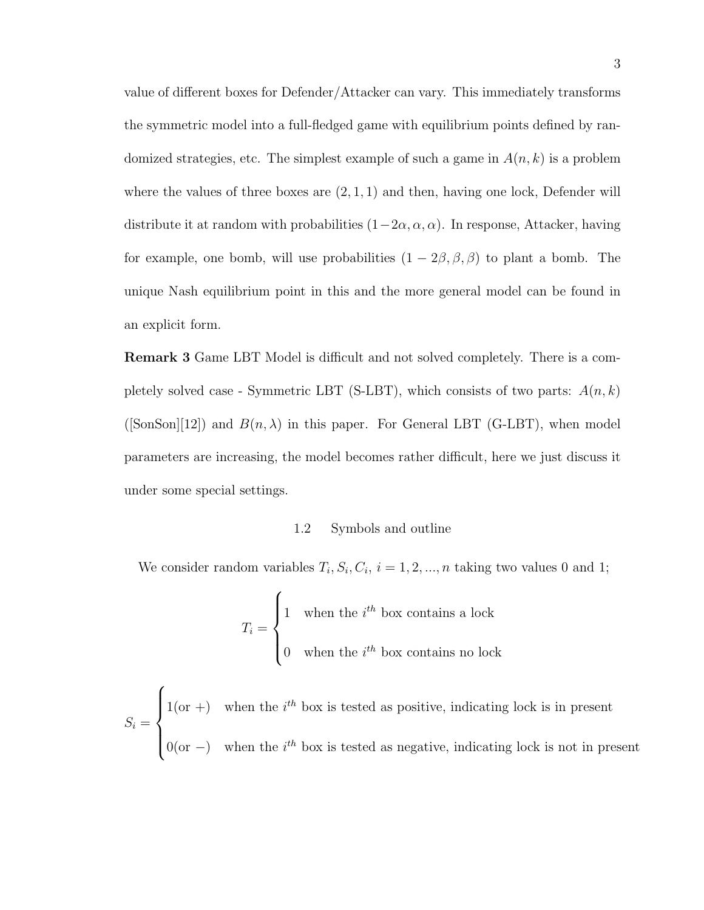value of different boxes for Defender/Attacker can vary. This immediately transforms the symmetric model into a full-fledged game with equilibrium points defined by randomized strategies, etc. The simplest example of such a game in $A(n, k)$ is a problem where the values of three boxes are $(2, 1, 1)$ and then, having one lock, Defender will distribute it at random with probabilities $(1-2\alpha, \alpha, \alpha)$. In response, Attacker, having for example, one bomb, will use probabilities $(1 - 2\beta, \beta, \beta)$ to plant a bomb. The unique Nash equilibrium point in this and the more general model can be found in an explicit form.

**Remark 3** Game LBT Model is difficult and not solved completely. There is a completely solved case - Symmetric LBT (S-LBT), which consists of two parts: $A(n, k)$ ([SonSon][12]) and $B(n, \lambda)$ in this paper. For General LBT (G-LBT), when model parameters are increasing, the model becomes rather difficult, here we just discuss it under some special settings.

### 1.2 Symbols and outline

We consider random variables $T_i, S_i, C_i,\ i = 1, 2, ..., n$ taking two values 0 and 1;

$$T_i = \begin{cases} 1 & \text{when the } i^{th} \text{ box contains a lock} \\ 0 & \text{when the } i^{th} \text{ box contains no lock} \end{cases}$$

$$S_i = \begin{cases} 1(\text{or } +) & \text{when the } i^{th} \text{ box is tested as positive, indicating lock is in present} \\ 0(\text{or } -) & \text{when the } i^{th} \text{ box is tested as negative, indicating lock is not in present} \end{cases}$$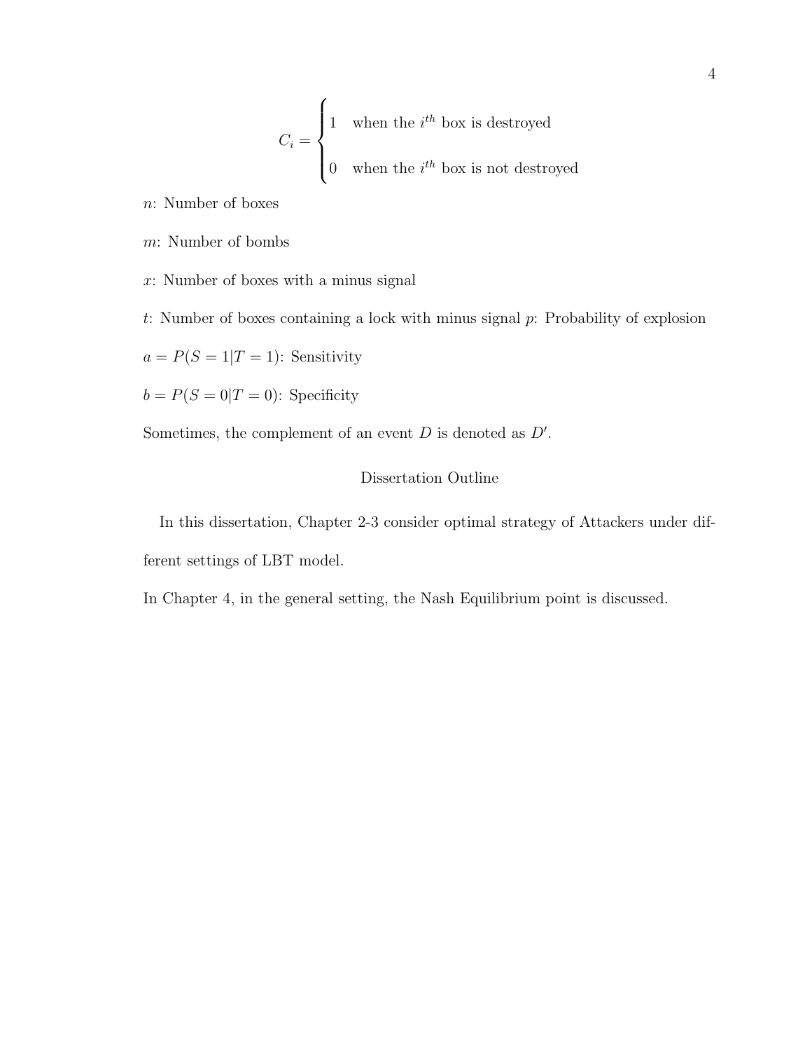$$C_i = \begin{cases} 1 & \text{when the } i^{th} \text{ box is destroyed} \\ 0 & \text{when the } i^{th} \text{ box is not destroyed} \end{cases}$$

$n$: Number of boxes

$m$: Number of bombs

$x$: Number of boxes with a minus signal

$t$: Number of boxes containing a lock with minus signal $p$: Probability of explosion

$a = P(S = 1|T = 1)$: Sensitivity

$b = P(S = 0|T = 0)$: Specificity

Sometimes, the complement of an event $D$ is denoted as $D'$.

## Dissertation Outline

In this dissertation, Chapter 2-3 consider optimal strategy of Attackers under different settings of LBT model.

In Chapter 4, in the general setting, the Nash Equilibrium point is discussed.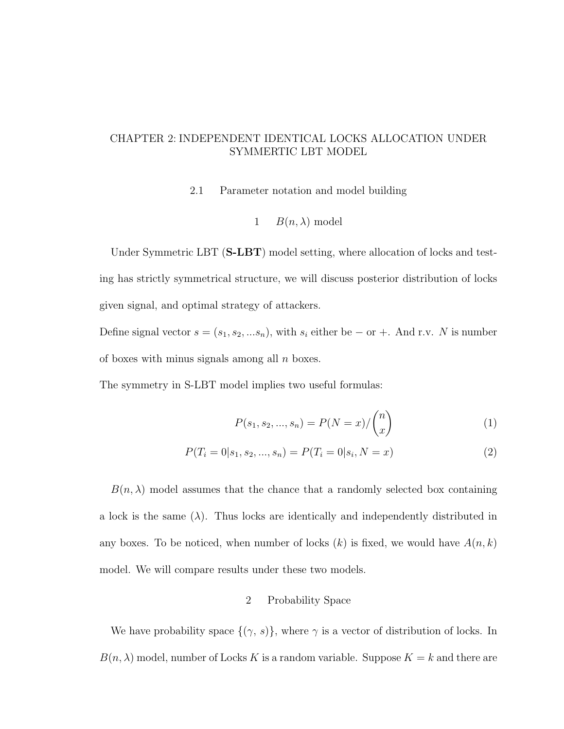# CHAPTER 2: INDEPENDENT IDENTICAL LOCKS ALLOCATION UNDER SYMMERTIC LBT MODEL

## 2.1 Parameter notation and model building

### 1 $B(n, \lambda)$ model

Under Symmetric LBT (**S-LBT**) model setting, where allocation of locks and testing has strictly symmetrical structure, we will discuss posterior distribution of locks given signal, and optimal strategy of attackers.

Define signal vector $s = (s_1, s_2, ...s_n)$, with $s_i$ either be $-$ or $+$. And r.v. $N$ is number of boxes with minus signals among all $n$ boxes.

The symmetry in S-LBT model implies two useful formulas:

$$P(s_1, s_2, ..., s_n) = P(N = x)/\binom{n}{x} \tag{1}$$

$$P(T_i = 0|s_1, s_2, ..., s_n) = P(T_i = 0|s_i, N = x) \tag{2}$$

$B(n, \lambda)$ model assumes that the chance that a randomly selected box containing a lock is the same ($\lambda$). Thus locks are identically and independently distributed in any boxes. To be noticed, when number of locks ($k$) is fixed, we would have $A(n, k)$ model. We will compare results under these two models.

### 2 Probability Space

We have probability space $\{(\gamma, s)\}$, where $\gamma$ is a vector of distribution of locks. In $B(n, \lambda)$ model, number of Locks $K$ is a random variable. Suppose $K = k$ and there are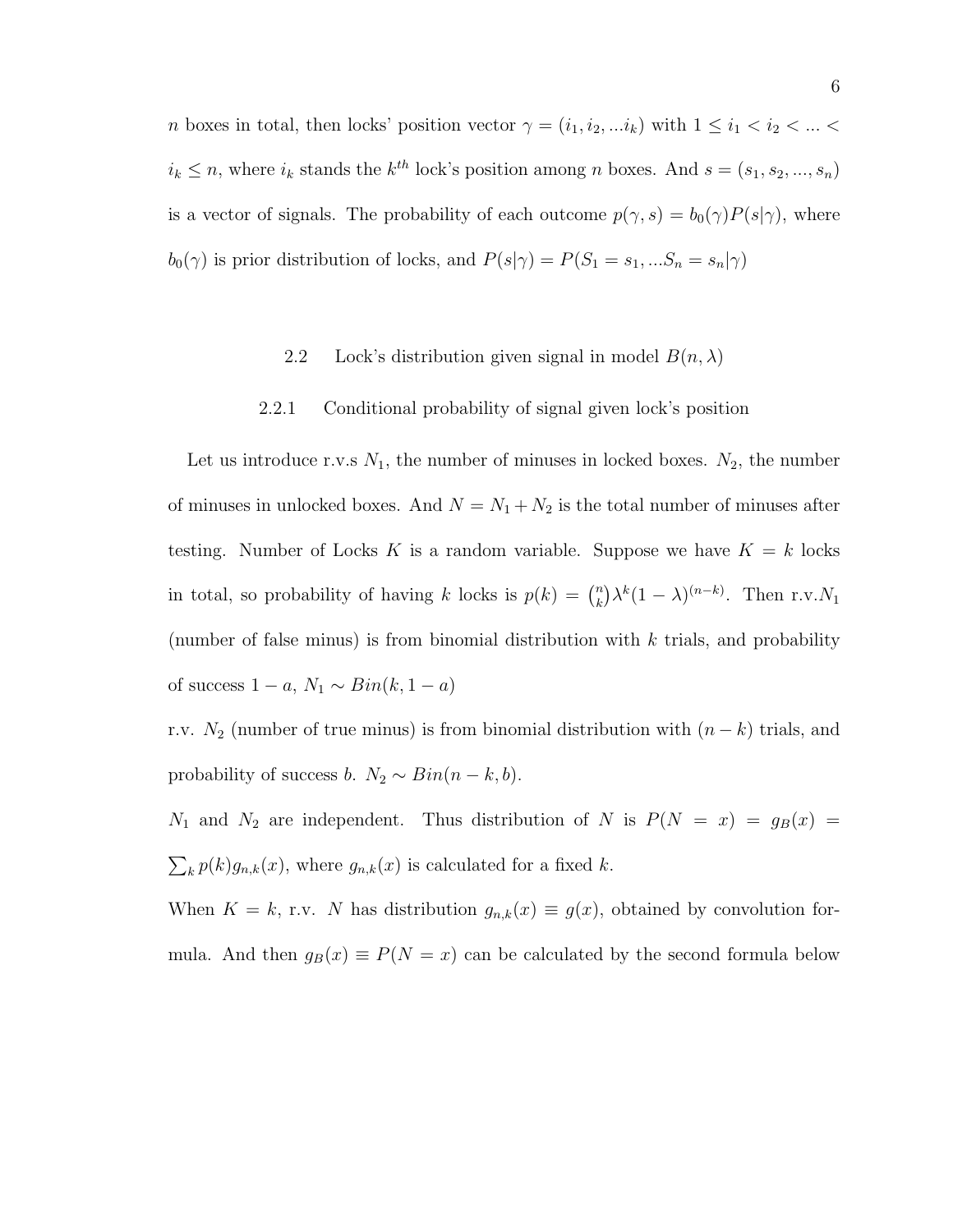$n$ boxes in total, then locks' position vector $\gamma = (i_1, i_2, ...i_k)$ with $1 \leq i_1 < i_2 < ... < i_k \leq n$, where $i_k$ stands the $k^{th}$ lock's position among $n$ boxes. And $s = (s_1, s_2, ..., s_n)$ is a vector of signals. The probability of each outcome $p(\gamma, s) = b_0(\gamma)P(s|\gamma)$, where $b_0(\gamma)$ is prior distribution of locks, and $P(s|\gamma) = P(S_1 = s_1, ...S_n = s_n|\gamma)$

## 2.2 Lock's distribution given signal in model $B(n, \lambda)$

### 2.2.1 Conditional probability of signal given lock's position

Let us introduce r.v.s $N_1$, the number of minuses in locked boxes. $N_2$, the number of minuses in unlocked boxes. And $N = N_1 + N_2$ is the total number of minuses after testing. Number of Locks $K$ is a random variable. Suppose we have $K = k$ locks in total, so probability of having $k$ locks is $p(k) = \binom{n}{k}\lambda^k(1-\lambda)^{(n-k)}$. Then r.v.$N_1$ (number of false minus) is from binomial distribution with $k$ trials, and probability of success $1 - a$, $N_1 \sim Bin(k, 1-a)$

r.v. $N_2$ (number of true minus) is from binomial distribution with $(n - k)$ trials, and probability of success $b$. $N_2 \sim Bin(n-k, b)$.

$N_1$ and $N_2$ are independent. Thus distribution of $N$ is $P(N = x) = g_B(x) = \sum_k p(k)g_{n,k}(x)$, where $g_{n,k}(x)$ is calculated for a fixed $k$.

When $K = k$, r.v. $N$ has distribution $g_{n,k}(x) \equiv g(x)$, obtained by convolution formula. And then $g_B(x) \equiv P(N = x)$ can be calculated by the second formula below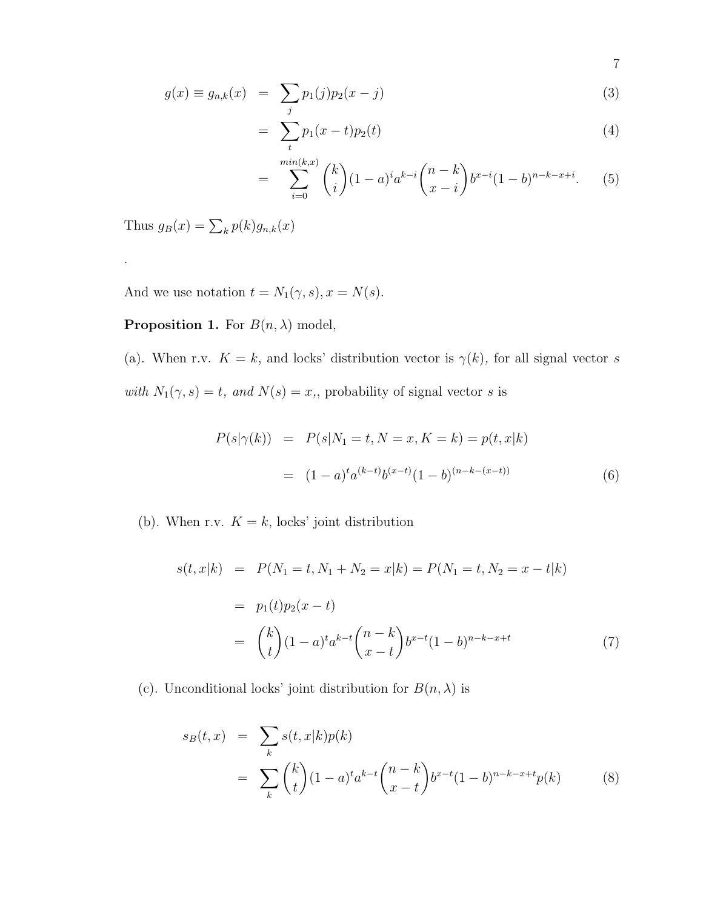$$
\begin{aligned}
g(x) \equiv g_{n,k}(x) &= \sum_j p_1(j)p_2(x-j) &(3)\\
&= \sum_t p_1(x-t)p_2(t) &(4)\\
&= \sum_{i=0}^{min(k,x)} \binom{k}{i}(1-a)^i a^{k-i}\binom{n-k}{x-i} b^{x-i}(1-b)^{n-k-x+i}. &(5)
\end{aligned}
$$

Thus $g_B(x) = \sum_k p(k)g_{n,k}(x)$

.

And we use notation $t = N_1(\gamma, s), x = N(s)$.

**Proposition 1.** For $B(n, \lambda)$ model,

(a). When r.v. $K = k$, and locks' distribution vector is $\gamma(k)$*, for all signal vector* $s$ *with* $N_1(\gamma, s) = t$*, and* $N(s) = x$,, probability of signal vector $s$ is

$$
\begin{aligned}
P(s|\gamma(k)) &= P(s|N_1 = t, N = x, K = k) = p(t, x|k)\\
&= (1-a)^t a^{(k-t)} b^{(x-t)}(1-b)^{(n-k-(x-t))} &(6)
\end{aligned}
$$

(b). When r.v. $K = k$, locks' joint distribution

$$
\begin{aligned}
s(t, x|k) &= P(N_1 = t, N_1 + N_2 = x|k) = P(N_1 = t, N_2 = x - t|k)\\
&= p_1(t)p_2(x-t)\\
&= \binom{k}{t}(1-a)^t a^{k-t}\binom{n-k}{x-t} b^{x-t}(1-b)^{n-k-x+t} &(7)
\end{aligned}
$$

(c). Unconditional locks' joint distribution for $B(n, \lambda)$ is

$$
\begin{aligned}
s_B(t, x) &= \sum_k s(t, x|k)p(k)\\
&= \sum_k \binom{k}{t}(1-a)^t a^{k-t}\binom{n-k}{x-t} b^{x-t}(1-b)^{n-k-x+t}p(k) &(8)
\end{aligned}
$$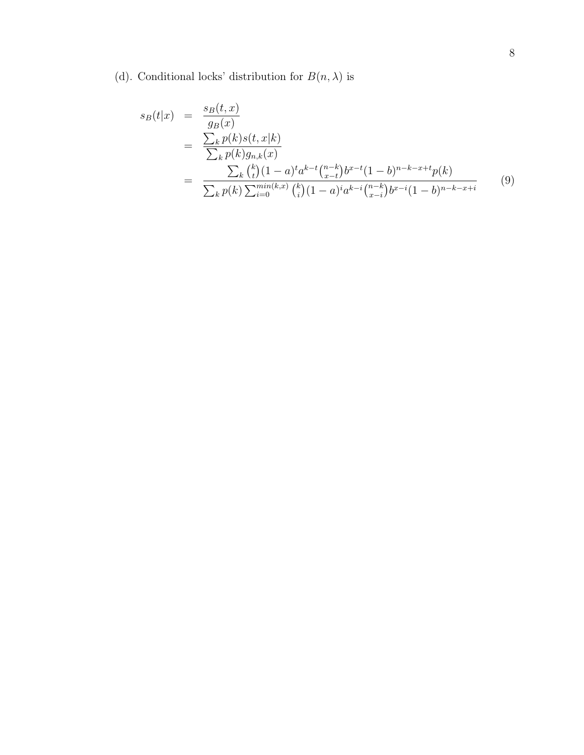(d). Conditional locks' distribution for $B(n, \lambda)$ is

$$
\begin{aligned}
s_B(t|x) &= \frac{s_B(t,x)}{g_B(x)} \\
&= \frac{\sum_k p(k) s(t,x|k)}{\sum_k p(k) g_{n,k}(x)} \\
&= \frac{\sum_k \binom{k}{t}(1-a)^t a^{k-t} \binom{n-k}{x-t} b^{x-t}(1-b)^{n-k-x+t} p(k)}{\sum_k p(k) \sum_{i=0}^{min(k,x)} \binom{k}{i}(1-a)^i a^{k-i} \binom{n-k}{x-i} b^{x-i}(1-b)^{n-k-x+i}} \qquad (9)
\end{aligned}
$$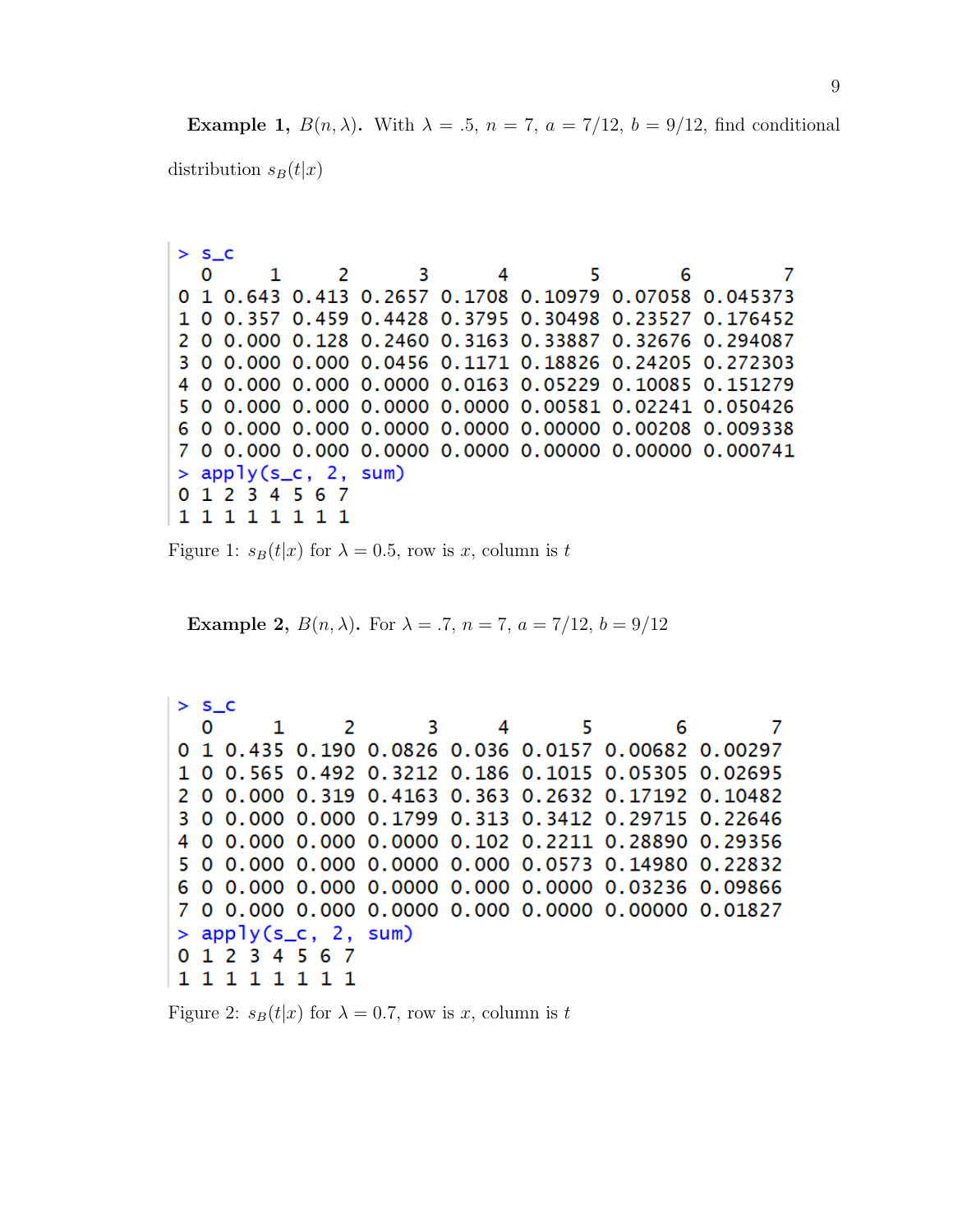**Example 1, $B(n, \lambda)$.** With $\lambda = .5$, $n = 7$, $a = 7/12$, $b = 9/12$, find conditional distribution $s_B(t|x)$

```
> s_c
  0     1     2      3      4       5       6        7
0 1 0.643 0.413 0.2657 0.1708 0.10979 0.07058 0.045373
1 0 0.357 0.459 0.4428 0.3795 0.30498 0.23527 0.176452
2 0 0.000 0.128 0.2460 0.3163 0.33887 0.32676 0.294087
3 0 0.000 0.000 0.0456 0.1171 0.18826 0.24205 0.272303
4 0 0.000 0.000 0.0000 0.0163 0.05229 0.10085 0.151279
5 0 0.000 0.000 0.0000 0.0000 0.00581 0.02241 0.050426
6 0 0.000 0.000 0.0000 0.0000 0.00000 0.00208 0.009338
7 0 0.000 0.000 0.0000 0.0000 0.00000 0.00000 0.000741
> apply(s_c, 2, sum)
0 1 2 3 4 5 6 7
1 1 1 1 1 1 1 1
```

Figure 1: $s_B(t|x)$ for $\lambda = 0.5$, row is $x$, column is $t$

**Example 2, $B(n, \lambda)$.** For $\lambda = .7$, $n = 7$, $a = 7/12$, $b = 9/12$

```
> s_c
  0     1     2      3     4      5       6       7
0 1 0.435 0.190 0.0826 0.036 0.0157 0.00682 0.00297
1 0 0.565 0.492 0.3212 0.186 0.1015 0.05305 0.02695
2 0 0.000 0.319 0.4163 0.363 0.2632 0.17192 0.10482
3 0 0.000 0.000 0.1799 0.313 0.3412 0.29715 0.22646
4 0 0.000 0.000 0.0000 0.102 0.2211 0.28890 0.29356
5 0 0.000 0.000 0.0000 0.000 0.0573 0.14980 0.22832
6 0 0.000 0.000 0.0000 0.000 0.0000 0.03236 0.09866
7 0 0.000 0.000 0.0000 0.000 0.0000 0.00000 0.01827
> apply(s_c, 2, sum)
0 1 2 3 4 5 6 7
1 1 1 1 1 1 1 1
```

Figure 2: $s_B(t|x)$ for $\lambda = 0.7$, row is $x$, column is $t$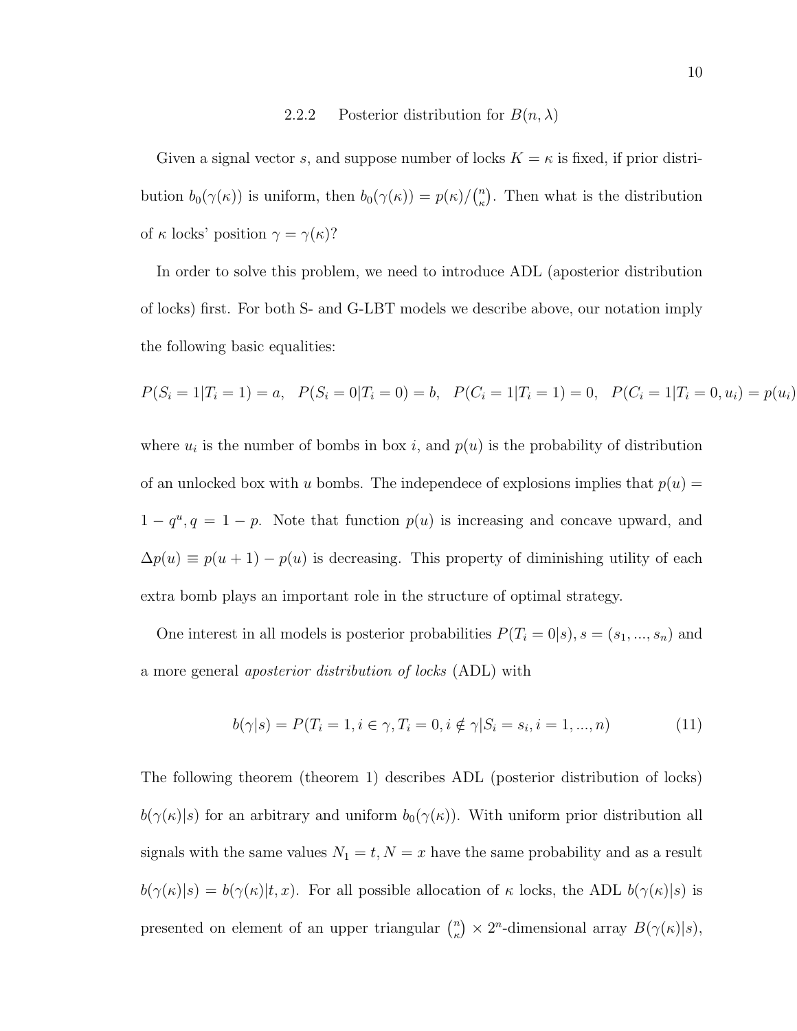### 2.2.2 Posterior distribution for $B(n, \lambda)$

Given a signal vector $s$, and suppose number of locks $K = \kappa$ is fixed, if prior distribution $b_0(\gamma(\kappa))$ is uniform, then $b_0(\gamma(\kappa)) = p(\kappa)/\binom{n}{\kappa}$. Then what is the distribution of $\kappa$ locks' position $\gamma = \gamma(\kappa)$?

In order to solve this problem, we need to introduce ADL (aposterior distribution of locks) first. For both S- and G-LBT models we describe above, our notation imply the following basic equalities:

$$P(S_i = 1|T_i = 1) = a, \quad P(S_i = 0|T_i = 0) = b, \quad P(C_i = 1|T_i = 1) = 0, \quad P(C_i = 1|T_i = 0, u_i) = p(u_i)$$

where $u_i$ is the number of bombs in box $i$, and $p(u)$ is the probability of distribution of an unlocked box with $u$ bombs. The independece of explosions implies that $p(u) = 1 - q^u, q = 1 - p$. Note that function $p(u)$ is increasing and concave upward, and $\Delta p(u) \equiv p(u+1) - p(u)$ is decreasing. This property of diminishing utility of each extra bomb plays an important role in the structure of optimal strategy.

One interest in all models is posterior probabilities $P(T_i = 0|s), s = (s_1, ..., s_n)$ and a more general *aposterior distribution of locks* (ADL) with

$$b(\gamma|s) = P(T_i = 1, i \in \gamma, T_i = 0, i \notin \gamma | S_i = s_i, i = 1, ..., n) \tag{11}$$

The following theorem (theorem 1) describes ADL (posterior distribution of locks) $b(\gamma(\kappa)|s)$ for an arbitrary and uniform $b_0(\gamma(\kappa))$. With uniform prior distribution all signals with the same values $N_1 = t, N = x$ have the same probability and as a result $b(\gamma(\kappa)|s) = b(\gamma(\kappa)|t, x)$. For all possible allocation of $\kappa$ locks, the ADL $b(\gamma(\kappa)|s)$ is presented on element of an upper triangular $\binom{n}{\kappa} \times 2^n$-dimensional array $B(\gamma(\kappa)|s)$,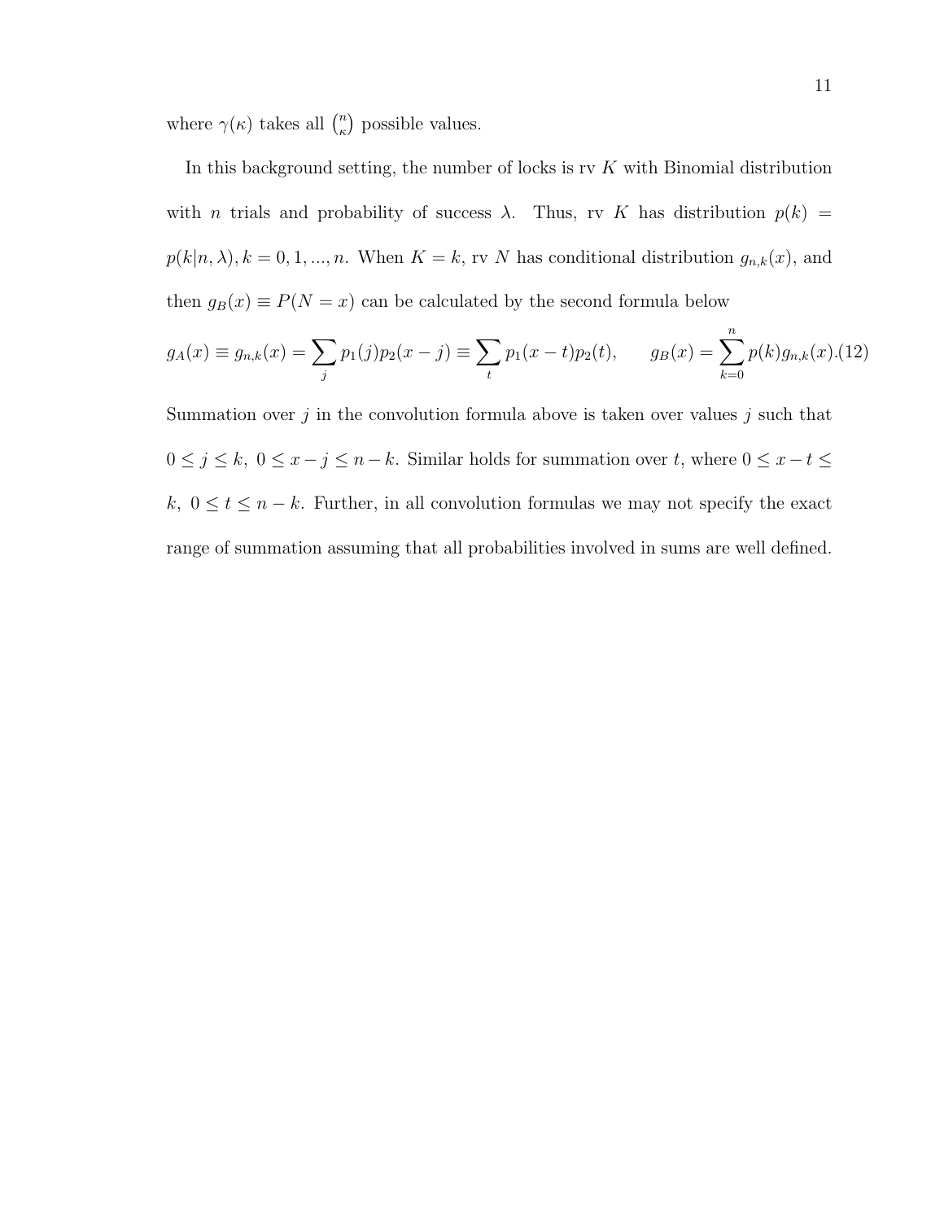where $\gamma(\kappa)$ takes all $\binom{n}{\kappa}$ possible values.

In this background setting, the number of locks is rv $K$ with Binomial distribution with $n$ trials and probability of success $\lambda$. Thus, rv $K$ has distribution $p(k) = p(k|n,\lambda), k = 0, 1, ..., n$. When $K = k$, rv $N$ has conditional distribution $g_{n,k}(x)$, and then $g_B(x) \equiv P(N = x)$ can be calculated by the second formula below

$$g_A(x) \equiv g_{n,k}(x) = \sum_j p_1(j)p_2(x-j) \equiv \sum_t p_1(x-t)p_2(t), \qquad g_B(x) = \sum_{k=0}^{n} p(k)g_{n,k}(x). \tag{12}$$

Summation over $j$ in the convolution formula above is taken over values $j$ such that $0 \le j \le k,\ 0 \le x - j \le n - k$. Similar holds for summation over $t$, where $0 \le x - t \le k,\ 0 \le t \le n - k$. Further, in all convolution formulas we may not specify the exact range of summation assuming that all probabilities involved in sums are well defined.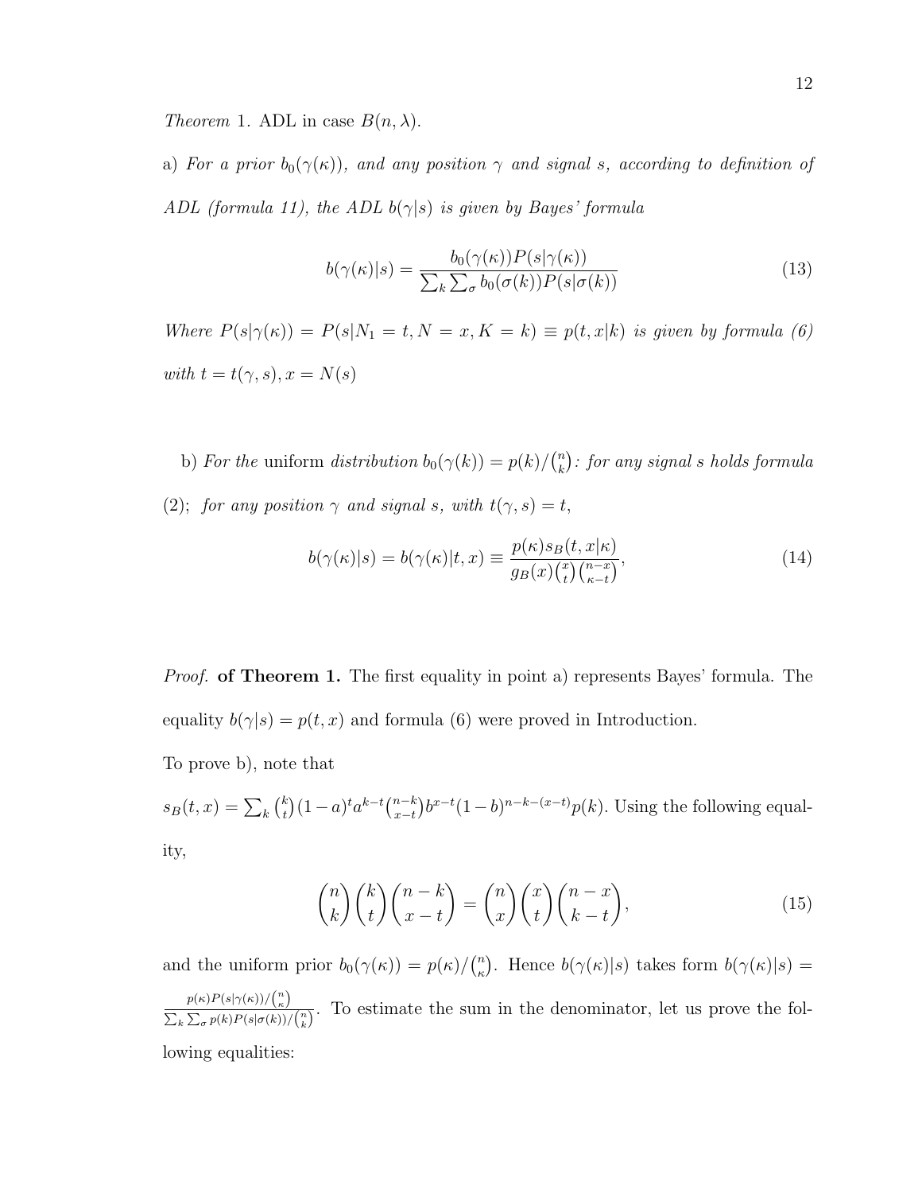*Theorem* 1. ADL in case $B(n, \lambda)$.

a) *For a prior $b_0(\gamma(\kappa))$, and any position $\gamma$ and signal $s$, according to definition of ADL (formula 11), the ADL $b(\gamma|s)$ is given by Bayes' formula*

$$b(\gamma(\kappa)|s) = \frac{b_0(\gamma(\kappa))P(s|\gamma(\kappa))}{\sum_k \sum_\sigma b_0(\sigma(k))P(s|\sigma(k))} \tag{13}$$

*Where $P(s|\gamma(\kappa)) = P(s|N_1 = t, N = x, K = k) \equiv p(t, x|k)$ is given by formula (6) with $t = t(\gamma, s), x = N(s)$*

b) *For the* uniform *distribution $b_0(\gamma(k)) = p(k)/\binom{n}{k}$: for any signal $s$ holds formula (2); for any position $\gamma$ and signal $s$, with $t(\gamma, s) = t$,*

$$b(\gamma(\kappa)|s) = b(\gamma(\kappa)|t, x) \equiv \frac{p(\kappa)s_B(t, x|\kappa)}{g_B(x)\binom{x}{t}\binom{n-x}{\kappa-t}}, \tag{14}$$

*Proof.* **of Theorem 1.** The first equality in point a) represents Bayes' formula. The equality $b(\gamma|s) = p(t, x)$ and formula (6) were proved in Introduction.

To prove b), note that

$s_B(t, x) = \sum_k \binom{k}{t}(1-a)^t a^{k-t}\binom{n-k}{x-t}b^{x-t}(1-b)^{n-k-(x-t)}p(k)$. Using the following equality,

$$\binom{n}{k}\binom{k}{t}\binom{n-k}{x-t} = \binom{n}{x}\binom{x}{t}\binom{n-x}{k-t}, \tag{15}$$

and the uniform prior $b_0(\gamma(\kappa)) = p(\kappa)/\binom{n}{\kappa}$. Hence $b(\gamma(\kappa)|s)$ takes form $b(\gamma(\kappa)|s) = \frac{p(\kappa)P(s|\gamma(\kappa))/\binom{n}{\kappa}}{\sum_k \sum_\sigma p(k)P(s|\sigma(k))/\binom{n}{k}}$. To estimate the sum in the denominator, let us prove the following equalities: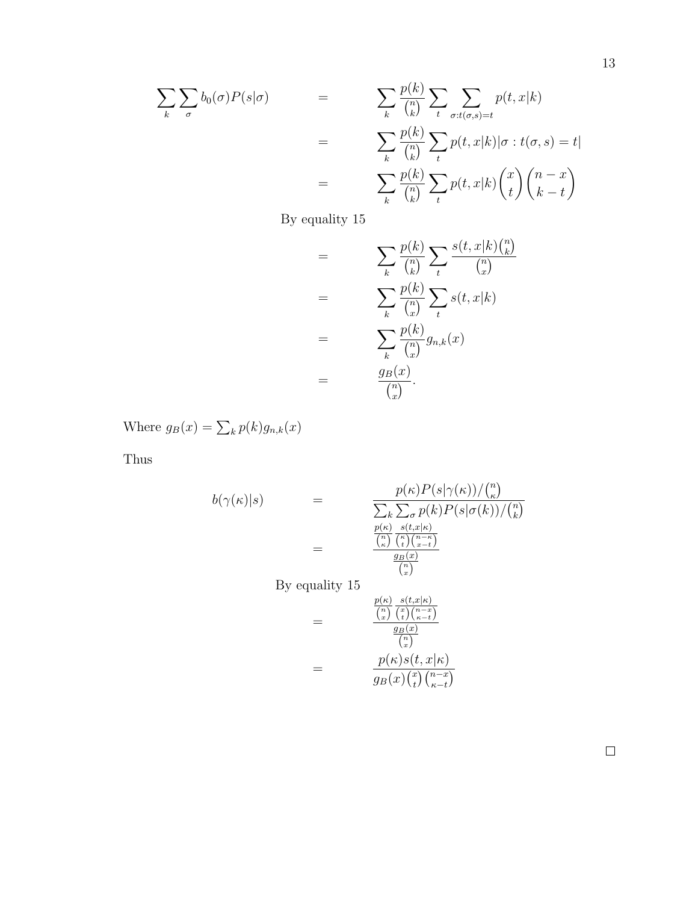$$
\begin{aligned}
\sum_k \sum_\sigma b_0(\sigma) P(s|\sigma) &= \sum_k \frac{p(k)}{\binom{n}{k}} \sum_t \sum_{\sigma : t(\sigma,s)=t} p(t,x|k) \\
&= \sum_k \frac{p(k)}{\binom{n}{k}} \sum_t p(t,x|k) |\sigma : t(\sigma,s) = t| \\
&= \sum_k \frac{p(k)}{\binom{n}{k}} \sum_t p(t,x|k) \binom{x}{t} \binom{n-x}{k-t}
\end{aligned}
$$

By equality 15

$$
\begin{aligned}
&= \sum_k \frac{p(k)}{\binom{n}{k}} \sum_t \frac{s(t,x|k)\binom{n}{k}}{\binom{n}{x}} \\
&= \sum_k \frac{p(k)}{\binom{n}{x}} \sum_t s(t,x|k) \\
&= \sum_k \frac{p(k)}{\binom{n}{x}} g_{n,k}(x) \\
&= \frac{g_B(x)}{\binom{n}{x}}.
\end{aligned}
$$

Where $g_B(x) = \sum_k p(k) g_{n,k}(x)$

Thus

$$
\begin{aligned}
b(\gamma(\kappa)|s) &= \frac{p(\kappa) P(s|\gamma(\kappa)) / \binom{n}{\kappa}}{\sum_k \sum_\sigma p(k) P(s|\sigma(k)) / \binom{n}{k}} \\
&= \frac{\frac{p(\kappa)}{\binom{n}{\kappa}} \frac{s(t,x|\kappa)}{\binom{\kappa}{t}\binom{n-\kappa}{x-t}}}{\frac{g_B(x)}{\binom{n}{x}}}
\end{aligned}
$$

By equality 15

$$
\begin{aligned}
&= \frac{\frac{p(\kappa)}{\binom{n}{x}} \frac{s(t,x|\kappa)}{\binom{x}{t}\binom{n-x}{\kappa-t}}}{\frac{g_B(x)}{\binom{n}{x}}} \\
&= \frac{p(\kappa) s(t,x|\kappa)}{g_B(x) \binom{x}{t} \binom{n-x}{\kappa-t}}
\end{aligned}
$$

□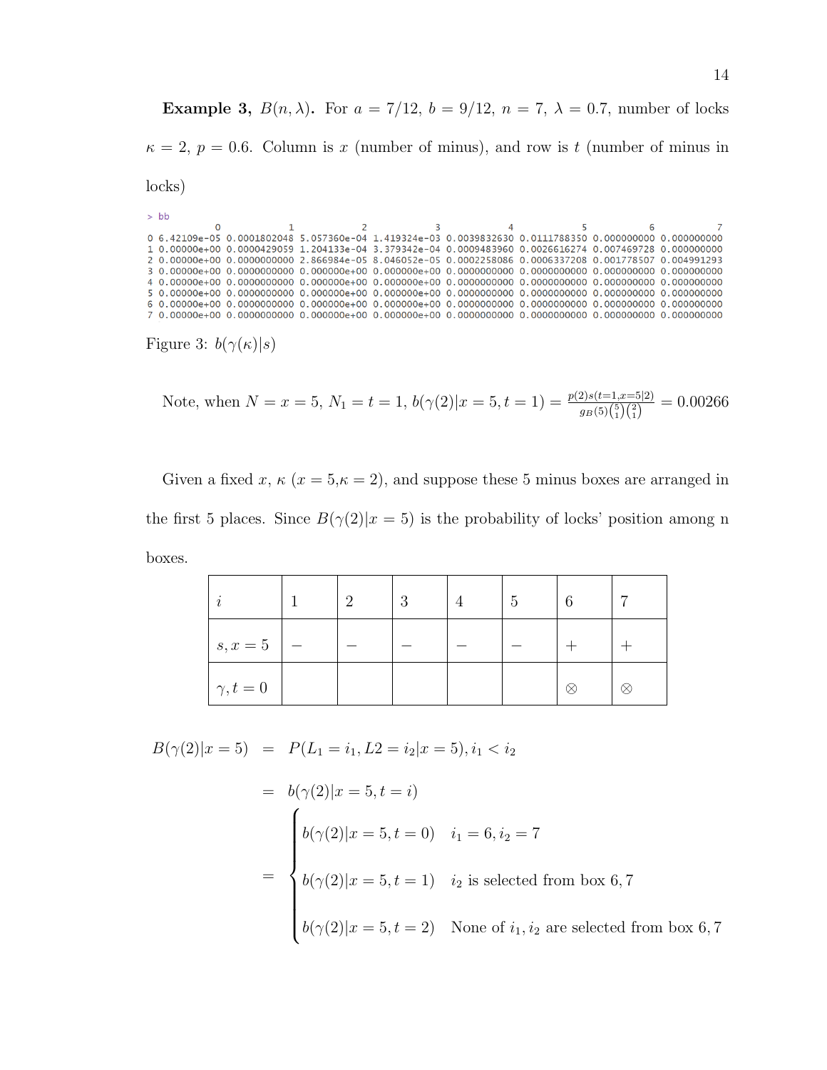**Example 3,** $B(n, \lambda)$**.** For $a = 7/12$, $b = 9/12$, $n = 7$, $\lambda = 0.7$, number of locks $\kappa = 2$, $p = 0.6$. Column is $x$ (number of minus), and row is $t$ (number of minus in locks)

```
> bb
             0            1            2            3            4            5           6           7
0 6.42109e-05 0.0001802048 5.057360e-04 1.419324e-03 0.0039832630 0.0111788350 0.000000000 0.000000000
1 0.00000e+00 0.0000429059 1.204133e-04 3.379342e-04 0.0009483960 0.0026616274 0.007469728 0.000000000
2 0.00000e+00 0.0000000000 2.866984e-05 8.046052e-05 0.0002258086 0.0006337208 0.001778507 0.004991293
3 0.00000e+00 0.0000000000 0.000000e+00 0.000000e+00 0.0000000000 0.0000000000 0.000000000 0.000000000
4 0.00000e+00 0.0000000000 0.000000e+00 0.000000e+00 0.0000000000 0.0000000000 0.000000000 0.000000000
5 0.00000e+00 0.0000000000 0.000000e+00 0.000000e+00 0.0000000000 0.0000000000 0.000000000 0.000000000
6 0.00000e+00 0.0000000000 0.000000e+00 0.000000e+00 0.0000000000 0.0000000000 0.000000000 0.000000000
7 0.00000e+00 0.0000000000 0.000000e+00 0.000000e+00 0.0000000000 0.0000000000 0.000000000 0.000000000
```

Figure 3: $b(\gamma(\kappa)|s)$

Note, when $N = x = 5$, $N_1 = t = 1$, $b(\gamma(2)|x = 5, t = 1) = \frac{p(2)s(t=1,x=5|2)}{g_B(5)\binom{5}{1}\binom{2}{1}} = 0.00266$

Given a fixed $x$, $\kappa$ ($x = 5$,$\kappa = 2$), and suppose these 5 minus boxes are arranged in the first 5 places. Since $B(\gamma(2)|x = 5)$ is the probability of locks' position among n boxes.

| $i$ | 1 | 2 | 3 | 4 | 5 | 6 | 7 |
|---|---|---|---|---|---|---|---|
| $s, x = 5$ | $-$ | $-$ | $-$ | $-$ | $-$ | $+$ | $+$ |
| $\gamma, t = 0$ | | | | | | $\otimes$ | $\otimes$ |

$$
\begin{aligned}
B(\gamma(2)|x = 5) &= P(L_1 = i_1, L2 = i_2|x = 5), i_1 < i_2 \\
&= b(\gamma(2)|x = 5, t = i) \\
&= \begin{cases} b(\gamma(2)|x = 5, t = 0) & i_1 = 6, i_2 = 7 \\ b(\gamma(2)|x = 5, t = 1) & i_2 \text{ is selected from box } 6, 7 \\ b(\gamma(2)|x = 5, t = 2) & \text{None of } i_1, i_2 \text{ are selected from box } 6, 7 \end{cases}
\end{aligned}
$$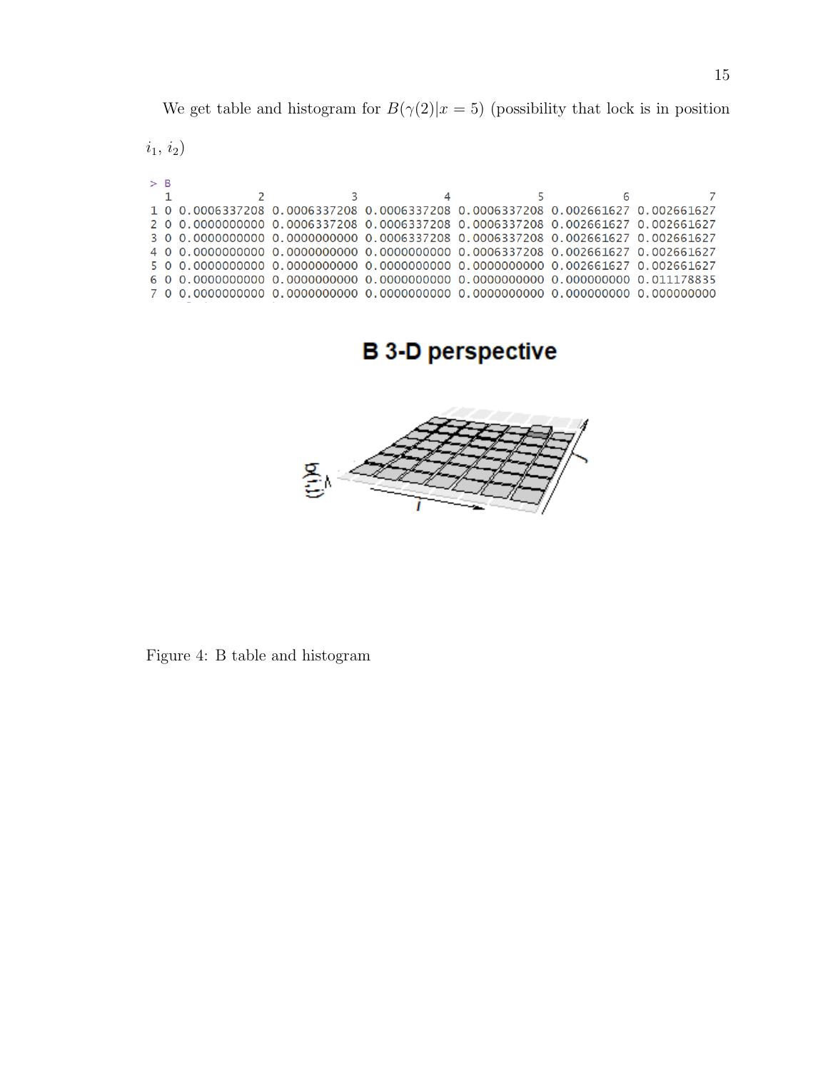We get table and histogram for $B(\gamma(2)|x=5)$ (possibility that lock is in position $i_1$, $i_2$)

```
> B
  1            2            3            4            5           6           7
1 0 0.0006337208 0.0006337208 0.0006337208 0.0006337208 0.002661627 0.002661627
2 0 0.0000000000 0.0006337208 0.0006337208 0.0006337208 0.002661627 0.002661627
3 0 0.0000000000 0.0000000000 0.0006337208 0.0006337208 0.002661627 0.002661627
4 0 0.0000000000 0.0000000000 0.0000000000 0.0006337208 0.002661627 0.002661627
5 0 0.0000000000 0.0000000000 0.0000000000 0.0000000000 0.002661627 0.002661627
6 0 0.0000000000 0.0000000000 0.0000000000 0.0000000000 0.000000000 0.011178835
7 0 0.0000000000 0.0000000000 0.0000000000 0.0000000000 0.000000000 0.000000000
```

Figure 4: B table and histogram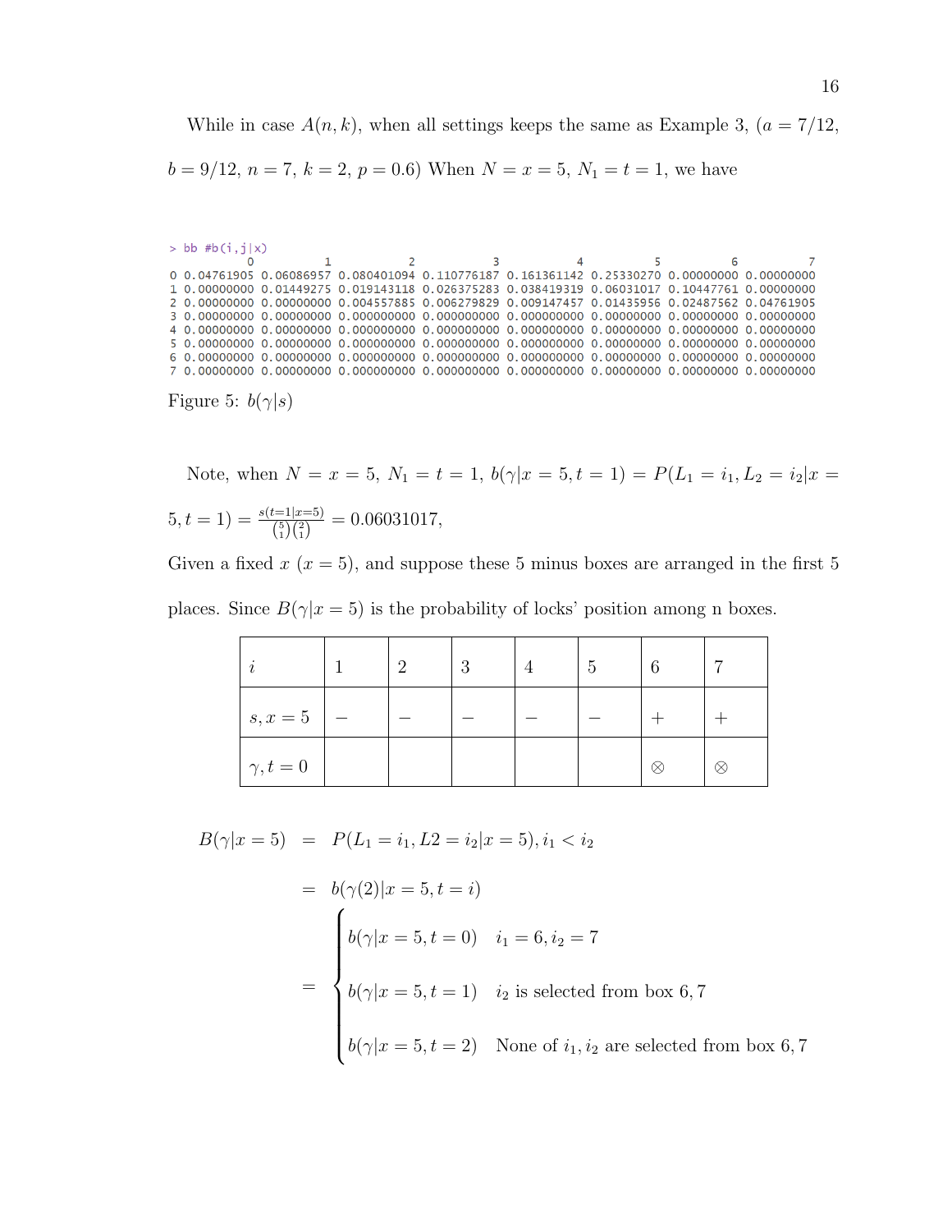While in case $A(n,k)$, when all settings keeps the same as Example 3, ($a = 7/12$, $b = 9/12$, $n = 7$, $k = 2$, $p = 0.6$) When $N = x = 5$, $N_1 = t = 1$, we have

```
> bb #b(i,j|x)
           0          1           2           3           4          5          6          7
0 0.04761905 0.06086957 0.080401094 0.110776187 0.161361142 0.25330270 0.00000000 0.00000000
1 0.00000000 0.01449275 0.019143118 0.026375283 0.038419319 0.06031017 0.10447761 0.00000000
2 0.00000000 0.00000000 0.004557885 0.006279829 0.009147457 0.01435956 0.02487562 0.04761905
3 0.00000000 0.00000000 0.000000000 0.000000000 0.000000000 0.00000000 0.00000000 0.00000000
4 0.00000000 0.00000000 0.000000000 0.000000000 0.000000000 0.00000000 0.00000000 0.00000000
5 0.00000000 0.00000000 0.000000000 0.000000000 0.000000000 0.00000000 0.00000000 0.00000000
6 0.00000000 0.00000000 0.000000000 0.000000000 0.000000000 0.00000000 0.00000000 0.00000000
7 0.00000000 0.00000000 0.000000000 0.000000000 0.000000000 0.00000000 0.00000000 0.00000000
```

Figure 5: $b(\gamma|s)$

Note, when $N = x = 5$, $N_1 = t = 1$, $b(\gamma|x = 5, t = 1) = P(L_1 = i_1, L_2 = i_2|x = 5, t = 1) = \frac{s(t=1|x=5)}{\binom{5}{1}\binom{2}{1}} = 0.06031017$,

Given a fixed $x$ ($x = 5$), and suppose these 5 minus boxes are arranged in the first 5 places. Since $B(\gamma|x = 5)$ is the probability of locks' position among n boxes.

| $i$ | 1 | 2 | 3 | 4 | 5 | 6 | 7 |
|---|---|---|---|---|---|---|---|
| $s, x = 5$ | $-$ | $-$ | $-$ | $-$ | $-$ | $+$ | $+$ |
| $\gamma, t = 0$ | | | | | | $\otimes$ | $\otimes$ |

$$
\begin{aligned}
B(\gamma|x = 5) &= P(L_1 = i_1, L2 = i_2|x = 5), i_1 < i_2 \\
&= b(\gamma(2)|x = 5, t = i) \\
&= \begin{cases} b(\gamma|x = 5, t = 0) & i_1 = 6, i_2 = 7 \\ b(\gamma|x = 5, t = 1) & i_2 \text{ is selected from box } 6, 7 \\ b(\gamma|x = 5, t = 2) & \text{None of } i_1, i_2 \text{ are selected from box } 6, 7 \end{cases}
\end{aligned}
$$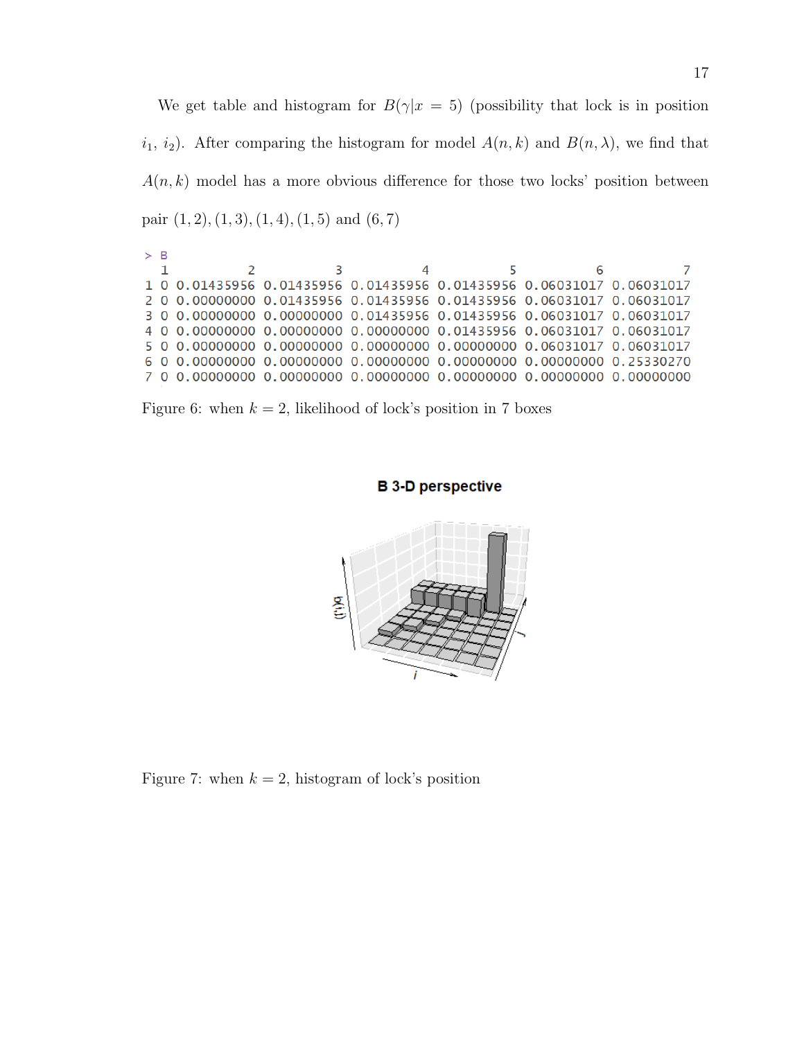We get table and histogram for $B(\gamma|x = 5)$ (possibility that lock is in position $i_1$, $i_2$). After comparing the histogram for model $A(n, k)$ and $B(n, \lambda)$, we find that $A(n, k)$ model has a more obvious difference for those two locks' position between pair $(1, 2), (1, 3), (1, 4), (1, 5)$ and $(6, 7)$

```
> B
  1          2          3          4          5          6          7
1 0 0.01435956 0.01435956 0.01435956 0.01435956 0.06031017 0.06031017
2 0 0.00000000 0.01435956 0.01435956 0.01435956 0.06031017 0.06031017
3 0 0.00000000 0.00000000 0.01435956 0.01435956 0.06031017 0.06031017
4 0 0.00000000 0.00000000 0.00000000 0.01435956 0.06031017 0.06031017
5 0 0.00000000 0.00000000 0.00000000 0.00000000 0.06031017 0.06031017
6 0 0.00000000 0.00000000 0.00000000 0.00000000 0.00000000 0.25330270
7 0 0.00000000 0.00000000 0.00000000 0.00000000 0.00000000 0.00000000
```

Figure 6: when $k = 2$, likelihood of lock's position in 7 boxes

Figure 7: when $k = 2$, histogram of lock's position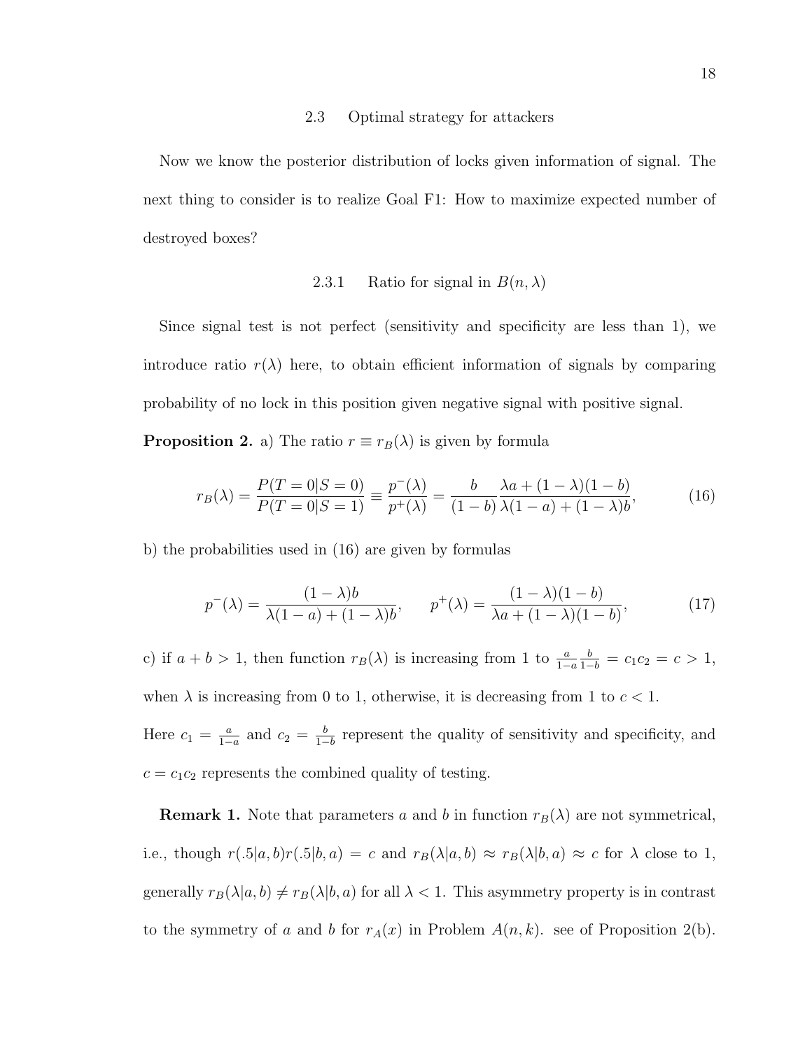### 2.3 Optimal strategy for attackers

Now we know the posterior distribution of locks given information of signal. The next thing to consider is to realize Goal F1: How to maximize expected number of destroyed boxes?

#### 2.3.1 Ratio for signal in $B(n, \lambda)$

Since signal test is not perfect (sensitivity and specificity are less than 1), we introduce ratio $r(\lambda)$ here, to obtain efficient information of signals by comparing probability of no lock in this position given negative signal with positive signal.

**Proposition 2.** a) The ratio $r \equiv r_B(\lambda)$ is given by formula

$$r_B(\lambda) = \frac{P(T=0|S=0)}{P(T=0|S=1)} \equiv \frac{p^-(\lambda)}{p^+(\lambda)} = \frac{b}{(1-b)} \frac{\lambda a + (1-\lambda)(1-b)}{\lambda(1-a) + (1-\lambda)b}, \tag{16}$$

b) the probabilities used in (16) are given by formulas

$$p^-(\lambda) = \frac{(1-\lambda)b}{\lambda(1-a) + (1-\lambda)b}, \qquad p^+(\lambda) = \frac{(1-\lambda)(1-b)}{\lambda a + (1-\lambda)(1-b)}, \tag{17}$$

c) if $a + b > 1$, then function $r_B(\lambda)$ is increasing from 1 to $\frac{a}{1-a}\frac{b}{1-b} = c_1 c_2 = c > 1$, when $\lambda$ is increasing from 0 to 1, otherwise, it is decreasing from 1 to $c < 1$.
Here $c_1 = \frac{a}{1-a}$ and $c_2 = \frac{b}{1-b}$ represent the quality of sensitivity and specificity, and $c = c_1 c_2$ represents the combined quality of testing.

**Remark 1.** Note that parameters $a$ and $b$ in function $r_B(\lambda)$ are not symmetrical, i.e., though $r(.5|a, b)r(.5|b, a) = c$ and $r_B(\lambda|a, b) \approx r_B(\lambda|b, a) \approx c$ for $\lambda$ close to 1, generally $r_B(\lambda|a, b) \neq r_B(\lambda|b, a)$ for all $\lambda < 1$. This asymmetry property is in contrast to the symmetry of $a$ and $b$ for $r_A(x)$ in Problem $A(n, k)$. see of Proposition 2(b).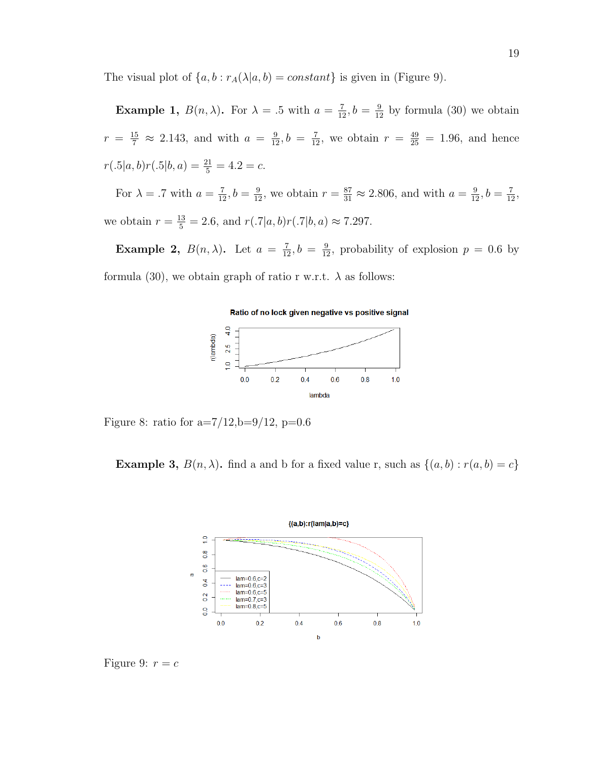The visual plot of $\{a, b : r_A(\lambda|a, b) = constant\}$ is given in (Figure 9).

**Example 1, $B(n, \lambda)$.** For $\lambda = .5$ with $a = \frac{7}{12}, b = \frac{9}{12}$ by formula (30) we obtain $r = \frac{15}{7} \approx 2.143$, and with $a = \frac{9}{12}, b = \frac{7}{12}$, we obtain $r = \frac{49}{25} = 1.96$, and hence $r(.5|a, b)r(.5|b, a) = \frac{21}{5} = 4.2 = c$.

For $\lambda = .7$ with $a = \frac{7}{12}, b = \frac{9}{12}$, we obtain $r = \frac{87}{31} \approx 2.806$, and with $a = \frac{9}{12}, b = \frac{7}{12}$, we obtain $r = \frac{13}{5} = 2.6$, and $r(.7|a, b)r(.7|b, a) \approx 7.297$.

**Example 2, $B(n, \lambda)$.** Let $a = \frac{7}{12}, b = \frac{9}{12}$, probability of explosion $p = 0.6$ by formula (30), we obtain graph of ratio r w.r.t. $\lambda$ as follows:

Figure 8: ratio for a=7/12,b=9/12, p=0.6

**Example 3, $B(n, \lambda)$.** find a and b for a fixed value r, such as $\{(a, b) : r(a, b) = c\}$

Figure 9: $r = c$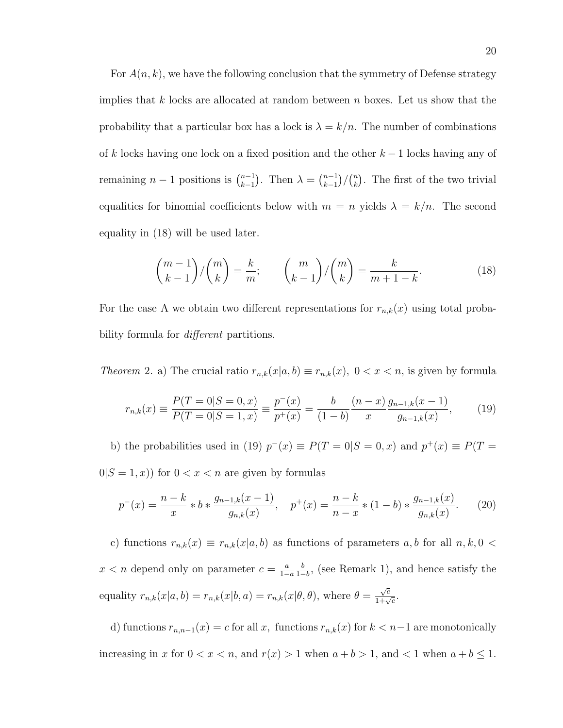For $A(n,k)$, we have the following conclusion that the symmetry of Defense strategy implies that $k$ locks are allocated at random between $n$ boxes. Let us show that the probability that a particular box has a lock is $\lambda = k/n$. The number of combinations of $k$ locks having one lock on a fixed position and the other $k-1$ locks having any of remaining $n-1$ positions is $\binom{n-1}{k-1}$. Then $\lambda = \binom{n-1}{k-1}/\binom{n}{k}$. The first of the two trivial equalities for binomial coefficients below with $m = n$ yields $\lambda = k/n$. The second equality in (18) will be used later.

$$\binom{m-1}{k-1}/\binom{m}{k} = \frac{k}{m}; \qquad \binom{m}{k-1}/\binom{m}{k} = \frac{k}{m+1-k}. \tag{18}$$

For the case A we obtain two different representations for $r_{n,k}(x)$ using total probability formula for *different* partitions.

*Theorem* 2. a) The crucial ratio $r_{n,k}(x|a,b) \equiv r_{n,k}(x),\ 0 < x < n$, is given by formula

$$r_{n,k}(x) \equiv \frac{P(T=0|S=0,x)}{P(T=0|S=1,x)} \equiv \frac{p^-(x)}{p^+(x)} = \frac{b}{(1-b)} \frac{(n-x)}{x} \frac{g_{n-1,k}(x-1)}{g_{n-1,k}(x)}, \tag{19}$$

b) the probabilities used in (19) $p^-(x) \equiv P(T=0|S=0,x)$ and $p^+(x) \equiv P(T=0|S=1,x))$ for $0 < x < n$ are given by formulas

$$p^-(x) = \frac{n-k}{x} * b * \frac{g_{n-1,k}(x-1)}{g_{n,k}(x)}, \quad p^+(x) = \frac{n-k}{n-x} * (1-b) * \frac{g_{n-1,k}(x)}{g_{n,k}(x)}. \tag{20}$$

c) functions $r_{n,k}(x) \equiv r_{n,k}(x|a,b)$ as functions of parameters $a,b$ for all $n,k,0 < x < n$ depend only on parameter $c = \frac{a}{1-a}\frac{b}{1-b}$, (see Remark 1), and hence satisfy the equality $r_{n,k}(x|a,b) = r_{n,k}(x|b,a) = r_{n,k}(x|\theta,\theta)$, where $\theta = \frac{\sqrt{c}}{1+\sqrt{c}}$.

d) functions $r_{n,n-1}(x) = c$ for all $x$, functions $r_{n,k}(x)$ for $k < n-1$ are monotonically increasing in $x$ for $0 < x < n$, and $r(x) > 1$ when $a + b > 1$, and $< 1$ when $a + b \le 1$.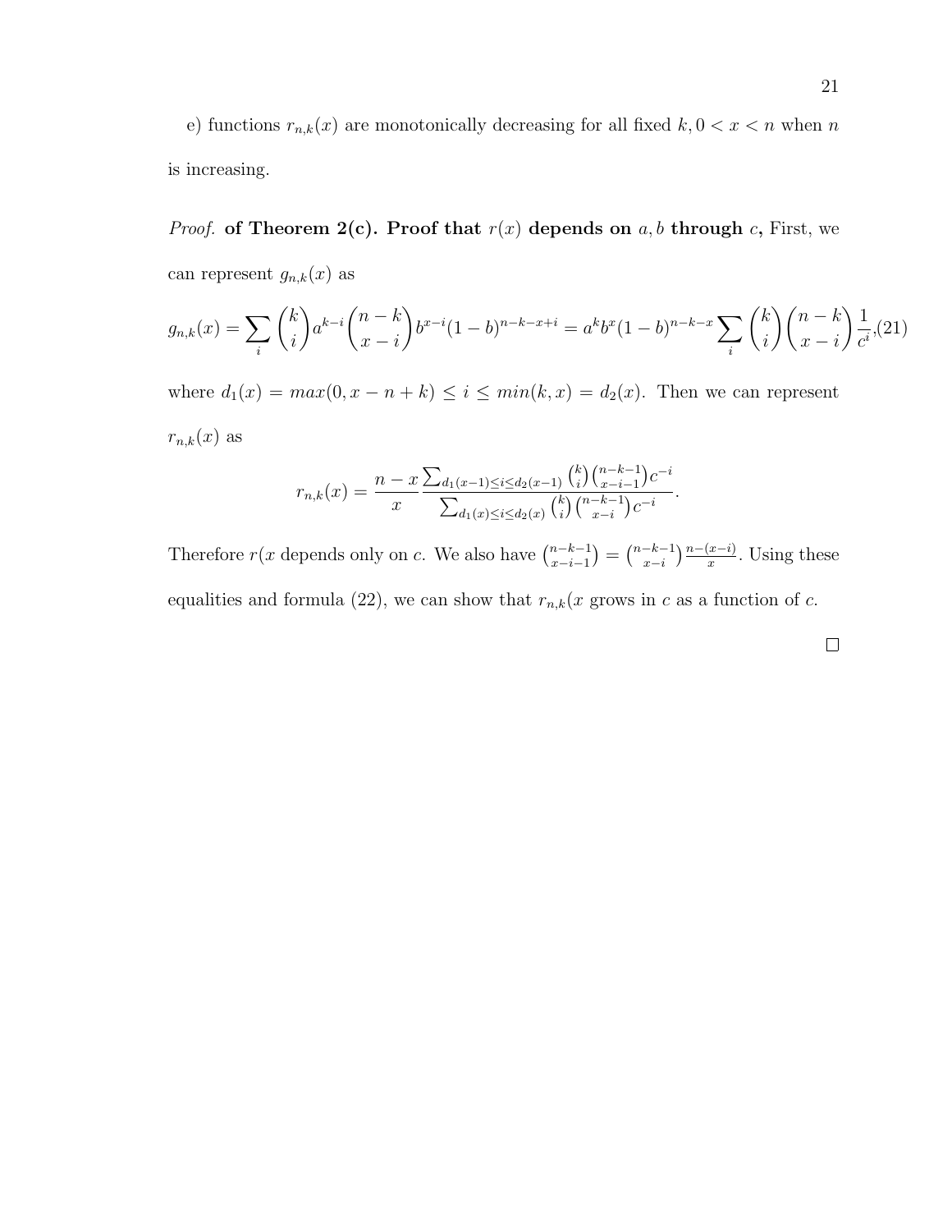e) functions $r_{n,k}(x)$ are monotonically decreasing for all fixed $k, 0 < x < n$ when $n$ is increasing.

*Proof.* **of Theorem 2(c). Proof that $r(x)$ depends on $a, b$ through $c$,** First, we can represent $g_{n,k}(x)$ as

$$g_{n,k}(x) = \sum_i \binom{k}{i} a^{k-i} \binom{n-k}{x-i} b^{x-i}(1-b)^{n-k-x+i} = a^k b^x (1-b)^{n-k-x} \sum_i \binom{k}{i}\binom{n-k}{x-i}\frac{1}{c^i}, \tag{21}$$

where $d_1(x) = max(0, x-n+k) \leq i \leq min(k, x) = d_2(x)$. Then we can represent $r_{n,k}(x)$ as

$$r_{n,k}(x) = \frac{n-x}{x}\frac{\sum_{d_1(x-1)\leq i\leq d_2(x-1)} \binom{k}{i}\binom{n-k-1}{x-i-1}c^{-i}}{\sum_{d_1(x)\leq i\leq d_2(x)} \binom{k}{i}\binom{n-k-1}{x-i}c^{-i}}.$$

Therefore $r(x$ depends only on $c$. We also have $\binom{n-k-1}{x-i-1} = \binom{n-k-1}{x-i}\frac{n-(x-i)}{x}$. Using these equalities and formula (22), we can show that $r_{n,k}(x$ grows in $c$ as a function of $c$.

□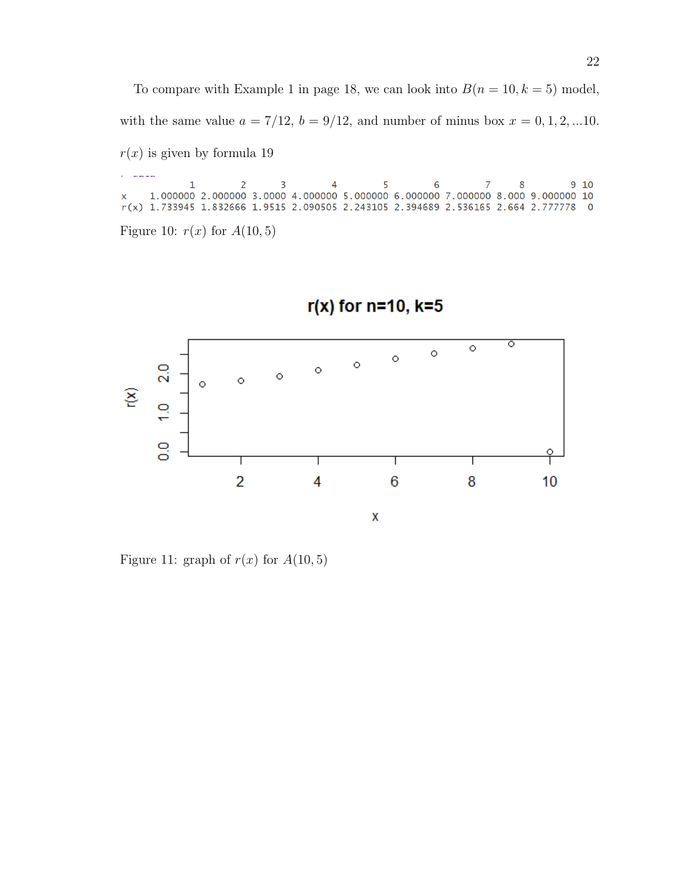To compare with Example 1 in page 18, we can look into $B(n = 10, k = 5)$ model, with the same value $a = 7/12$, $b = 9/12$, and number of minus box $x = 0, 1, 2, ...10$. $r(x)$ is given by formula 19

```
            1        2      3        4        5        6        7     8        9 10
x    1.000000 2.000000 3.0000 4.000000 5.000000 6.000000 7.000000 8.000 9.000000 10
r(x) 1.733945 1.832666 1.9515 2.090505 2.243105 2.394689 2.536165 2.664 2.777778  0
```

Figure 10: $r(x)$ for $A(10, 5)$

Figure 11: graph of $r(x)$ for $A(10, 5)$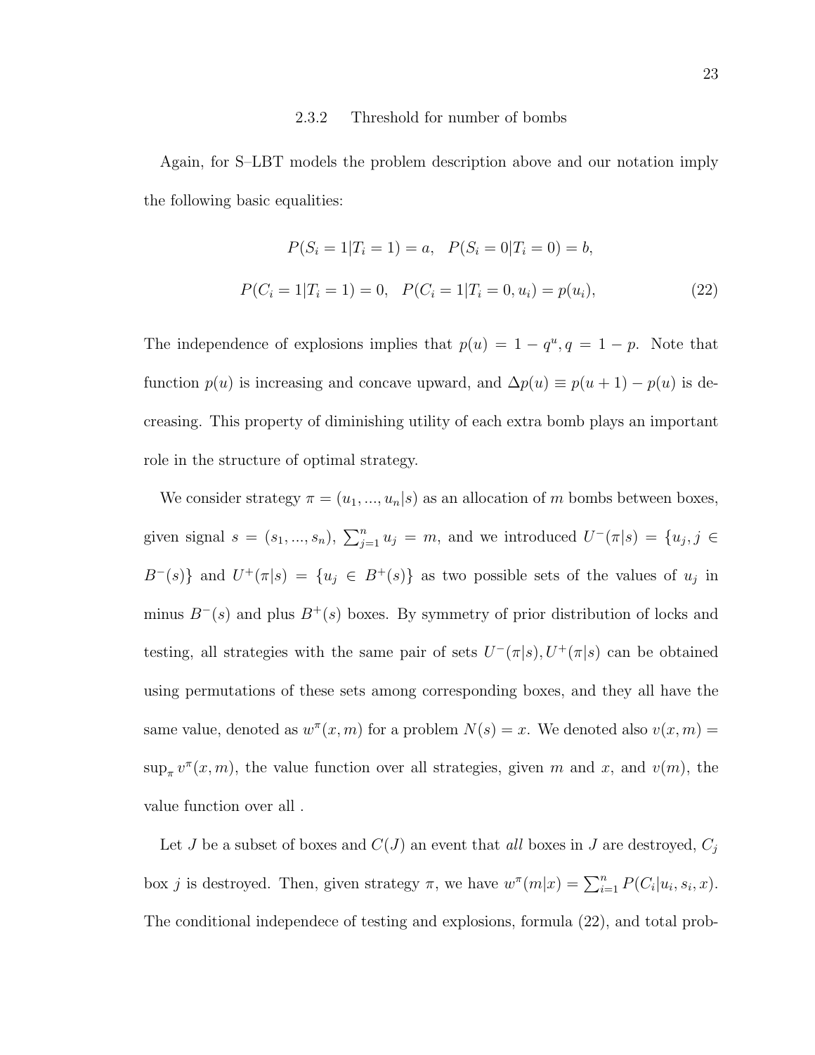### 2.3.2 Threshold for number of bombs

Again, for S–LBT models the problem description above and our notation imply the following basic equalities:

$$P(S_i = 1|T_i = 1) = a, \quad P(S_i = 0|T_i = 0) = b,$$

$$P(C_i = 1|T_i = 1) = 0, \quad P(C_i = 1|T_i = 0, u_i) = p(u_i), \tag{22}$$

The independence of explosions implies that $p(u) = 1 - q^u, q = 1 - p$. Note that function $p(u)$ is increasing and concave upward, and $\Delta p(u) \equiv p(u+1) - p(u)$ is decreasing. This property of diminishing utility of each extra bomb plays an important role in the structure of optimal strategy.

We consider strategy $\pi = (u_1, ..., u_n|s)$ as an allocation of $m$ bombs between boxes, given signal $s = (s_1, ..., s_n)$, $\sum_{j=1}^{n} u_j = m$, and we introduced $U^-(\pi|s) = \{u_j, j \in B^-(s)\}$ and $U^+(\pi|s) = \{u_j \in B^+(s)\}$ as two possible sets of the values of $u_j$ in minus $B^-(s)$ and plus $B^+(s)$ boxes. By symmetry of prior distribution of locks and testing, all strategies with the same pair of sets $U^-(\pi|s), U^+(\pi|s)$ can be obtained using permutations of these sets among corresponding boxes, and they all have the same value, denoted as $w^\pi(x, m)$ for a problem $N(s) = x$. We denoted also $v(x, m) = \sup_\pi v^\pi(x, m)$, the value function over all strategies, given $m$ and $x$, and $v(m)$, the value function over all .

Let $J$ be a subset of boxes and $C(J)$ an event that *all* boxes in $J$ are destroyed, $C_j$ box $j$ is destroyed. Then, given strategy $\pi$, we have $w^\pi(m|x) = \sum_{i=1}^{n} P(C_i|u_i, s_i, x)$. The conditional independece of testing and explosions, formula (22), and total prob-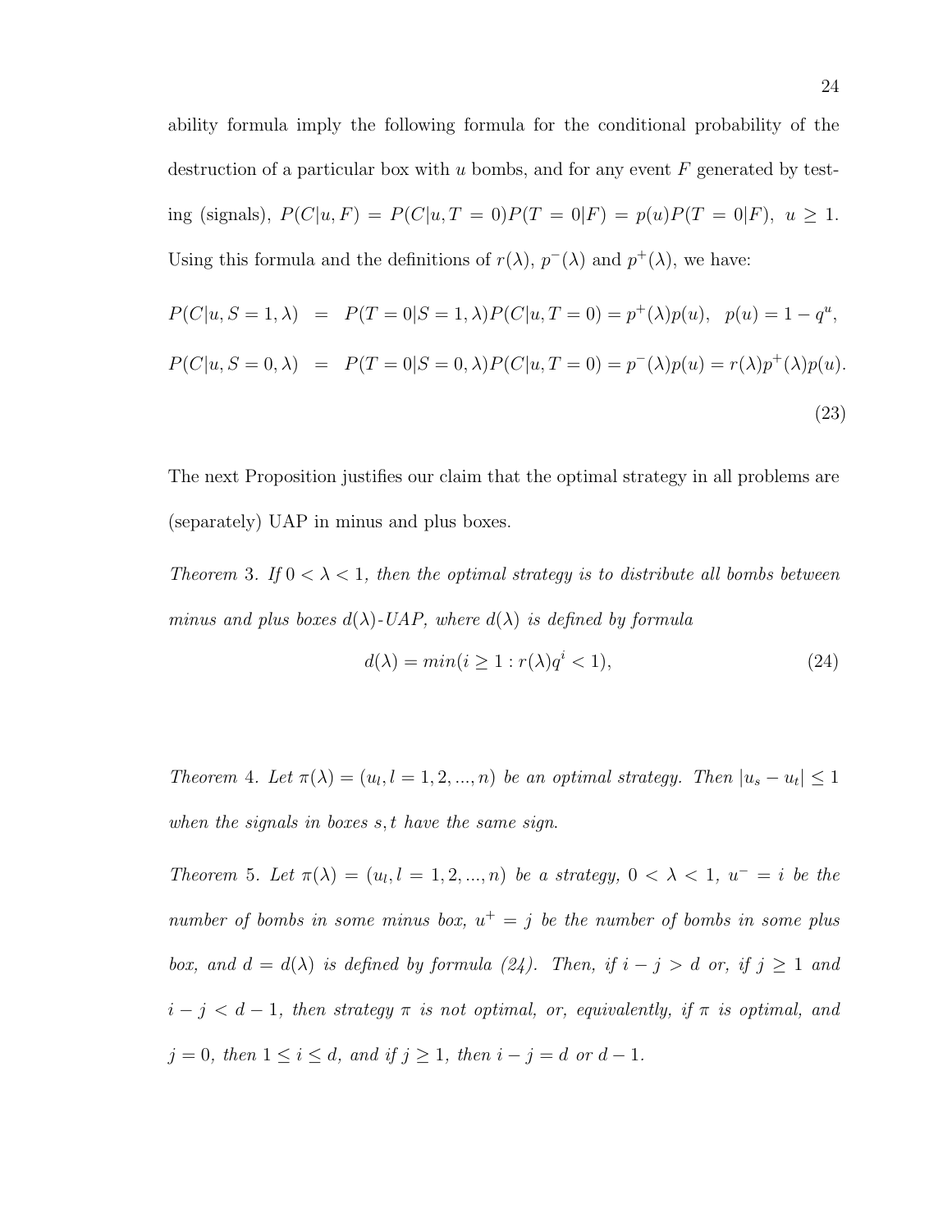ability formula imply the following formula for the conditional probability of the destruction of a particular box with $u$ bombs, and for any event $F$ generated by testing (signals), $P(C|u,F) = P(C|u,T=0)P(T=0|F) = p(u)P(T=0|F),\ u \geq 1$. Using this formula and the definitions of $r(\lambda)$, $p^-(\lambda)$ and $p^+(\lambda)$, we have:

$$
\begin{aligned}
P(C|u,S=1,\lambda) &= P(T=0|S=1,\lambda)P(C|u,T=0) = p^+(\lambda)p(u), \quad p(u) = 1-q^u, \\
P(C|u,S=0,\lambda) &= P(T=0|S=0,\lambda)P(C|u,T=0) = p^-(\lambda)p(u) = r(\lambda)p^+(\lambda)p(u).
\end{aligned}
\tag{23}
$$

The next Proposition justifies our claim that the optimal strategy in all problems are (separately) UAP in minus and plus boxes.

*Theorem* 3. *If* $0 < \lambda < 1$, *then the optimal strategy is to distribute all bombs between minus and plus boxes* $d(\lambda)$*-UAP, where* $d(\lambda)$ *is defined by formula*

$$
d(\lambda) = min(i \geq 1 : r(\lambda)q^i < 1), \tag{24}
$$

*Theorem* 4. *Let* $\pi(\lambda) = (u_l, l = 1,2,...,n)$ *be an optimal strategy. Then* $|u_s - u_t| \leq 1$ *when the signals in boxes* $s, t$ *have the same sign.*

*Theorem* 5. *Let* $\pi(\lambda) = (u_l, l = 1,2,...,n)$ *be a strategy,* $0 < \lambda < 1$, $u^- = i$ *be the number of bombs in some minus box,* $u^+ = j$ *be the number of bombs in some plus box, and* $d = d(\lambda)$ *is defined by formula (24). Then, if* $i - j > d$ *or, if* $j \geq 1$ *and* $i - j < d - 1$, *then strategy* $\pi$ *is not optimal, or, equivalently, if* $\pi$ *is optimal, and* $j = 0$, *then* $1 \leq i \leq d$, *and if* $j \geq 1$, *then* $i - j = d$ *or* $d - 1$.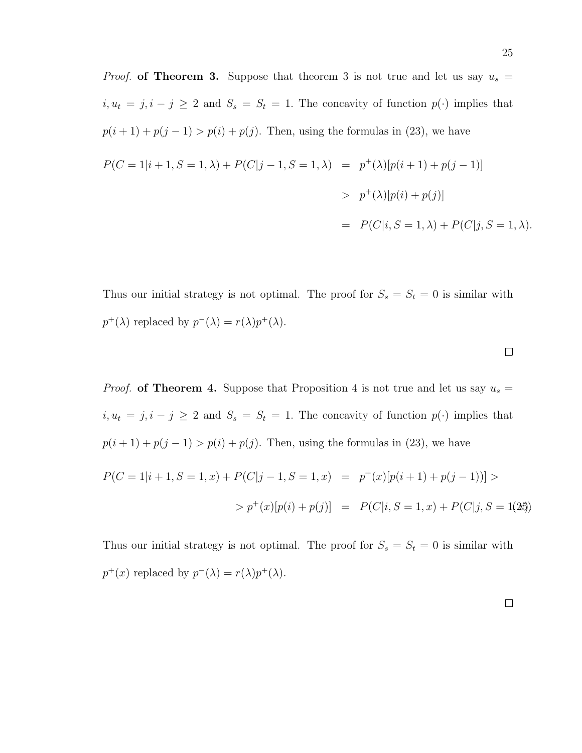*Proof.* **of Theorem 3.** Suppose that theorem 3 is not true and let us say $u_s = i, u_t = j, i - j \geq 2$ and $S_s = S_t = 1$. The concavity of function $p(\cdot)$ implies that $p(i+1) + p(j-1) > p(i) + p(j)$. Then, using the formulas in (23), we have

$$
\begin{aligned}
P(C=1|i+1, S=1, \lambda) + P(C|j-1, S=1, \lambda) &= p^+(\lambda)[p(i+1) + p(j-1)] \\
&> p^+(\lambda)[p(i) + p(j)] \\
&= P(C|i, S=1, \lambda) + P(C|j, S=1, \lambda).
\end{aligned}
$$

Thus our initial strategy is not optimal. The proof for $S_s = S_t = 0$ is similar with $p^+(\lambda)$ replaced by $p^-(\lambda) = r(\lambda)p^+(\lambda)$.

□

*Proof.* **of Theorem 4.** Suppose that Proposition 4 is not true and let us say $u_s = i, u_t = j, i - j \geq 2$ and $S_s = S_t = 1$. The concavity of function $p(\cdot)$ implies that $p(i+1) + p(j-1) > p(i) + p(j)$. Then, using the formulas in (23), we have

$$
\begin{aligned}
P(C=1|i+1, S=1, x) + P(C|j-1, S=1, x) &= p^+(x)[p(i+1) + p(j-1))] > \\
> p^+(x)[p(i) + p(j)] &= P(C|i, S=1, x) + P(C|j, S=1(25)
\end{aligned}
$$

Thus our initial strategy is not optimal. The proof for $S_s = S_t = 0$ is similar with $p^+(x)$ replaced by $p^-(\lambda) = r(\lambda)p^+(\lambda)$.

□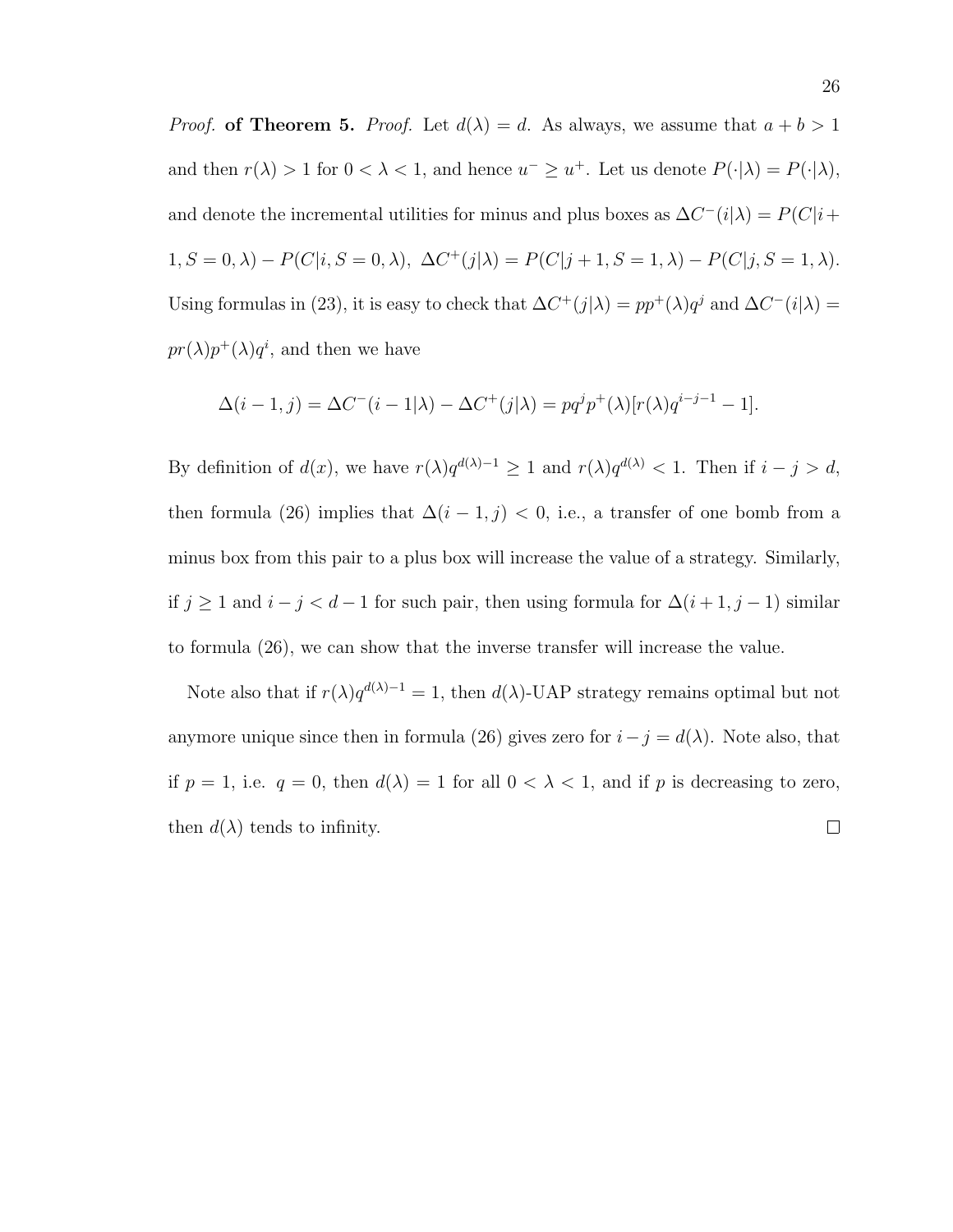*Proof.* **of Theorem 5.** *Proof.* Let $d(\lambda) = d$. As always, we assume that $a + b > 1$ and then $r(\lambda) > 1$ for $0 < \lambda < 1$, and hence $u^- \geq u^+$. Let us denote $P(\cdot|\lambda) = P(\cdot|\lambda)$, and denote the incremental utilities for minus and plus boxes as $\Delta C^-(i|\lambda) = P(C|i+1, S=0, \lambda) - P(C|i, S=0, \lambda)$, $\Delta C^+(j|\lambda) = P(C|j+1, S=1, \lambda) - P(C|j, S=1, \lambda)$. Using formulas in (23), it is easy to check that $\Delta C^+(j|\lambda) = pp^+(\lambda)q^j$ and $\Delta C^-(i|\lambda) = pr(\lambda)p^+(\lambda)q^i$, and then we have

$$\Delta(i-1, j) = \Delta C^-(i-1|\lambda) - \Delta C^+(j|\lambda) = pq^j p^+(\lambda)[r(\lambda)q^{i-j-1} - 1].$$

By definition of $d(x)$, we have $r(\lambda)q^{d(\lambda)-1} \geq 1$ and $r(\lambda)q^{d(\lambda)} < 1$. Then if $i - j > d$, then formula (26) implies that $\Delta(i-1, j) < 0$, i.e., a transfer of one bomb from a minus box from this pair to a plus box will increase the value of a strategy. Similarly, if $j \geq 1$ and $i - j < d - 1$ for such pair, then using formula for $\Delta(i+1, j-1)$ similar to formula (26), we can show that the inverse transfer will increase the value.

Note also that if $r(\lambda)q^{d(\lambda)-1} = 1$, then $d(\lambda)$-UAP strategy remains optimal but not anymore unique since then in formula (26) gives zero for $i - j = d(\lambda)$. Note also, that if $p = 1$, i.e. $q = 0$, then $d(\lambda) = 1$ for all $0 < \lambda < 1$, and if $p$ is decreasing to zero, then $d(\lambda)$ tends to infinity. $\square$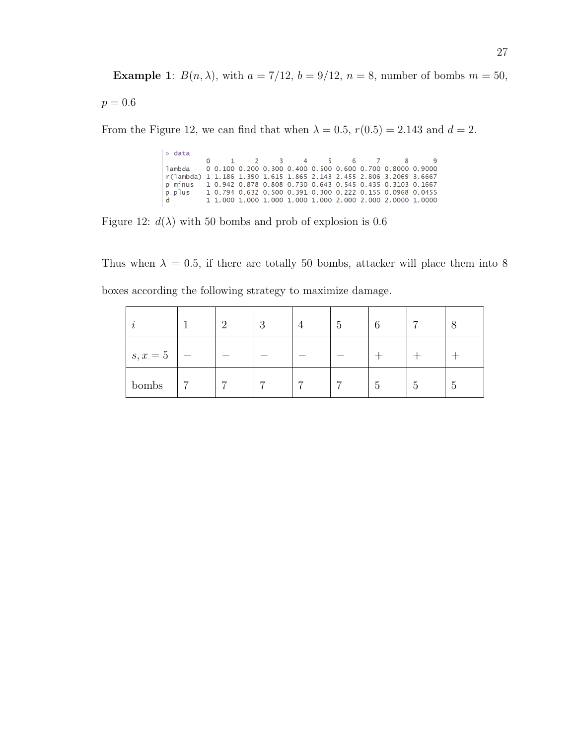**Example 1**: $B(n, \lambda)$, with $a = 7/12$, $b = 9/12$, $n = 8$, number of bombs $m = 50$, $p = 0.6$

From the Figure 12, we can find that when $\lambda = 0.5$, $r(0.5) = 2.143$ and $d = 2$.

```
> data
           0     1     2     3     4     5     6     7      8      9
lambda     0 0.100 0.200 0.300 0.400 0.500 0.600 0.700 0.8000 0.9000
r(lambda)  1 1.186 1.390 1.615 1.865 2.143 2.455 2.806 3.2069 3.6667
p_minus    1 0.942 0.878 0.808 0.730 0.643 0.545 0.435 0.3103 0.1667
p_plus     1 0.794 0.632 0.500 0.391 0.300 0.222 0.155 0.0968 0.0455
d          1 1.000 1.000 1.000 1.000 1.000 2.000 2.000 2.0000 1.0000
```

Figure 12: $d(\lambda)$ with 50 bombs and prob of explosion is 0.6

Thus when $\lambda = 0.5$, if there are totally 50 bombs, attacker will place them into 8 boxes according the following strategy to maximize damage.

| $i$ | 1 | 2 | 3 | 4 | 5 | 6 | 7 | 8 |
|---|---|---|---|---|---|---|---|---|
| $s, x = 5$ | $-$ | $-$ | $-$ | $-$ | $-$ | $+$ | $+$ | $+$ |
| bombs | 7 | 7 | 7 | 7 | 7 | 5 | 5 | 5 |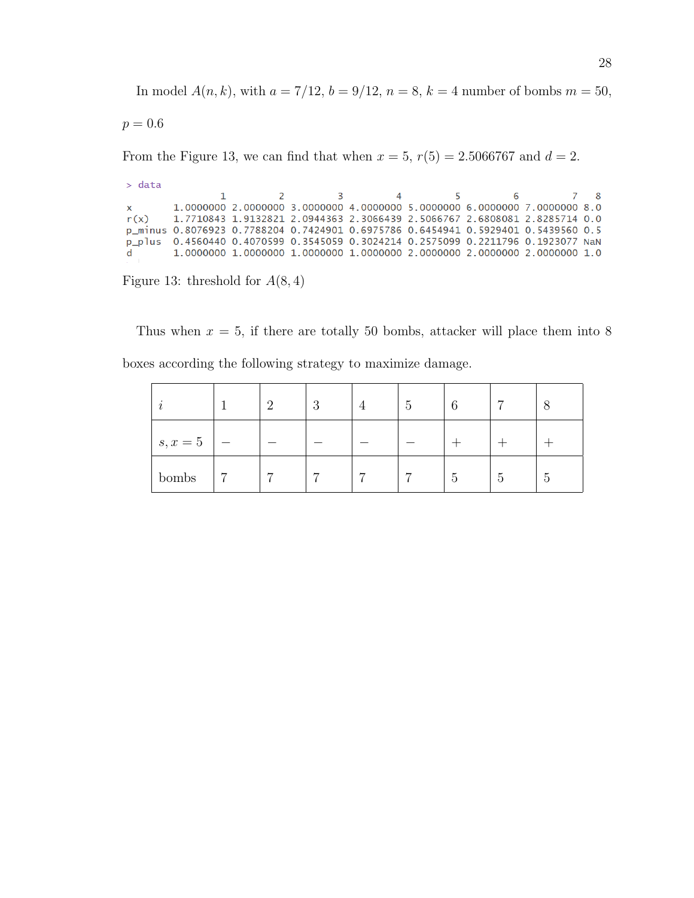In model $A(n, k)$, with $a = 7/12$, $b = 9/12$, $n = 8$, $k = 4$ number of bombs $m = 50$, $p = 0.6$

From the Figure 13, we can find that when $x = 5$, $r(5) = 2.5066767$ and $d = 2$.

```
> data
                1         2         3         4         5         6         7   8
x       1.0000000 2.0000000 3.0000000 4.0000000 5.0000000 6.0000000 7.0000000 8.0
r(x)    1.7710843 1.9132821 2.0944363 2.3066439 2.5066767 2.6808081 2.8285714 0.0
p_minus 0.8076923 0.7788204 0.7424901 0.6975786 0.6454941 0.5929401 0.5439560 0.5
p_plus  0.4560440 0.4070599 0.3545059 0.3024214 0.2575099 0.2211796 0.1923077 NaN
d       1.0000000 1.0000000 1.0000000 1.0000000 2.0000000 2.0000000 2.0000000 1.0
```

Figure 13: threshold for $A(8, 4)$

Thus when $x = 5$, if there are totally 50 bombs, attacker will place them into 8 boxes according the following strategy to maximize damage.

| $i$ | 1 | 2 | 3 | 4 | 5 | 6 | 7 | 8 |
|---|---|---|---|---|---|---|---|---|
| $s, x = 5$ | $-$ | $-$ | $-$ | $-$ | $-$ | $+$ | $+$ | $+$ |
| bombs | 7 | 7 | 7 | 7 | 7 | 5 | 5 | 5 |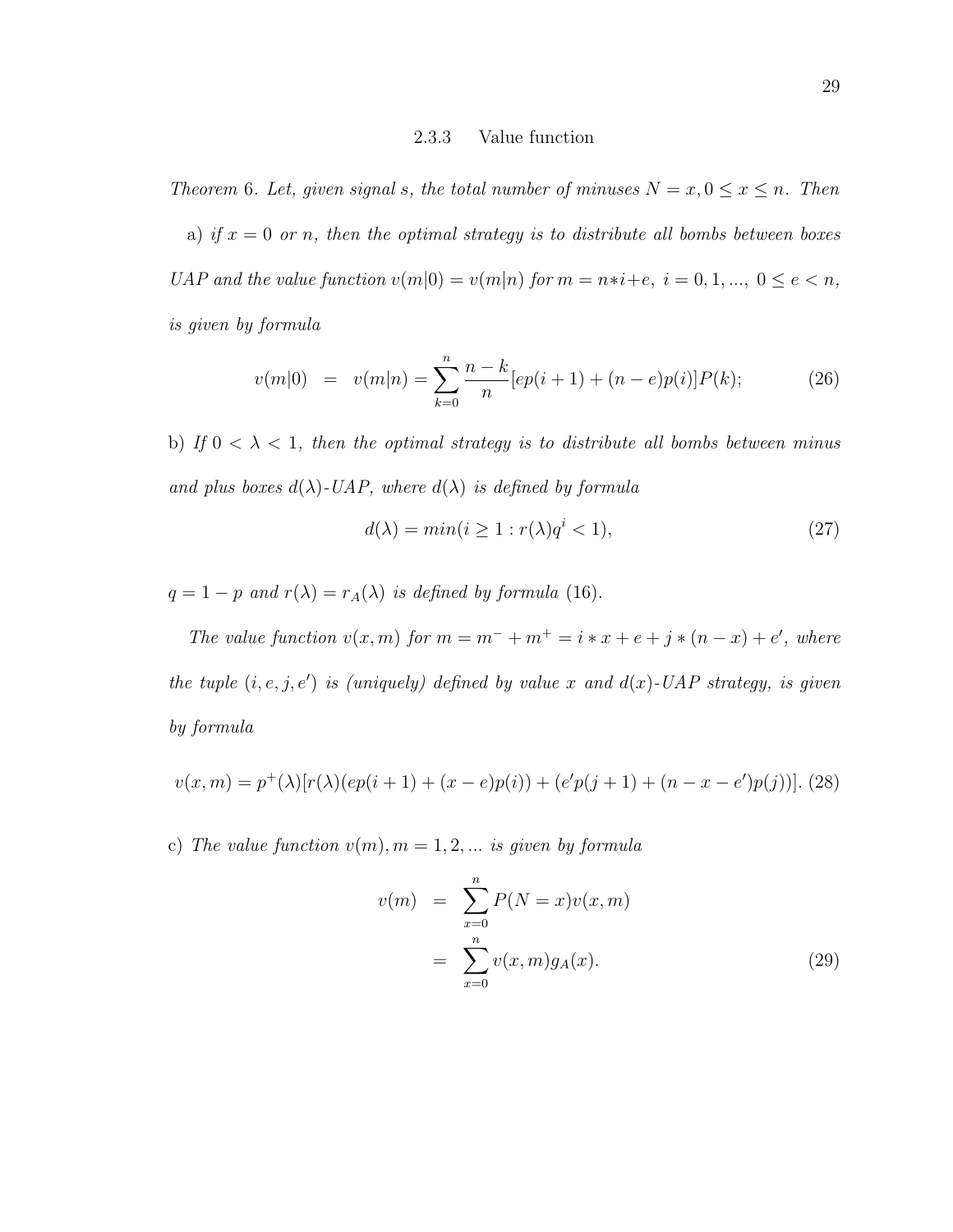### 2.3.3 Value function

*Theorem* 6. *Let, given signal s, the total number of minuses* $N = x, 0 \leq x \leq n$. *Then*

a) *if* $x = 0$ *or* $n$, *then the optimal strategy is to distribute all bombs between boxes UAP and the value function* $v(m|0) = v(m|n)$ *for* $m = n*i+e,\ i = 0, 1, ...,\ 0 \leq e < n$, *is given by formula*

$$v(m|0) \quad = \quad v(m|n) = \sum_{k=0}^{n} \frac{n-k}{n}[ep(i+1) + (n-e)p(i)]P(k); \tag{26}$$

b) *If* $0 < \lambda < 1$, *then the optimal strategy is to distribute all bombs between minus and plus boxes* $d(\lambda)$*-UAP, where* $d(\lambda)$ *is defined by formula*

$$d(\lambda) = min(i \geq 1 : r(\lambda)q^i < 1), \tag{27}$$

$q = 1 - p$ *and* $r(\lambda) = r_A(\lambda)$ *is defined by formula (16).*

*The value function* $v(x, m)$ *for* $m = m^- + m^+ = i * x + e + j * (n - x) + e'$, *where the tuple* $(i, e, j, e')$ *is (uniquely) defined by value* $x$ *and* $d(x)$*-UAP strategy, is given by formula*

$$v(x, m) = p^+(\lambda)[r(\lambda)(ep(i+1) + (x-e)p(i)) + (e'p(j+1) + (n-x-e')p(j))]. \tag{28}$$

c) *The value function* $v(m), m = 1, 2, ...$ *is given by formula*

$$\begin{aligned} v(m) \quad &= \quad \sum_{x=0}^{n} P(N = x)v(x, m) \\ &= \quad \sum_{x=0}^{n} v(x, m)g_A(x). \end{aligned} \tag{29}$$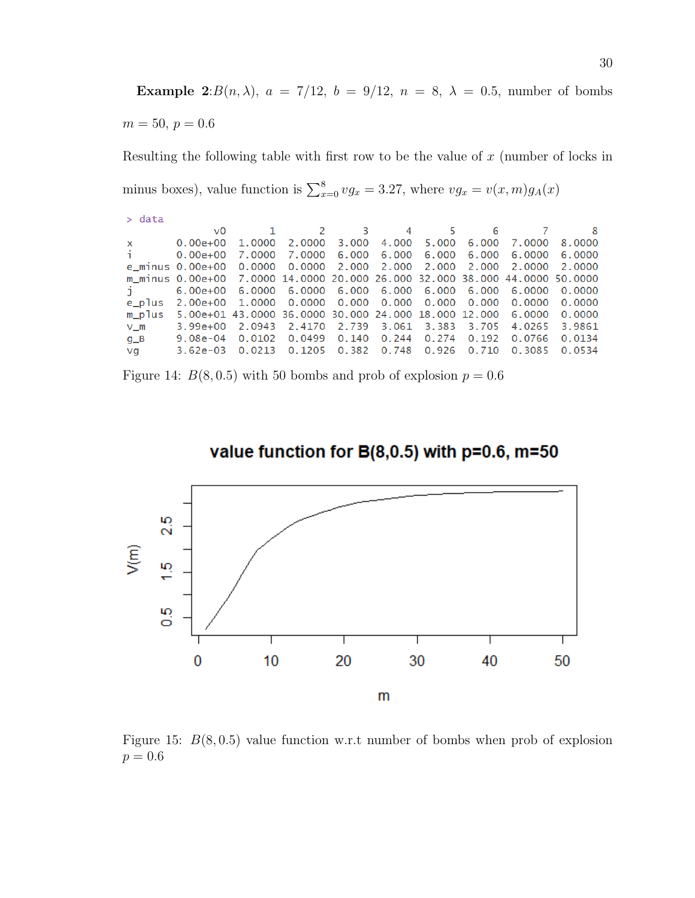**Example 2**: $B(n, \lambda)$, $a = 7/12$, $b = 9/12$, $n = 8$, $\lambda = 0.5$, number of bombs $m = 50$, $p = 0.6$

Resulting the following table with first row to be the value of $x$ (number of locks in minus boxes), value function is $\sum_{x=0}^{8} vg_x = 3.27$, where $vg_x = v(x, m)g_A(x)$

```
> data
              v0       1       2      3      4      5      6       7       8
x       0.00e+00  1.0000  2.0000  3.000  4.000  5.000  6.000  7.0000  8.0000
i       0.00e+00  7.0000  7.0000  6.000  6.000  6.000  6.000  6.0000  6.0000
e_minus 0.00e+00  0.0000  0.0000  2.000  2.000  2.000  2.000  2.0000  2.0000
m_minus 0.00e+00  7.0000 14.0000 20.000 26.000 32.000 38.000 44.0000 50.0000
j       6.00e+00  6.0000  6.0000  6.000  6.000  6.000  6.000  6.0000  0.0000
e_plus  2.00e+00  1.0000  0.0000  0.000  0.000  0.000  0.000  0.0000  0.0000
m_plus  5.00e+01 43.0000 36.0000 30.000 24.000 18.000 12.000  6.0000  0.0000
v_m     3.99e+00  2.0943  2.4170  2.739  3.061  3.383  3.705  4.0265  3.9861
g_B     9.08e-04  0.0102  0.0499  0.140  0.244  0.274  0.192  0.0766  0.0134
vg      3.62e-03  0.0213  0.1205  0.382  0.748  0.926  0.710  0.3085  0.0534
```

Figure 14: $B(8, 0.5)$ with 50 bombs and prob of explosion $p = 0.6$

Figure 15: $B(8, 0.5)$ value function w.r.t number of bombs when prob of explosion $p = 0.6$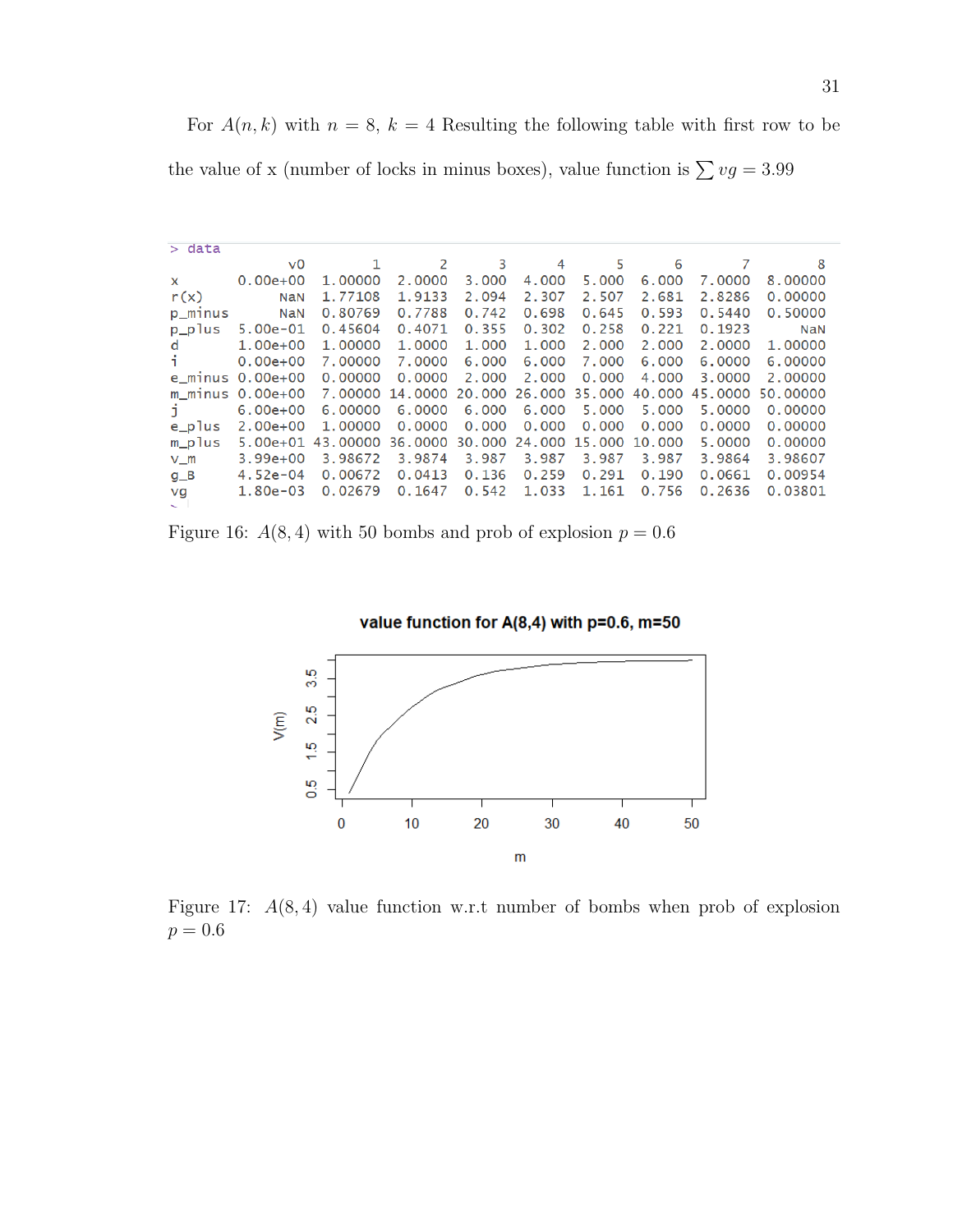For $A(n,k)$ with $n=8$, $k=4$ Resulting the following table with first row to be the value of x (number of locks in minus boxes), value function is $\sum vg = 3.99$

```
> data
              v0        1       2      3      4     5      6      7       8
x        0.00e+00  1.00000  2.0000  3.000  4.000  5.000  6.000  7.0000  8.00000
r(x)          NaN  1.77108  1.9133  2.094  2.307  2.507  2.681  2.8286  0.00000
p_minus       NaN  0.80769  0.7788  0.742  0.698  0.645  0.593  0.5440  0.50000
p_plus   5.00e-01  0.45604  0.4071  0.355  0.302  0.258  0.221  0.1923      NaN
d        1.00e+00  1.00000  1.0000  1.000  1.000  2.000  2.000  2.0000  1.00000
i        0.00e+00  7.00000  7.0000  6.000  6.000  7.000  6.000  6.0000  6.00000
e_minus  0.00e+00  0.00000  0.0000  2.000  2.000  0.000  4.000  3.0000  2.00000
m_minus  0.00e+00  7.00000 14.0000 20.000 26.000 35.000 40.000 45.0000 50.00000
j        6.00e+00  6.00000  6.0000  6.000  6.000  5.000  5.000  5.0000  0.00000
e_plus   2.00e+00  1.00000  0.0000  0.000  0.000  0.000  0.000  0.0000  0.00000
m_plus   5.00e+01 43.00000 36.0000 30.000 24.000 15.000 10.000  5.0000  0.00000
v_m      3.99e+00  3.98672  3.9874  3.987  3.987  3.987  3.987  3.9864  3.98607
g_B      4.52e-04  0.00672  0.0413  0.136  0.259  0.291  0.190  0.0661  0.00954
vg       1.80e-03  0.02679  0.1647  0.542  1.033  1.161  0.756  0.2636  0.03801
```

Figure 16: $A(8,4)$ with 50 bombs and prob of explosion $p=0.6$

Figure 17: $A(8,4)$ value function w.r.t number of bombs when prob of explosion $p=0.6$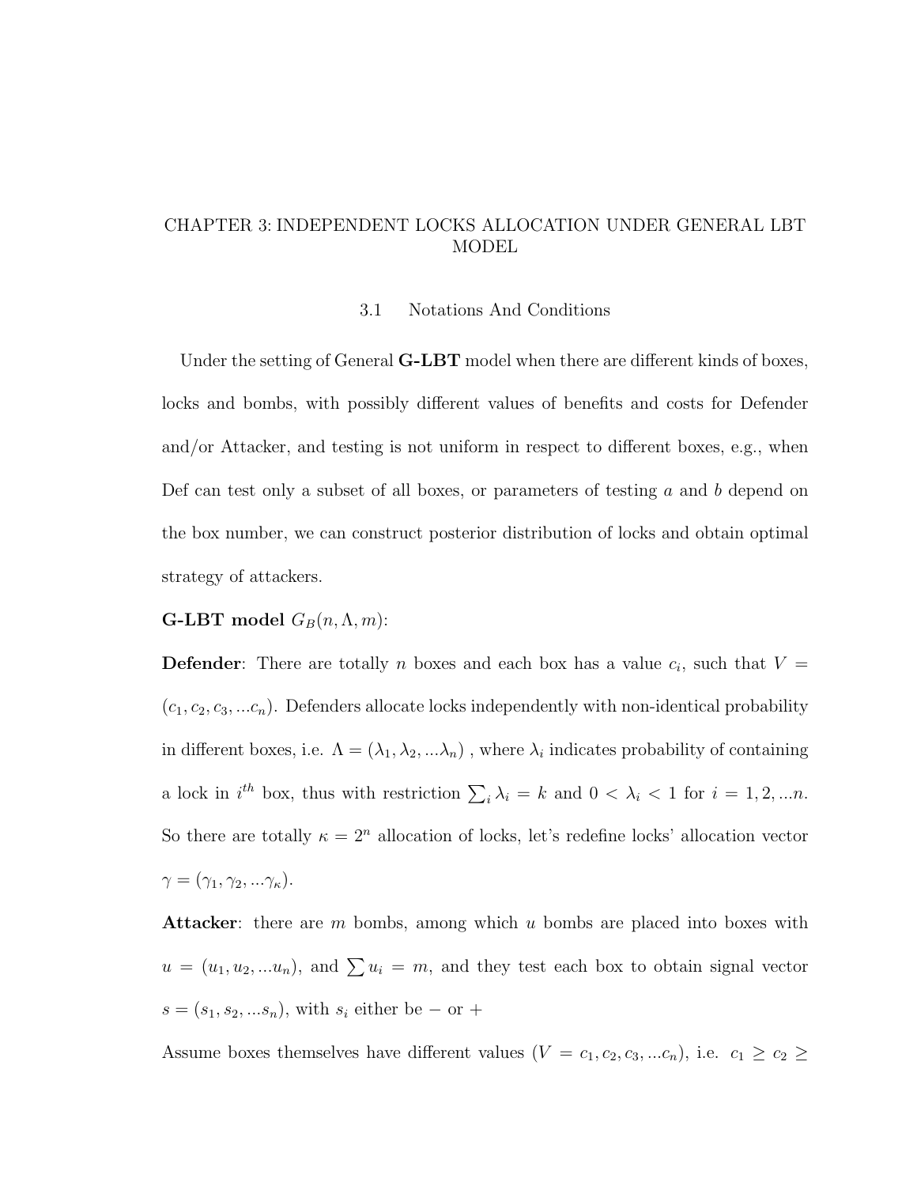# CHAPTER 3: INDEPENDENT LOCKS ALLOCATION UNDER GENERAL LBT MODEL

## 3.1 Notations And Conditions

Under the setting of General **G-LBT** model when there are different kinds of boxes, locks and bombs, with possibly different values of benefits and costs for Defender and/or Attacker, and testing is not uniform in respect to different boxes, e.g., when Def can test only a subset of all boxes, or parameters of testing $a$ and $b$ depend on the box number, we can construct posterior distribution of locks and obtain optimal strategy of attackers.

**G-LBT model** $G_B(n, \Lambda, m)$:

**Defender**: There are totally $n$ boxes and each box has a value $c_i$, such that $V = (c_1, c_2, c_3, ...c_n)$. Defenders allocate locks independently with non-identical probability in different boxes, i.e. $\Lambda = (\lambda_1, \lambda_2, ...\lambda_n)$ , where $\lambda_i$ indicates probability of containing a lock in $i^{th}$ box, thus with restriction $\sum_i \lambda_i = k$ and $0 < \lambda_i < 1$ for $i = 1, 2, ...n$. So there are totally $\kappa = 2^n$ allocation of locks, let's redefine locks' allocation vector $\gamma = (\gamma_1, \gamma_2, ...\gamma_\kappa)$.

**Attacker**: there are $m$ bombs, among which $u$ bombs are placed into boxes with $u = (u_1, u_2, ...u_n)$, and $\sum u_i = m$, and they test each box to obtain signal vector $s = (s_1, s_2, ...s_n)$, with $s_i$ either be $-$ or $+$

Assume boxes themselves have different values ($V = c_1, c_2, c_3, ...c_n$), i.e. $c_1 \geq c_2 \geq$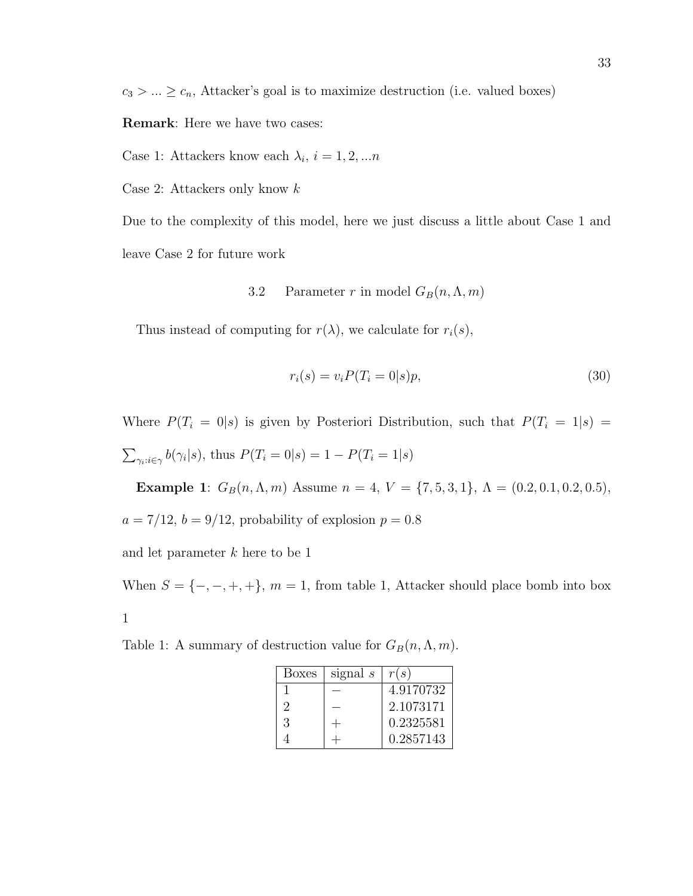$c_3 > ... \geq c_n$, Attacker's goal is to maximize destruction (i.e. valued boxes)

**Remark**: Here we have two cases:

Case 1: Attackers know each $\lambda_i$, $i = 1, 2, ...n$

Case 2: Attackers only know $k$

Due to the complexity of this model, here we just discuss a little about Case 1 and leave Case 2 for future work

### 3.2 Parameter $r$ in model $G_B(n, \Lambda, m)$

Thus instead of computing for $r(\lambda)$, we calculate for $r_i(s)$,

$$r_i(s) = v_i P(T_i = 0|s)p, \tag{30}$$

Where $P(T_i = 0|s)$ is given by Posteriori Distribution, such that $P(T_i = 1|s) = \sum_{\gamma_i : i \in \gamma} b(\gamma_i|s)$, thus $P(T_i = 0|s) = 1 - P(T_i = 1|s)$

**Example 1**: $G_B(n, \Lambda, m)$ Assume $n = 4$, $V = \{7, 5, 3, 1\}$, $\Lambda = (0.2, 0.1, 0.2, 0.5)$, $a = 7/12$, $b = 9/12$, probability of explosion $p = 0.8$

and let parameter $k$ here to be 1

When $S = \{-, -, +, +\}$, $m = 1$, from table 1, Attacker should place bomb into box 1

Table 1: A summary of destruction value for $G_B(n, \Lambda, m)$.

| Boxes | signal $s$ | $r(s)$ |
|---|---|---|
| 1 | $-$ | 4.9170732 |
| 2 | $-$ | 2.1073171 |
| 3 | $+$ | 0.2325581 |
| 4 | $+$ | 0.2857143 |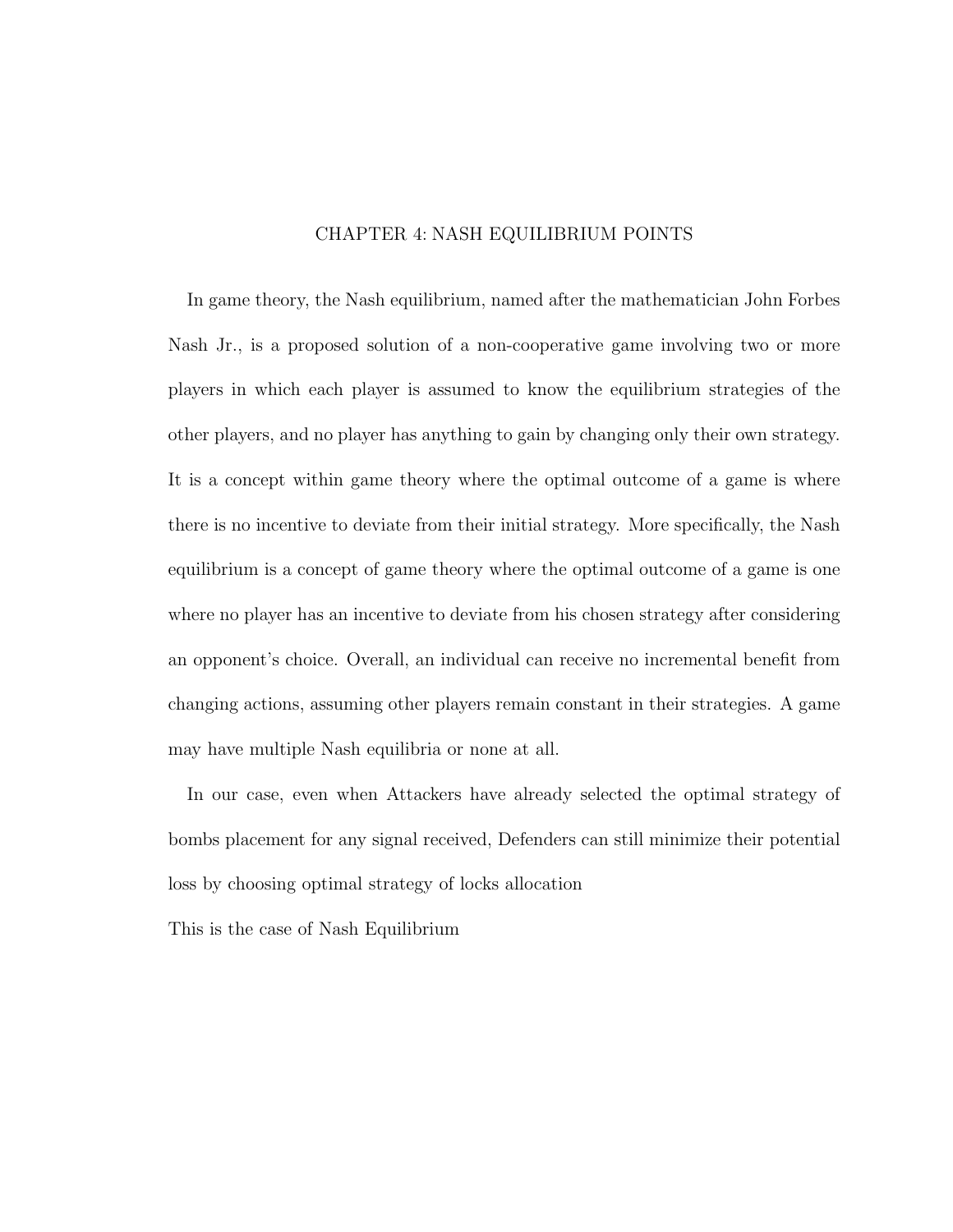# CHAPTER 4: NASH EQUILIBRIUM POINTS

In game theory, the Nash equilibrium, named after the mathematician John Forbes Nash Jr., is a proposed solution of a non-cooperative game involving two or more players in which each player is assumed to know the equilibrium strategies of the other players, and no player has anything to gain by changing only their own strategy. It is a concept within game theory where the optimal outcome of a game is where there is no incentive to deviate from their initial strategy. More specifically, the Nash equilibrium is a concept of game theory where the optimal outcome of a game is one where no player has an incentive to deviate from his chosen strategy after considering an opponent's choice. Overall, an individual can receive no incremental benefit from changing actions, assuming other players remain constant in their strategies. A game may have multiple Nash equilibria or none at all.

In our case, even when Attackers have already selected the optimal strategy of bombs placement for any signal received, Defenders can still minimize their potential loss by choosing optimal strategy of locks allocation

This is the case of Nash Equilibrium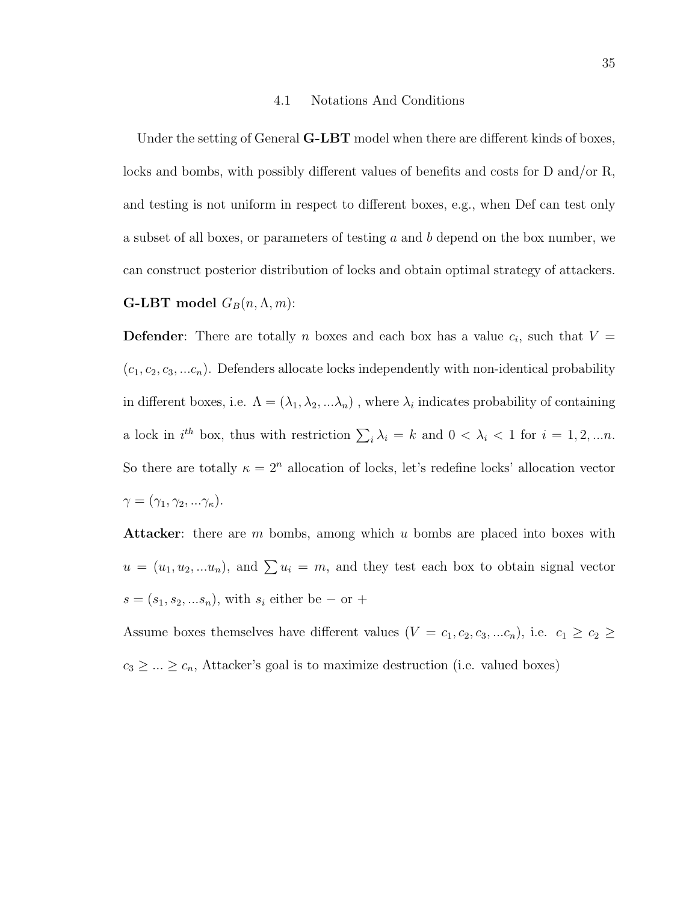## 4.1 Notations And Conditions

Under the setting of General **G-LBT** model when there are different kinds of boxes, locks and bombs, with possibly different values of benefits and costs for D and/or R, and testing is not uniform in respect to different boxes, e.g., when Def can test only a subset of all boxes, or parameters of testing $a$ and $b$ depend on the box number, we can construct posterior distribution of locks and obtain optimal strategy of attackers.

**G-LBT model** $G_B(n, \Lambda, m)$:

**Defender**: There are totally $n$ boxes and each box has a value $c_i$, such that $V = (c_1, c_2, c_3, ...c_n)$. Defenders allocate locks independently with non-identical probability in different boxes, i.e. $\Lambda = (\lambda_1, \lambda_2, ...\lambda_n)$ , where $\lambda_i$ indicates probability of containing a lock in $i^{th}$ box, thus with restriction $\sum_i \lambda_i = k$ and $0 < \lambda_i < 1$ for $i = 1, 2, ...n$. So there are totally $\kappa = 2^n$ allocation of locks, let's redefine locks' allocation vector $\gamma = (\gamma_1, \gamma_2, ...\gamma_\kappa)$.

**Attacker**: there are $m$ bombs, among which $u$ bombs are placed into boxes with $u = (u_1, u_2, ...u_n)$, and $\sum u_i = m$, and they test each box to obtain signal vector $s = (s_1, s_2, ...s_n)$, with $s_i$ either be $-$ or $+$

Assume boxes themselves have different values ($V = c_1, c_2, c_3, ...c_n$), i.e. $c_1 \geq c_2 \geq c_3 \geq ... \geq c_n$, Attacker's goal is to maximize destruction (i.e. valued boxes)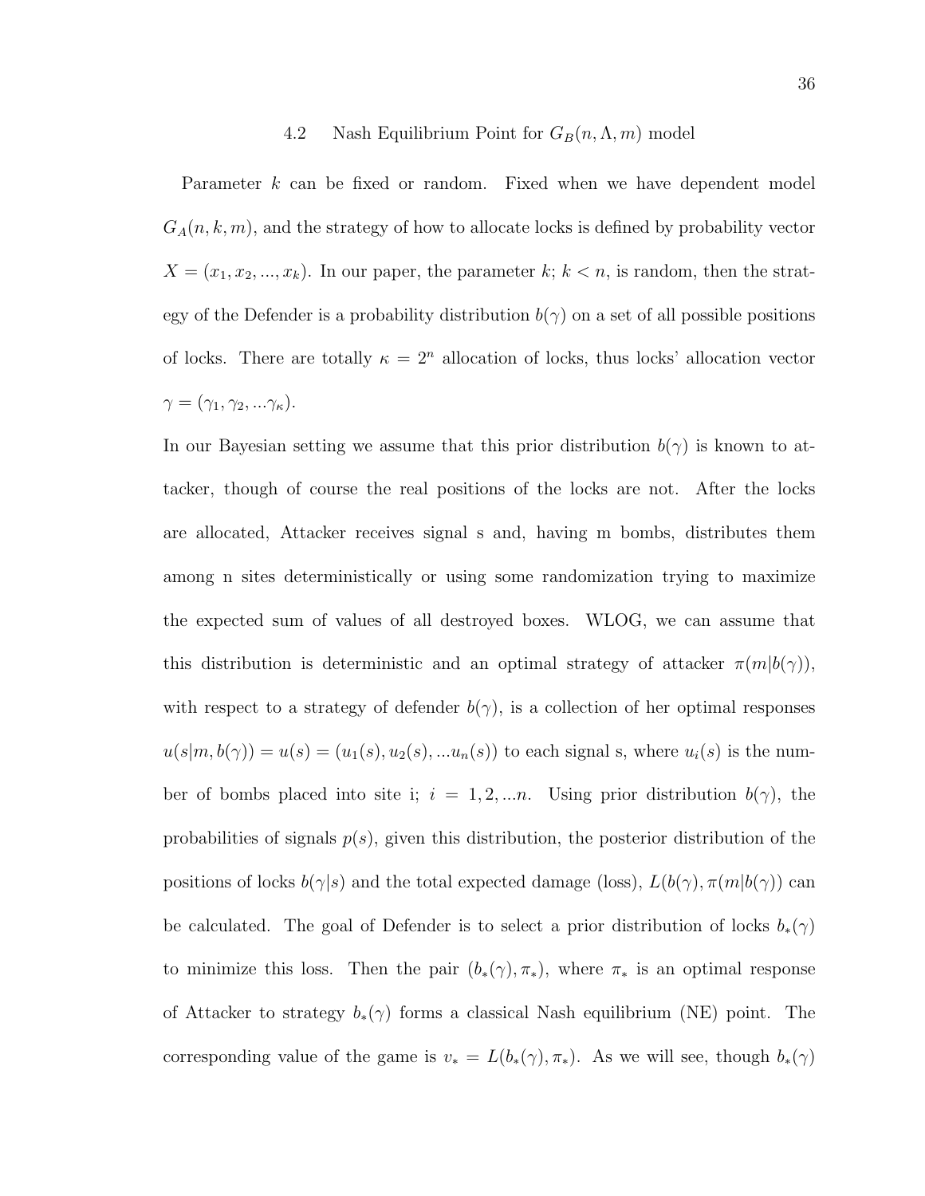## 4.2 Nash Equilibrium Point for $G_B(n, \Lambda, m)$ model

Parameter $k$ can be fixed or random. Fixed when we have dependent model $G_A(n, k, m)$, and the strategy of how to allocate locks is defined by probability vector $X = (x_1, x_2, ..., x_k)$. In our paper, the parameter $k$; $k < n$, is random, then the strategy of the Defender is a probability distribution $b(\gamma)$ on a set of all possible positions of locks. There are totally $\kappa = 2^n$ allocation of locks, thus locks' allocation vector $\gamma = (\gamma_1, \gamma_2, ...\gamma_\kappa)$.

In our Bayesian setting we assume that this prior distribution $b(\gamma)$ is known to attacker, though of course the real positions of the locks are not. After the locks are allocated, Attacker receives signal s and, having m bombs, distributes them among n sites deterministically or using some randomization trying to maximize the expected sum of values of all destroyed boxes. WLOG, we can assume that this distribution is deterministic and an optimal strategy of attacker $\pi(m|b(\gamma))$, with respect to a strategy of defender $b(\gamma)$, is a collection of her optimal responses $u(s|m, b(\gamma)) = u(s) = (u_1(s), u_2(s), ...u_n(s))$ to each signal s, where $u_i(s)$ is the number of bombs placed into site i; $i = 1, 2, ...n$. Using prior distribution $b(\gamma)$, the probabilities of signals $p(s)$, given this distribution, the posterior distribution of the positions of locks $b(\gamma|s)$ and the total expected damage (loss), $L(b(\gamma), \pi(m|b(\gamma))$ can be calculated. The goal of Defender is to select a prior distribution of locks $b_*(\gamma)$ to minimize this loss. Then the pair $(b_*(\gamma), \pi_*)$, where $\pi_*$ is an optimal response of Attacker to strategy $b_*(\gamma)$ forms a classical Nash equilibrium (NE) point. The corresponding value of the game is $v_* = L(b_*(\gamma), \pi_*)$. As we will see, though $b_*(\gamma)$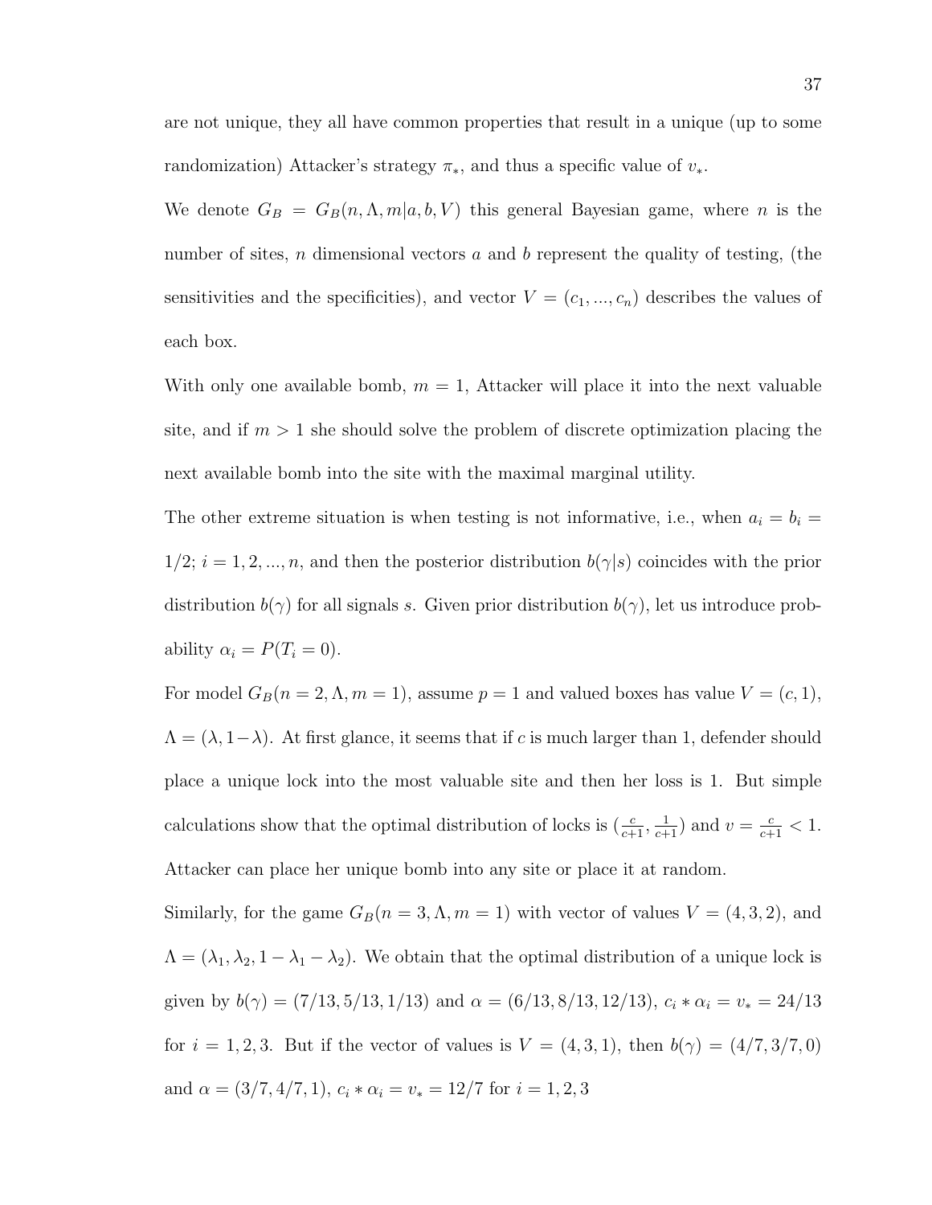are not unique, they all have common properties that result in a unique (up to some randomization) Attacker's strategy $\pi_*$, and thus a specific value of $v_*$.

We denote $G_B = G_B(n, \Lambda, m|a, b, V)$ this general Bayesian game, where $n$ is the number of sites, $n$ dimensional vectors $a$ and $b$ represent the quality of testing, (the sensitivities and the specificities), and vector $V = (c_1, ..., c_n)$ describes the values of each box.

With only one available bomb, $m = 1$, Attacker will place it into the next valuable site, and if $m > 1$ she should solve the problem of discrete optimization placing the next available bomb into the site with the maximal marginal utility.

The other extreme situation is when testing is not informative, i.e., when $a_i = b_i = 1/2$; $i = 1, 2, ..., n$, and then the posterior distribution $b(\gamma|s)$ coincides with the prior distribution $b(\gamma)$ for all signals $s$. Given prior distribution $b(\gamma)$, let us introduce probability $\alpha_i = P(T_i = 0)$.

For model $G_B(n = 2, \Lambda, m = 1)$, assume $p = 1$ and valued boxes has value $V = (c, 1)$, $\Lambda = (\lambda, 1-\lambda)$. At first glance, it seems that if $c$ is much larger than 1, defender should place a unique lock into the most valuable site and then her loss is 1. But simple calculations show that the optimal distribution of locks is $(\frac{c}{c+1}, \frac{1}{c+1})$ and $v = \frac{c}{c+1} < 1$. Attacker can place her unique bomb into any site or place it at random.

Similarly, for the game $G_B(n = 3, \Lambda, m = 1)$ with vector of values $V = (4, 3, 2)$, and $\Lambda = (\lambda_1, \lambda_2, 1 - \lambda_1 - \lambda_2)$. We obtain that the optimal distribution of a unique lock is given by $b(\gamma) = (7/13, 5/13, 1/13)$ and $\alpha = (6/13, 8/13, 12/13)$, $c_i * \alpha_i = v_* = 24/13$ for $i = 1, 2, 3$. But if the vector of values is $V = (4, 3, 1)$, then $b(\gamma) = (4/7, 3/7, 0)$ and $\alpha = (3/7, 4/7, 1)$, $c_i * \alpha_i = v_* = 12/7$ for $i = 1, 2, 3$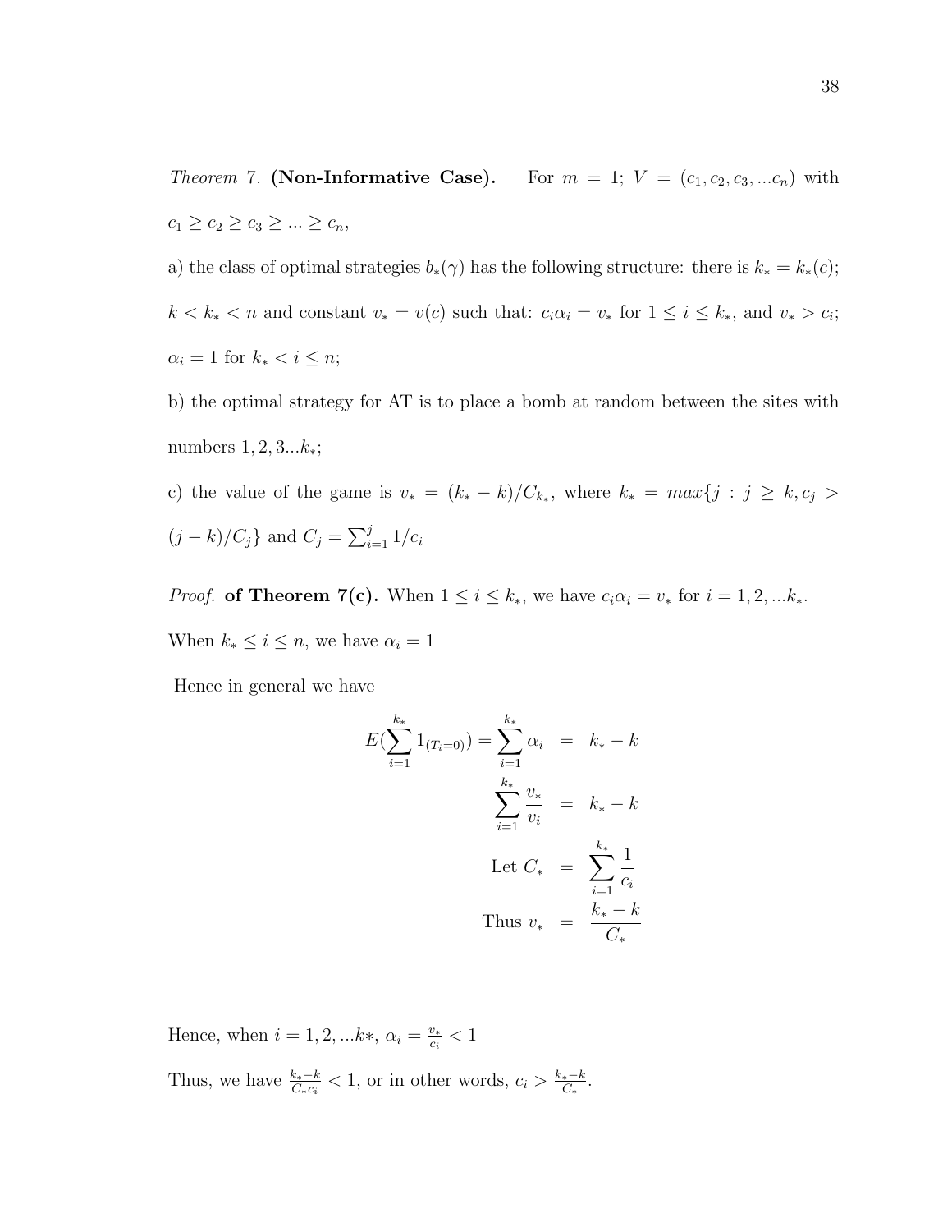*Theorem* 7. **(Non-Informative Case).** For $m = 1$; $V = (c_1, c_2, c_3, ...c_n)$ with $c_1 \geq c_2 \geq c_3 \geq ... \geq c_n$,

a) the class of optimal strategies $b_*(\gamma)$ has the following structure: there is $k_* = k_*(c)$; $k < k_* < n$ and constant $v_* = v(c)$ such that: $c_i \alpha_i = v_*$ for $1 \leq i \leq k_*$, and $v_* > c_i$; $\alpha_i = 1$ for $k_* < i \leq n$;

b) the optimal strategy for AT is to place a bomb at random between the sites with numbers $1, 2, 3...k_*$;

c) the value of the game is $v_* = (k_* - k)/C_{k_*}$, where $k_* = max\{j : j \geq k, c_j > (j-k)/C_j\}$ and $C_j = \sum_{i=1}^{j} 1/c_i$

*Proof.* **of Theorem 7(c).** When $1 \leq i \leq k_*$, we have $c_i \alpha_i = v_*$ for $i = 1, 2, ...k_*$. When $k_* \leq i \leq n$, we have $\alpha_i = 1$

Hence in general we have

$$
\begin{aligned}
E(\sum_{i=1}^{k_*} 1_{(T_i=0)}) = \sum_{i=1}^{k_*} \alpha_i &= k_* - k \\
\sum_{i=1}^{k_*} \frac{v_*}{v_i} &= k_* - k \\
\text{Let } C_* &= \sum_{i=1}^{k_*} \frac{1}{c_i} \\
\text{Thus } v_* &= \frac{k_* - k}{C_*}
\end{aligned}
$$

Hence, when $i = 1, 2, ...k*$, $\alpha_i = \frac{v_*}{c_i} < 1$

Thus, we have $\frac{k_*-k}{C_* c_i} < 1$, or in other words, $c_i > \frac{k_*-k}{C_*}$.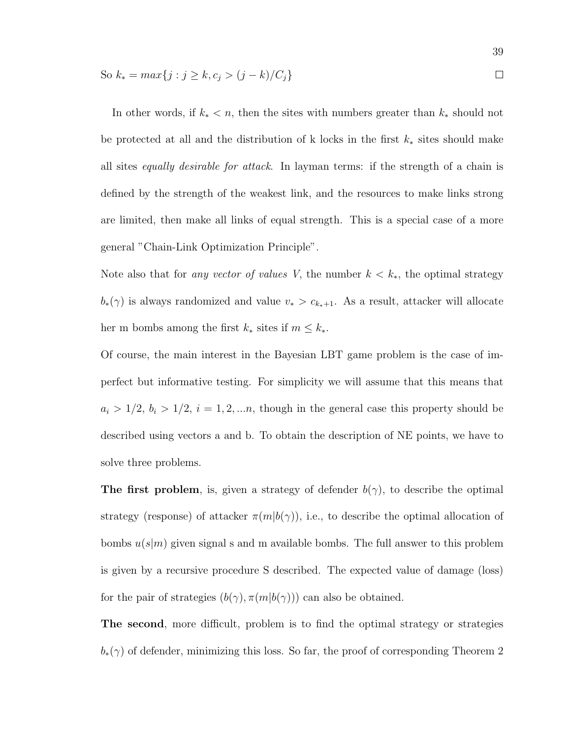So $k_* = max\{j : j \geq k, c_j > (j-k)/C_j\}$ □

In other words, if $k_* < n$, then the sites with numbers greater than $k_*$ should not be protected at all and the distribution of k locks in the first $k_*$ sites should make all sites *equally desirable for attack*. In layman terms: if the strength of a chain is defined by the strength of the weakest link, and the resources to make links strong are limited, then make all links of equal strength. This is a special case of a more general "Chain-Link Optimization Principle".

Note also that for *any vector of values V*, the number $k < k_*$, the optimal strategy $b_*(\gamma)$ is always randomized and value $v_* > c_{k_*+1}$. As a result, attacker will allocate her m bombs among the first $k_*$ sites if $m \leq k_*$.

Of course, the main interest in the Bayesian LBT game problem is the case of imperfect but informative testing. For simplicity we will assume that this means that $a_i > 1/2$, $b_i > 1/2$, $i = 1, 2, ...n$, though in the general case this property should be described using vectors a and b. To obtain the description of NE points, we have to solve three problems.

**The first problem**, is, given a strategy of defender $b(\gamma)$, to describe the optimal strategy (response) of attacker $\pi(m|b(\gamma))$, i.e., to describe the optimal allocation of bombs $u(s|m)$ given signal s and m available bombs. The full answer to this problem is given by a recursive procedure S described. The expected value of damage (loss) for the pair of strategies $(b(\gamma), \pi(m|b(\gamma)))$ can also be obtained.

**The second**, more difficult, problem is to find the optimal strategy or strategies $b_*(\gamma)$ of defender, minimizing this loss. So far, the proof of corresponding Theorem 2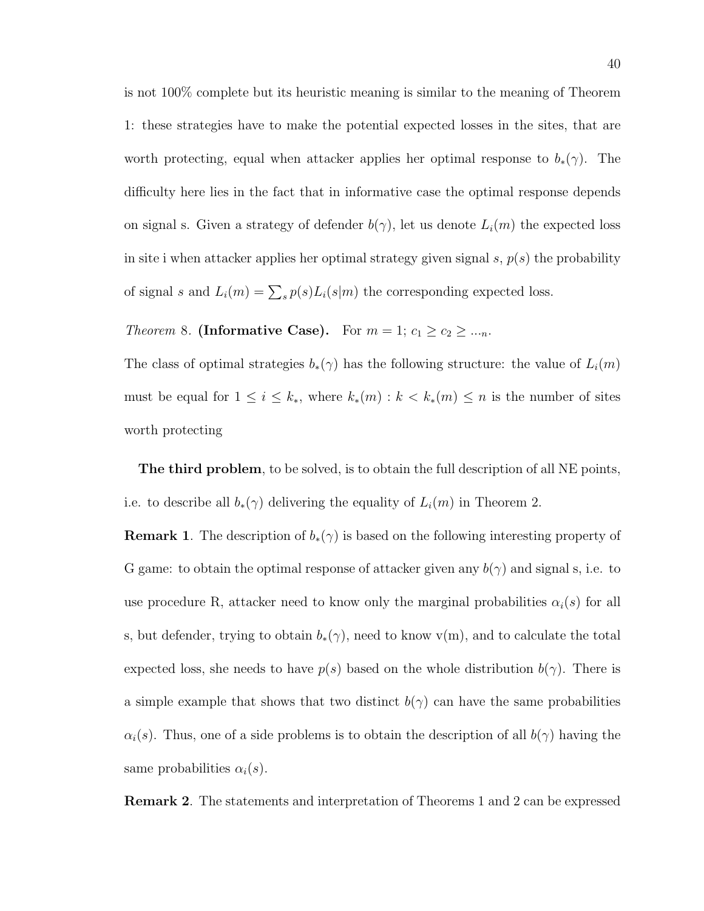is not 100% complete but its heuristic meaning is similar to the meaning of Theorem 1: these strategies have to make the potential expected losses in the sites, that are worth protecting, equal when attacker applies her optimal response to $b_*(\gamma)$. The difficulty here lies in the fact that in informative case the optimal response depends on signal s. Given a strategy of defender $b(\gamma)$, let us denote $L_i(m)$ the expected loss in site i when attacker applies her optimal strategy given signal $s$, $p(s)$ the probability of signal $s$ and $L_i(m) = \sum_s p(s)L_i(s|m)$ the corresponding expected loss.

*Theorem* 8. **(Informative Case).** For $m = 1$; $c_1 \geq c_2 \geq ..._n$.

The class of optimal strategies $b_*(\gamma)$ has the following structure: the value of $L_i(m)$ must be equal for $1 \leq i \leq k_*$, where $k_*(m) : k < k_*(m) \leq n$ is the number of sites worth protecting

**The third problem**, to be solved, is to obtain the full description of all NE points, i.e. to describe all $b_*(\gamma)$ delivering the equality of $L_i(m)$ in Theorem 2.

**Remark 1**. The description of $b_*(\gamma)$ is based on the following interesting property of G game: to obtain the optimal response of attacker given any $b(\gamma)$ and signal s, i.e. to use procedure R, attacker need to know only the marginal probabilities $\alpha_i(s)$ for all s, but defender, trying to obtain $b_*(\gamma)$, need to know v(m), and to calculate the total expected loss, she needs to have $p(s)$ based on the whole distribution $b(\gamma)$. There is a simple example that shows that two distinct $b(\gamma)$ can have the same probabilities $\alpha_i(s)$. Thus, one of a side problems is to obtain the description of all $b(\gamma)$ having the same probabilities $\alpha_i(s)$.

**Remark 2**. The statements and interpretation of Theorems 1 and 2 can be expressed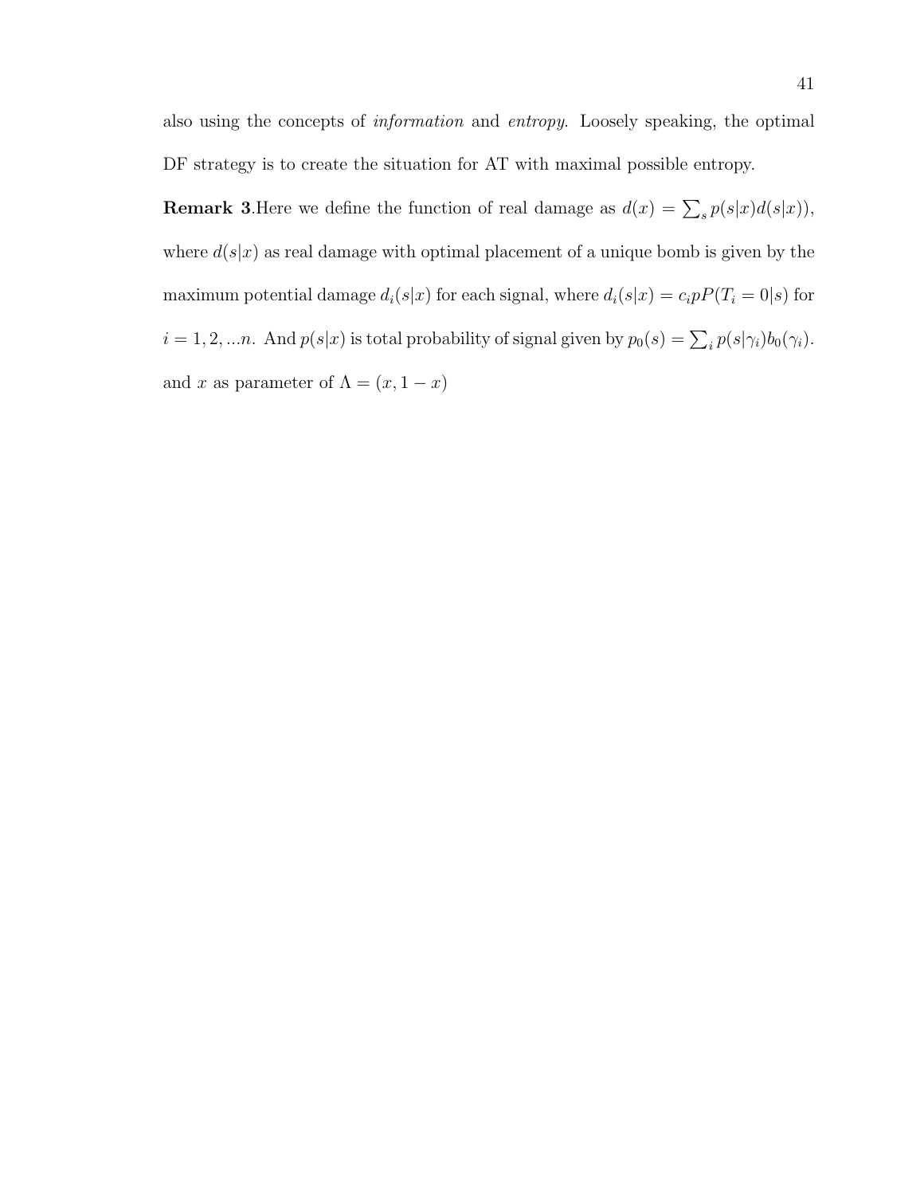also using the concepts of *information* and *entropy*. Loosely speaking, the optimal DF strategy is to create the situation for AT with maximal possible entropy.

**Remark 3**.Here we define the function of real damage as $d(x) = \sum_s p(s|x)d(s|x))$, where $d(s|x)$ as real damage with optimal placement of a unique bomb is given by the maximum potential damage $d_i(s|x)$ for each signal, where $d_i(s|x) = c_i pP(T_i = 0|s)$ for $i = 1, 2, ...n$. And $p(s|x)$ is total probability of signal given by $p_0(s) = \sum_i p(s|\gamma_i)b_0(\gamma_i)$. and $x$ as parameter of $\Lambda = (x, 1 - x)$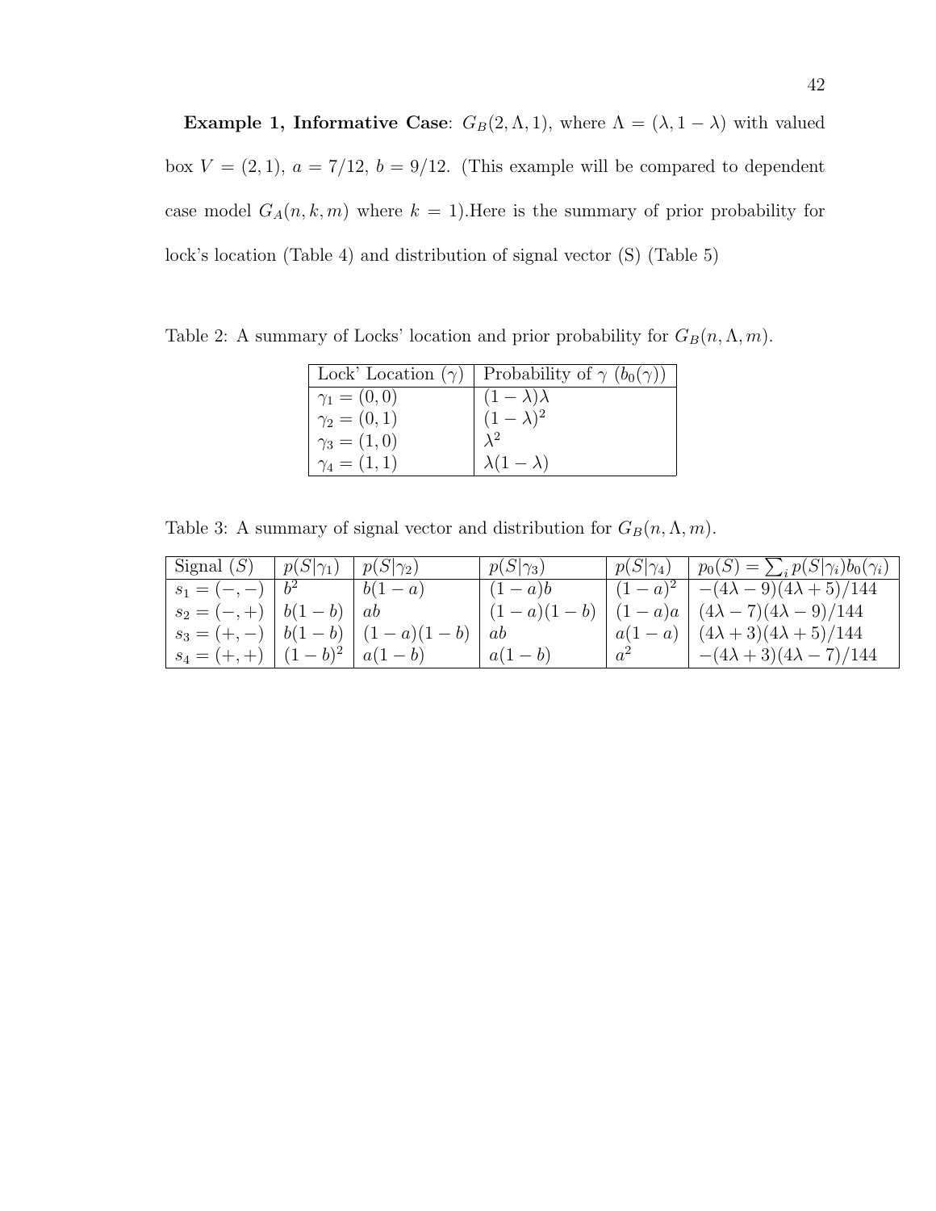**Example 1, Informative Case**: $G_B(2, \Lambda, 1)$, where $\Lambda = (\lambda, 1-\lambda)$ with valued box $V = (2, 1)$, $a = 7/12$, $b = 9/12$. (This example will be compared to dependent case model $G_A(n, k, m)$ where $k = 1$).Here is the summary of prior probability for lock's location (Table 4) and distribution of signal vector (S) (Table 5)

Table 2: A summary of Locks' location and prior probability for $G_B(n, \Lambda, m)$.

| Lock' Location ($\gamma$) | Probability of $\gamma$ ($b_0(\gamma)$) |
|---|---|
| $\gamma_1 = (0, 0)$ | $(1-\lambda)\lambda$ |
| $\gamma_2 = (0, 1)$ | $(1-\lambda)^2$ |
| $\gamma_3 = (1, 0)$ | $\lambda^2$ |
| $\gamma_4 = (1, 1)$ | $\lambda(1-\lambda)$ |

Table 3: A summary of signal vector and distribution for $G_B(n, \Lambda, m)$.

| Signal ($S$) | $p(S\|\gamma_1)$ | $p(S\|\gamma_2)$ | $p(S\|\gamma_3)$ | $p(S\|\gamma_4)$ | $p_0(S) = \sum_i p(S\|\gamma_i)b_0(\gamma_i)$ |
|---|---|---|---|---|---|
| $s_1 = (-, -)$ | $b^2$ | $b(1-a)$ | $(1-a)b$ | $(1-a)^2$ | $-(4\lambda - 9)(4\lambda + 5)/144$ |
| $s_2 = (-, +)$ | $b(1-b)$ | $ab$ | $(1-a)(1-b)$ | $(1-a)a$ | $(4\lambda - 7)(4\lambda - 9)/144$ |
| $s_3 = (+, -)$ | $b(1-b)$ | $(1-a)(1-b)$ | $ab$ | $a(1-a)$ | $(4\lambda + 3)(4\lambda + 5)/144$ |
| $s_4 = (+, +)$ | $(1-b)^2$ | $a(1-b)$ | $a(1-b)$ | $a^2$ | $-(4\lambda + 3)(4\lambda - 7)/144$ |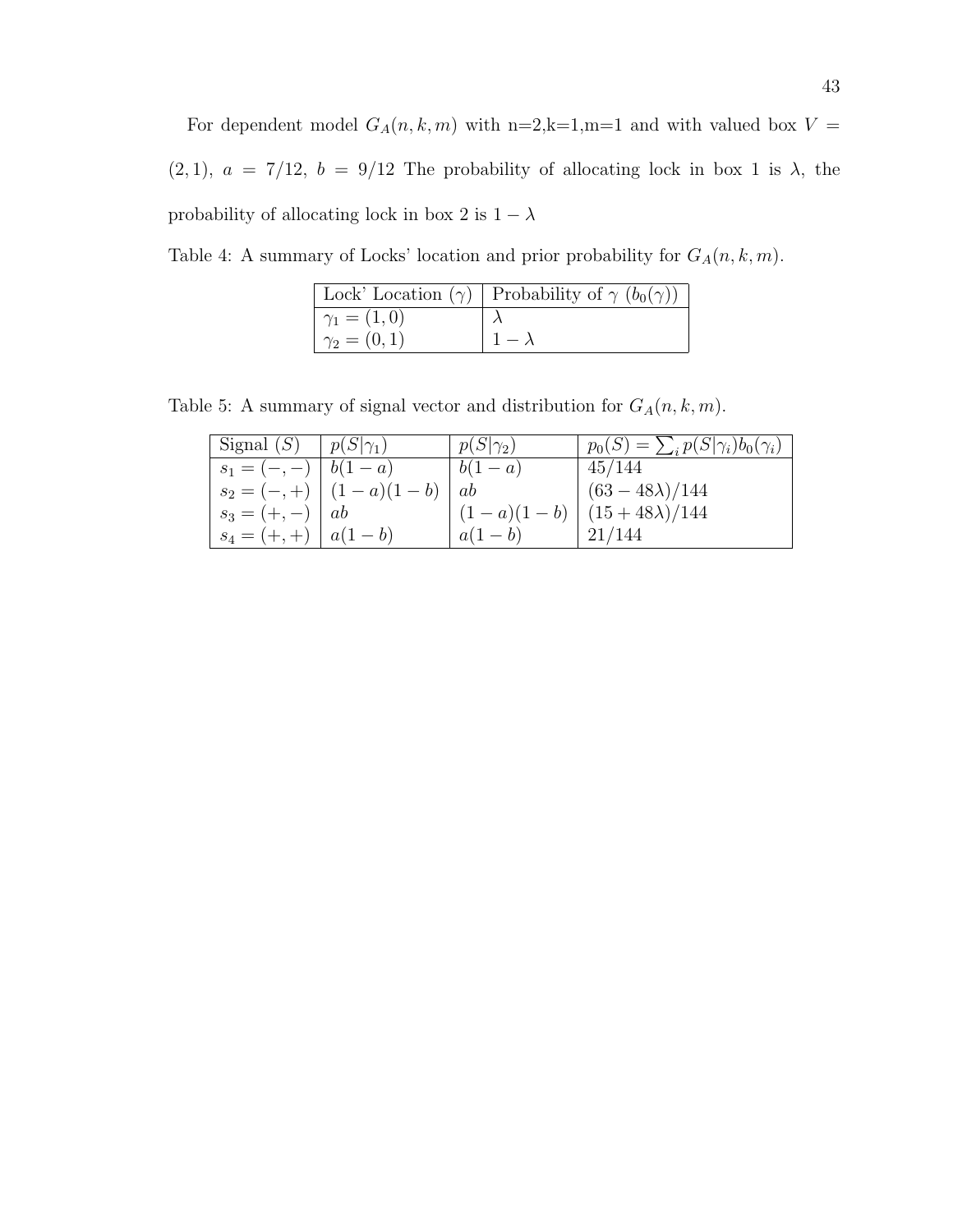For dependent model $G_A(n, k, m)$ with n=2,k=1,m=1 and with valued box $V = (2, 1)$, $a = 7/12$, $b = 9/12$ The probability of allocating lock in box 1 is $\lambda$, the probability of allocating lock in box 2 is $1 - \lambda$

Table 4: A summary of Locks' location and prior probability for $G_A(n, k, m)$.

| Lock' Location ($\gamma$) | Probability of $\gamma$ ($b_0(\gamma)$) |
|---|---|
| $\gamma_1 = (1, 0)$ | $\lambda$ |
| $\gamma_2 = (0, 1)$ | $1 - \lambda$ |

Table 5: A summary of signal vector and distribution for $G_A(n, k, m)$.

| Signal ($S$) | $p(S\|\gamma_1)$ | $p(S\|\gamma_2)$ | $p_0(S) = \sum_i p(S\|\gamma_i)b_0(\gamma_i)$ |
|---|---|---|---|
| $s_1 = (-, -)$ | $b(1 - a)$ | $b(1 - a)$ | $45/144$ |
| $s_2 = (-, +)$ | $(1 - a)(1 - b)$ | $ab$ | $(63 - 48\lambda)/144$ |
| $s_3 = (+, -)$ | $ab$ | $(1 - a)(1 - b)$ | $(15 + 48\lambda)/144$ |
| $s_4 = (+, +)$ | $a(1 - b)$ | $a(1 - b)$ | $21/144$ |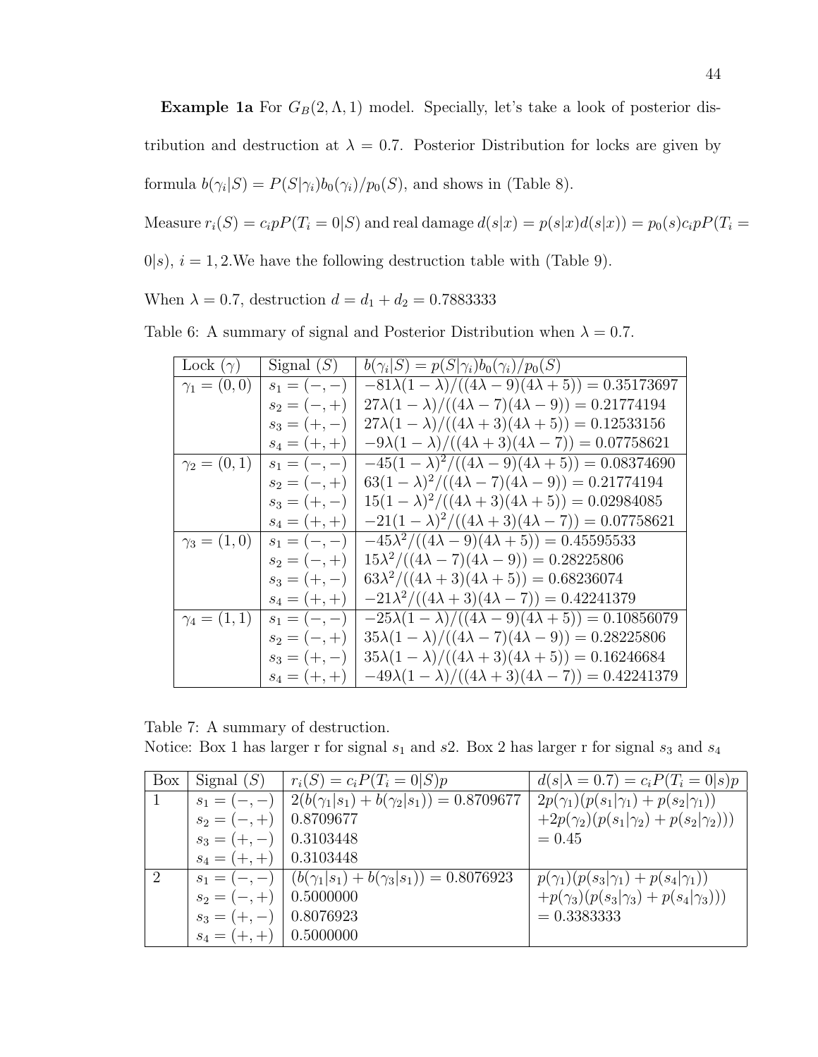**Example 1a** For $G_B(2, \Lambda, 1)$ model. Specially, let's take a look of posterior distribution and destruction at $\lambda = 0.7$. Posterior Distribution for locks are given by formula $b(\gamma_i|S) = P(S|\gamma_i)b_0(\gamma_i)/p_0(S)$, and shows in (Table 8).

Measure $r_i(S) = c_i p P(T_i = 0|S)$ and real damage $d(s|x) = p(s|x)d(s|x)) = p_0(s)c_i p P(T_i = 0|s)$, $i = 1, 2$.We have the following destruction table with (Table 9).

When $\lambda = 0.7$, destruction $d = d_1 + d_2 = 0.7883333$

Table 6: A summary of signal and Posterior Distribution when $\lambda = 0.7$.

| Lock ($\gamma$) | Signal ($S$) | $b(\gamma_i\|S) = p(S\|\gamma_i)b_0(\gamma_i)/p_0(S)$ |
|---|---|---|
| $\gamma_1 = (0, 0)$ | $s_1 = (-, -)$ | $-81\lambda(1-\lambda)/((4\lambda-9)(4\lambda+5)) = 0.35173697$ |
| | $s_2 = (-, +)$ | $27\lambda(1-\lambda)/((4\lambda-7)(4\lambda-9)) = 0.21774194$ |
| | $s_3 = (+, -)$ | $27\lambda(1-\lambda)/((4\lambda+3)(4\lambda+5)) = 0.12533156$ |
| | $s_4 = (+, +)$ | $-9\lambda(1-\lambda)/((4\lambda+3)(4\lambda-7)) = 0.07758621$ |
| $\gamma_2 = (0, 1)$ | $s_1 = (-, -)$ | $-45(1-\lambda)^2/((4\lambda-9)(4\lambda+5)) = 0.08374690$ |
| | $s_2 = (-, +)$ | $63(1-\lambda)^2/((4\lambda-7)(4\lambda-9)) = 0.21774194$ |
| | $s_3 = (+, -)$ | $15(1-\lambda)^2/((4\lambda+3)(4\lambda+5)) = 0.02984085$ |
| | $s_4 = (+, +)$ | $-21(1-\lambda)^2/((4\lambda+3)(4\lambda-7)) = 0.07758621$ |
| $\gamma_3 = (1, 0)$ | $s_1 = (-, -)$ | $-45\lambda^2/((4\lambda-9)(4\lambda+5)) = 0.45595533$ |
| | $s_2 = (-, +)$ | $15\lambda^2/((4\lambda-7)(4\lambda-9)) = 0.28225806$ |
| | $s_3 = (+, -)$ | $63\lambda^2/((4\lambda+3)(4\lambda+5)) = 0.68236074$ |
| | $s_4 = (+, +)$ | $-21\lambda^2/((4\lambda+3)(4\lambda-7)) = 0.42241379$ |
| $\gamma_4 = (1, 1)$ | $s_1 = (-, -)$ | $-25\lambda(1-\lambda)/((4\lambda-9)(4\lambda+5)) = 0.10856079$ |
| | $s_2 = (-, +)$ | $35\lambda(1-\lambda)/((4\lambda-7)(4\lambda-9)) = 0.28225806$ |
| | $s_3 = (+, -)$ | $35\lambda(1-\lambda)/((4\lambda+3)(4\lambda+5)) = 0.16246684$ |
| | $s_4 = (+, +)$ | $-49\lambda(1-\lambda)/((4\lambda+3)(4\lambda-7)) = 0.42241379$ |

Table 7: A summary of destruction.
Notice: Box 1 has larger r for signal $s_1$ and $s2$. Box 2 has larger r for signal $s_3$ and $s_4$

| Box | Signal ($S$) | $r_i(S) = c_i P(T_i = 0\|S)p$ | $d(s\|\lambda = 0.7) = c_i P(T_i = 0\|s)p$ |
|---|---|---|---|
| 1 | $s_1 = (-, -)$ | $2(b(\gamma_1\|s_1) + b(\gamma_2\|s_1)) = 0.8709677$ | $2p(\gamma_1)(p(s_1\|\gamma_1) + p(s_2\|\gamma_1))$ |
| | $s_2 = (-, +)$ | 0.8709677 | $+2p(\gamma_2)(p(s_1\|\gamma_2) + p(s_2\|\gamma_2)))$ |
| | $s_3 = (+, -)$ | 0.3103448 | $= 0.45$ |
| | $s_4 = (+, +)$ | 0.3103448 | |
| 2 | $s_1 = (-, -)$ | $(b(\gamma_1\|s_1) + b(\gamma_3\|s_1)) = 0.8076923$ | $p(\gamma_1)(p(s_3\|\gamma_1) + p(s_4\|\gamma_1))$ |
| | $s_2 = (-, +)$ | 0.5000000 | $+p(\gamma_3)(p(s_3\|\gamma_3) + p(s_4\|\gamma_3)))$ |
| | $s_3 = (+, -)$ | 0.8076923 | $= 0.3383333$ |
| | $s_4 = (+, +)$ | 0.5000000 | |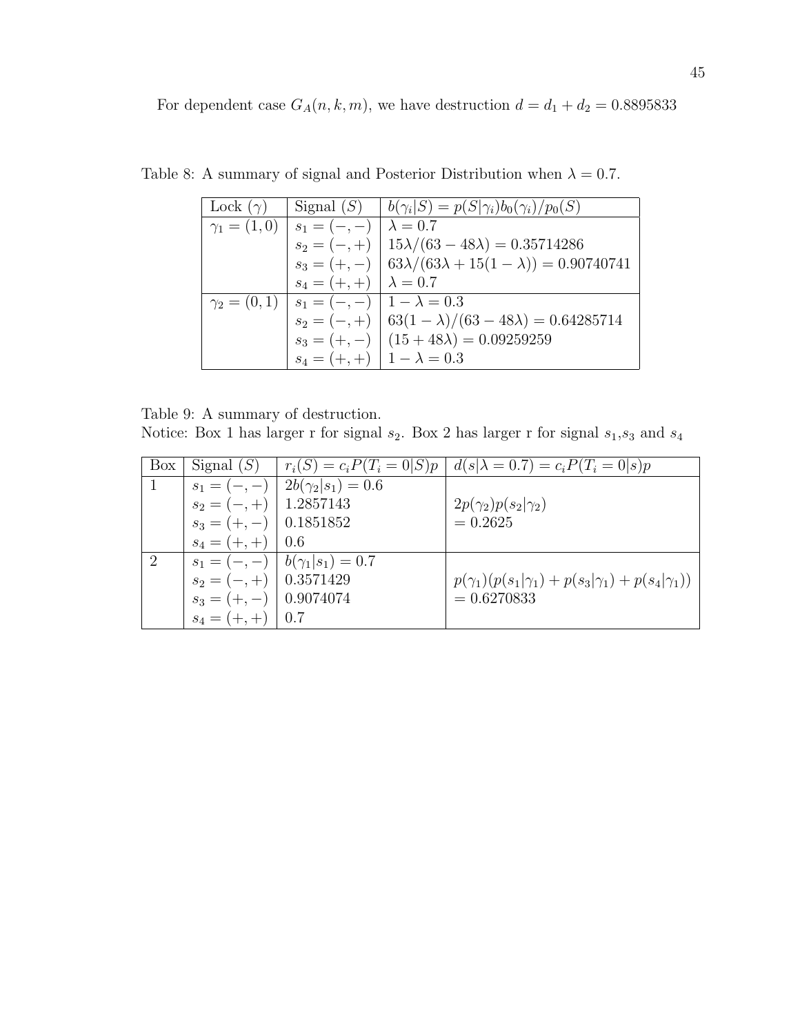For dependent case $G_A(n, k, m)$, we have destruction $d = d_1 + d_2 = 0.8895833$

Table 8: A summary of signal and Posterior Distribution when $\lambda = 0.7$.

| Lock ($\gamma$) | Signal ($S$) | $b(\gamma_i \mid S) = p(S \mid \gamma_i)b_0(\gamma_i)/p_0(S)$ |
|---|---|---|
| $\gamma_1 = (1, 0)$ | $s_1 = (-, -)$ | $\lambda = 0.7$ |
| | $s_2 = (-, +)$ | $15\lambda/(63 - 48\lambda) = 0.35714286$ |
| | $s_3 = (+, -)$ | $63\lambda/(63\lambda + 15(1 - \lambda)) = 0.90740741$ |
| | $s_4 = (+, +)$ | $\lambda = 0.7$ |
| $\gamma_2 = (0, 1)$ | $s_1 = (-, -)$ | $1 - \lambda = 0.3$ |
| | $s_2 = (-, +)$ | $63(1 - \lambda)/(63 - 48\lambda) = 0.64285714$ |
| | $s_3 = (+, -)$ | $(15 + 48\lambda) = 0.09259259$ |
| | $s_4 = (+, +)$ | $1 - \lambda = 0.3$ |

Table 9: A summary of destruction.
Notice: Box 1 has larger r for signal $s_2$. Box 2 has larger r for signal $s_1$,$s_3$ and $s_4$

| Box | Signal ($S$) | $r_i(S) = c_i P(T_i = 0 \mid S)p$ | $d(s \mid \lambda = 0.7) = c_i P(T_i = 0 \mid s)p$ |
|---|---|---|---|
| 1 | $s_1 = (-, -)$ | $2b(\gamma_2 \mid s_1) = 0.6$ | |
| | $s_2 = (-, +)$ | 1.2857143 | $2p(\gamma_2)p(s_2 \mid \gamma_2)$ |
| | $s_3 = (+, -)$ | 0.1851852 | $= 0.2625$ |
| | $s_4 = (+, +)$ | 0.6 | |
| 2 | $s_1 = (-, -)$ | $b(\gamma_1 \mid s_1) = 0.7$ | |
| | $s_2 = (-, +)$ | 0.3571429 | $p(\gamma_1)(p(s_1 \mid \gamma_1) + p(s_3 \mid \gamma_1) + p(s_4 \mid \gamma_1))$ |
| | $s_3 = (+, -)$ | 0.9074074 | $= 0.6270833$ |
| | $s_4 = (+, +)$ | 0.7 | |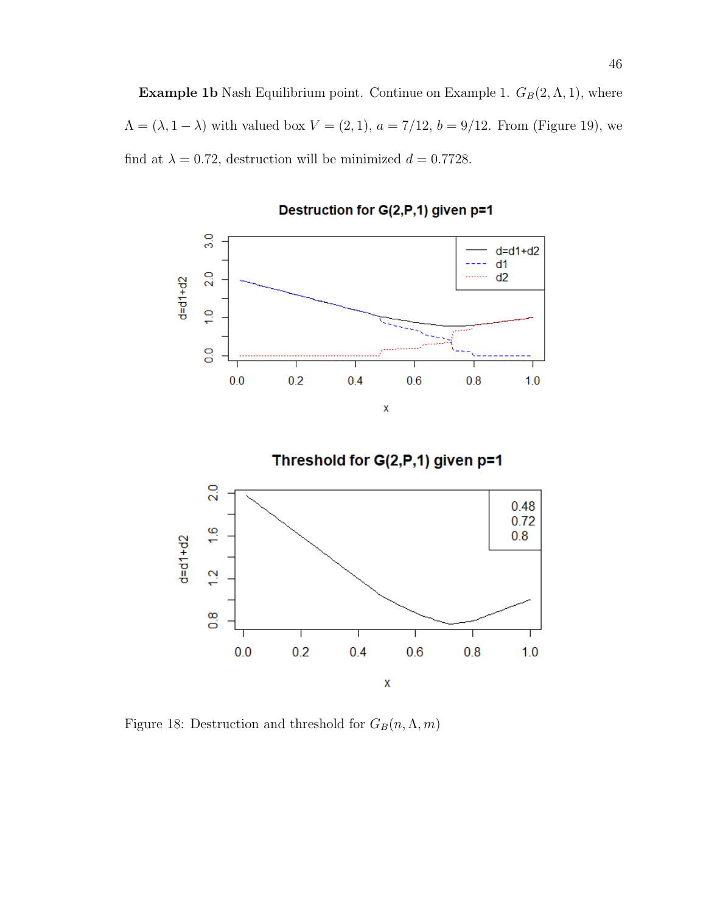**Example 1b** Nash Equilibrium point. Continue on Example 1. $G_B(2, \Lambda, 1)$, where $\Lambda = (\lambda, 1-\lambda)$ with valued box $V = (2, 1)$, $a = 7/12$, $b = 9/12$. From (Figure 19), we find at $\lambda = 0.72$, destruction will be minimized $d = 0.7728$.

Figure 18: Destruction and threshold for $G_B(n, \Lambda, m)$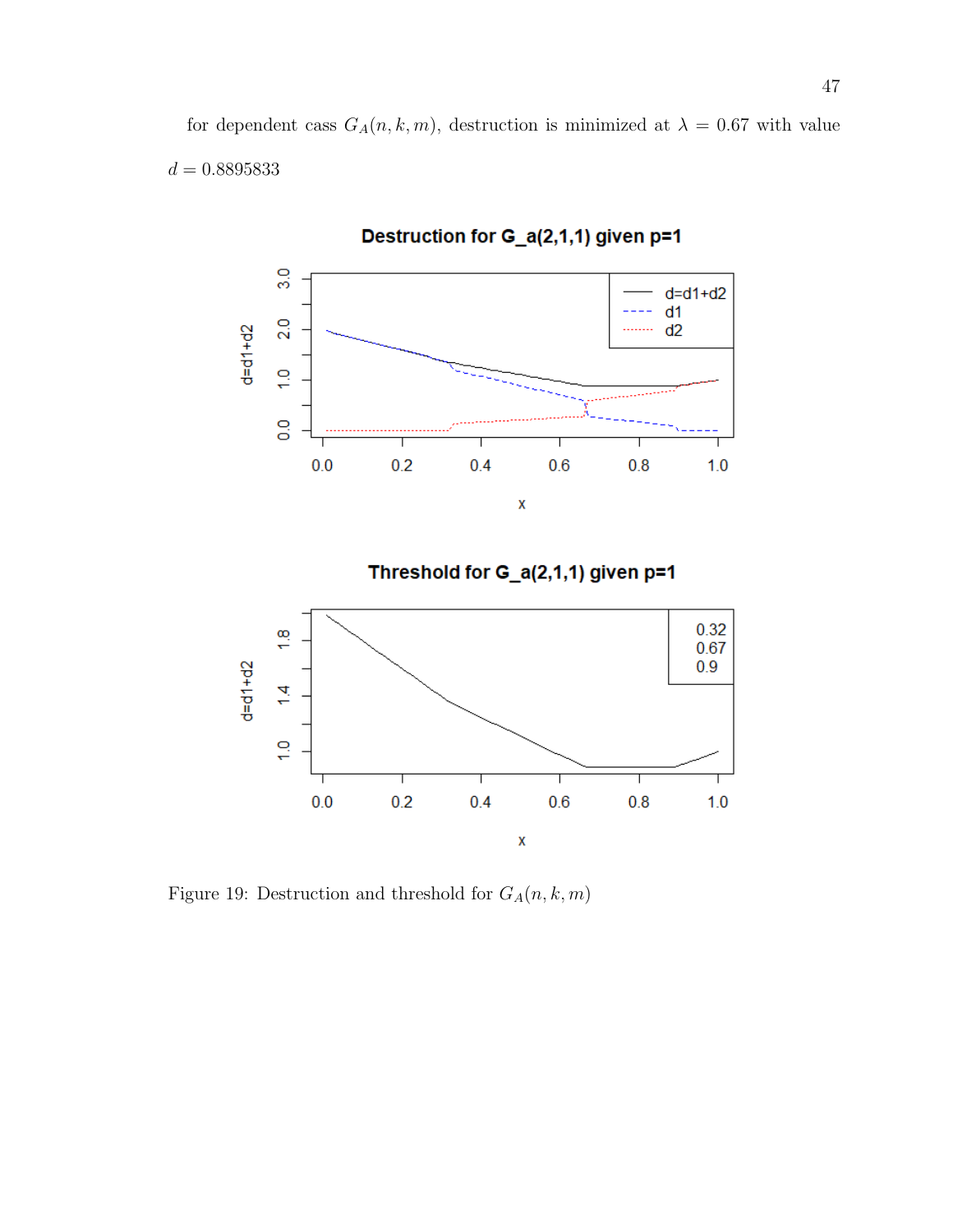for dependent cass $G_A(n, k, m)$, destruction is minimized at $\lambda = 0.67$ with value $d = 0.8895833$

Figure 19: Destruction and threshold for $G_A(n, k, m)$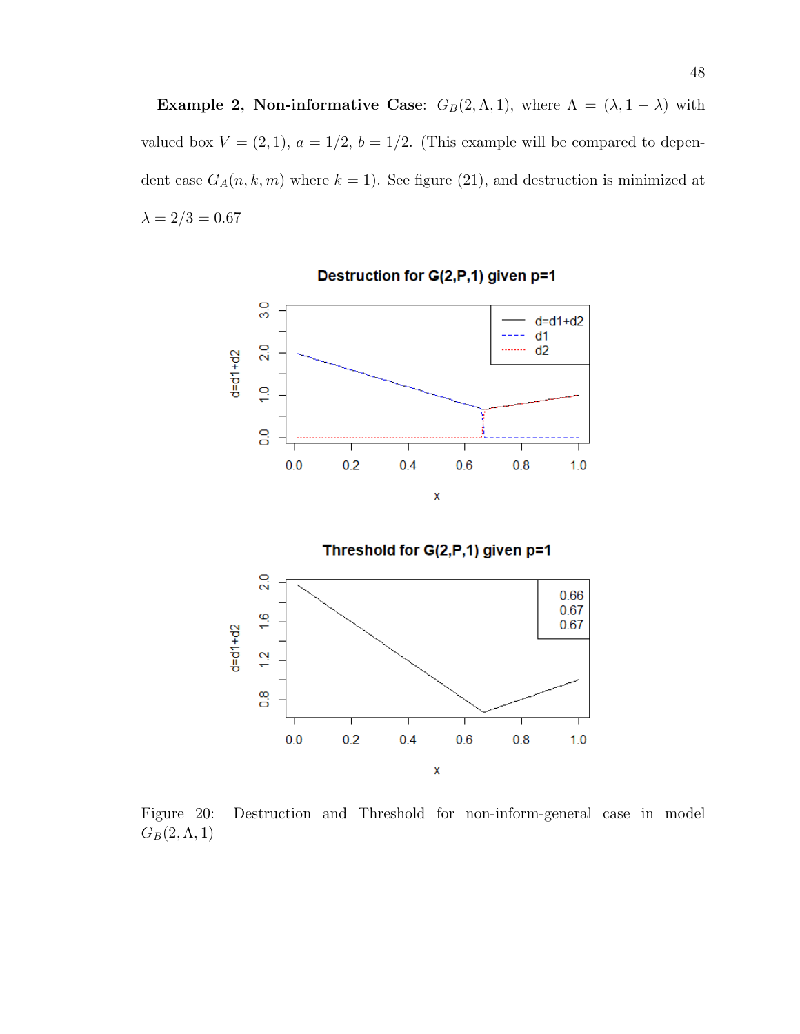**Example 2, Non-informative Case**: $G_B(2, \Lambda, 1)$, where $\Lambda = (\lambda, 1 - \lambda)$ with valued box $V = (2, 1)$, $a = 1/2$, $b = 1/2$. (This example will be compared to dependent case $G_A(n, k, m)$ where $k = 1$). See figure (21), and destruction is minimized at $\lambda = 2/3 = 0.67$

Figure 20: Destruction and Threshold for non-inform-general case in model $G_B(2, \Lambda, 1)$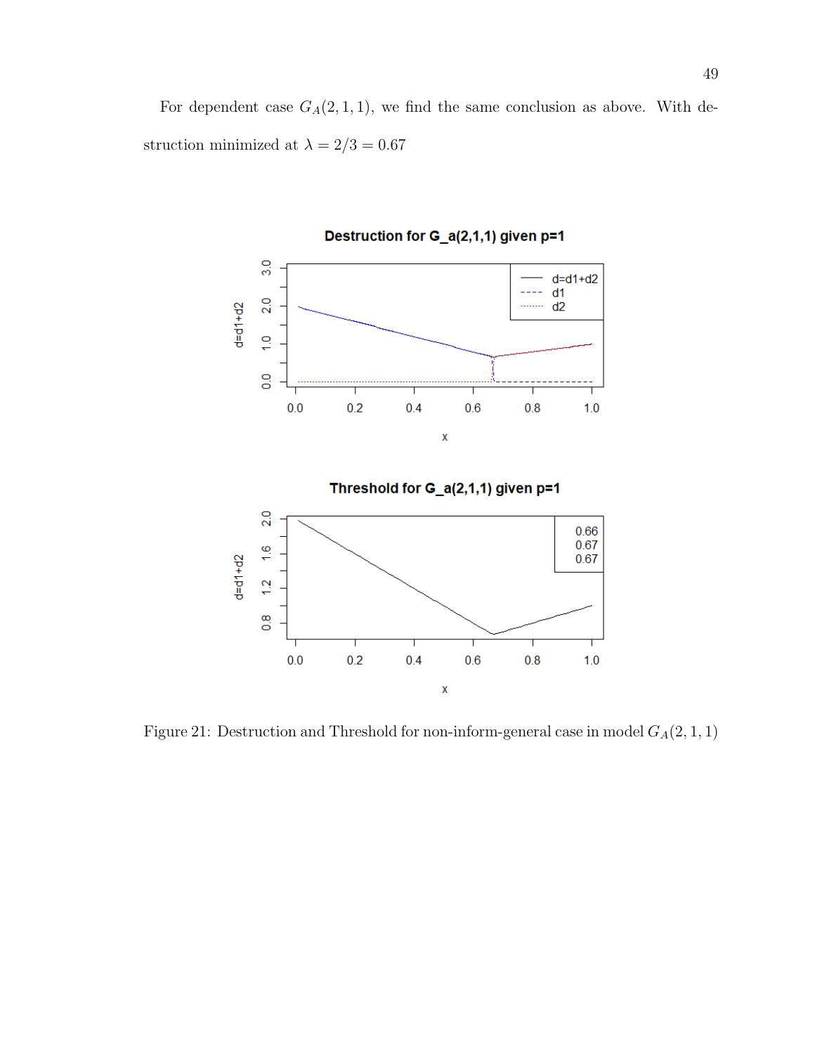For dependent case $G_A(2,1,1)$, we find the same conclusion as above. With destruction minimized at $\lambda = 2/3 = 0.67$

Figure 21: Destruction and Threshold for non-inform-general case in model $G_A(2,1,1)$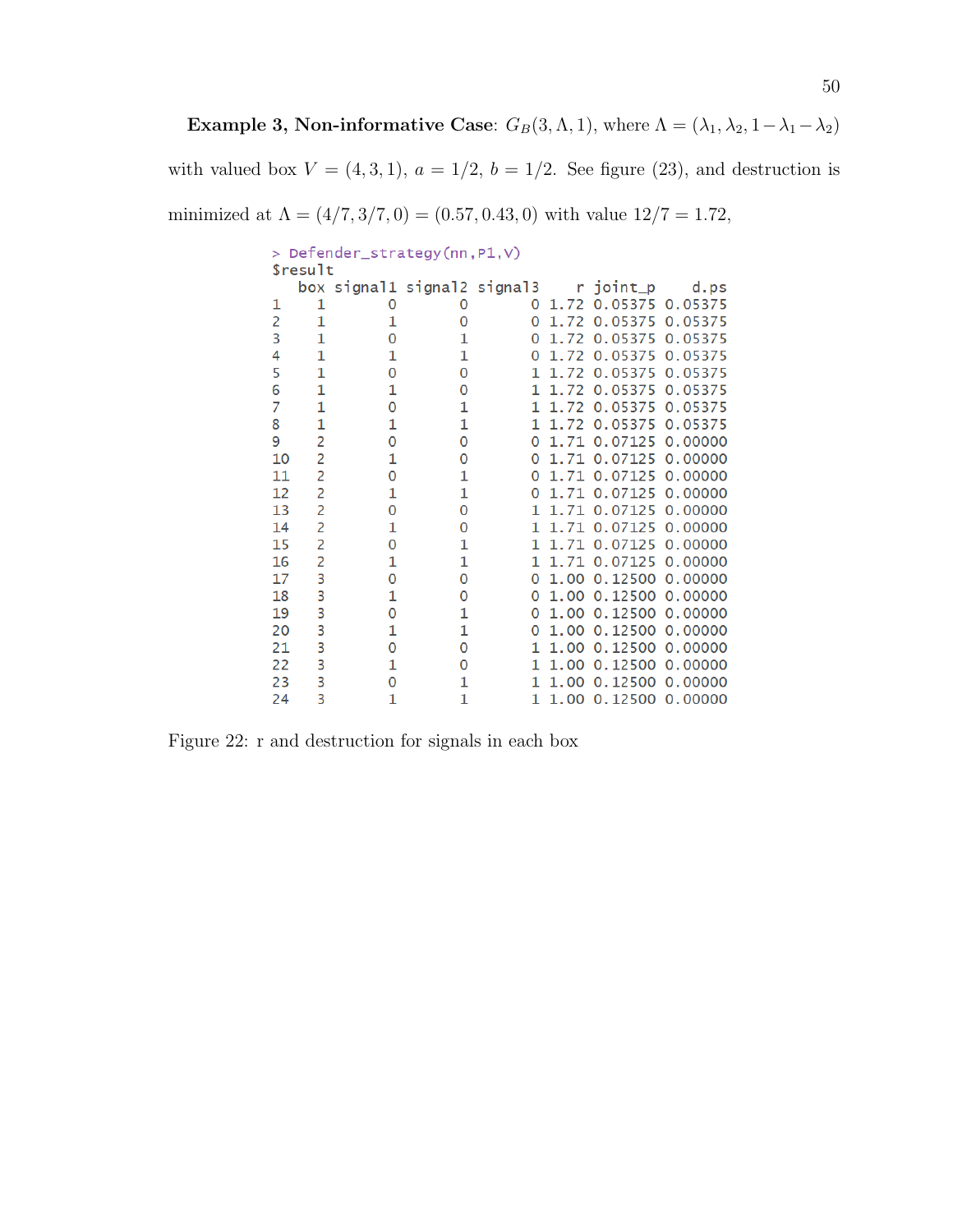**Example 3, Non-informative Case**: $G_B(3, \Lambda, 1)$, where $\Lambda = (\lambda_1, \lambda_2, 1 - \lambda_1 - \lambda_2)$ with valued box $V = (4, 3, 1)$, $a = 1/2$, $b = 1/2$. See figure (23), and destruction is minimized at $\Lambda = (4/7, 3/7, 0) = (0.57, 0.43, 0)$ with value $12/7 = 1.72$,

```
> Defender_strategy(nn,P1,V)
$result
   box signal1 signal2 signal3    r joint_p    d.ps
1    1       0       0       0 1.72 0.05375 0.05375
2    1       1       0       0 1.72 0.05375 0.05375
3    1       0       1       0 1.72 0.05375 0.05375
4    1       1       1       0 1.72 0.05375 0.05375
5    1       0       0       1 1.72 0.05375 0.05375
6    1       1       0       1 1.72 0.05375 0.05375
7    1       0       1       1 1.72 0.05375 0.05375
8    1       1       1       1 1.72 0.05375 0.05375
9    2       0       0       0 1.71 0.07125 0.00000
10   2       1       0       0 1.71 0.07125 0.00000
11   2       0       1       0 1.71 0.07125 0.00000
12   2       1       1       0 1.71 0.07125 0.00000
13   2       0       0       1 1.71 0.07125 0.00000
14   2       1       0       1 1.71 0.07125 0.00000
15   2       0       1       1 1.71 0.07125 0.00000
16   2       1       1       1 1.71 0.07125 0.00000
17   3       0       0       0 1.00 0.12500 0.00000
18   3       1       0       0 1.00 0.12500 0.00000
19   3       0       1       0 1.00 0.12500 0.00000
20   3       1       1       0 1.00 0.12500 0.00000
21   3       0       0       1 1.00 0.12500 0.00000
22   3       1       0       1 1.00 0.12500 0.00000
23   3       0       1       1 1.00 0.12500 0.00000
24   3       1       1       1 1.00 0.12500 0.00000
```

Figure 22: r and destruction for signals in each box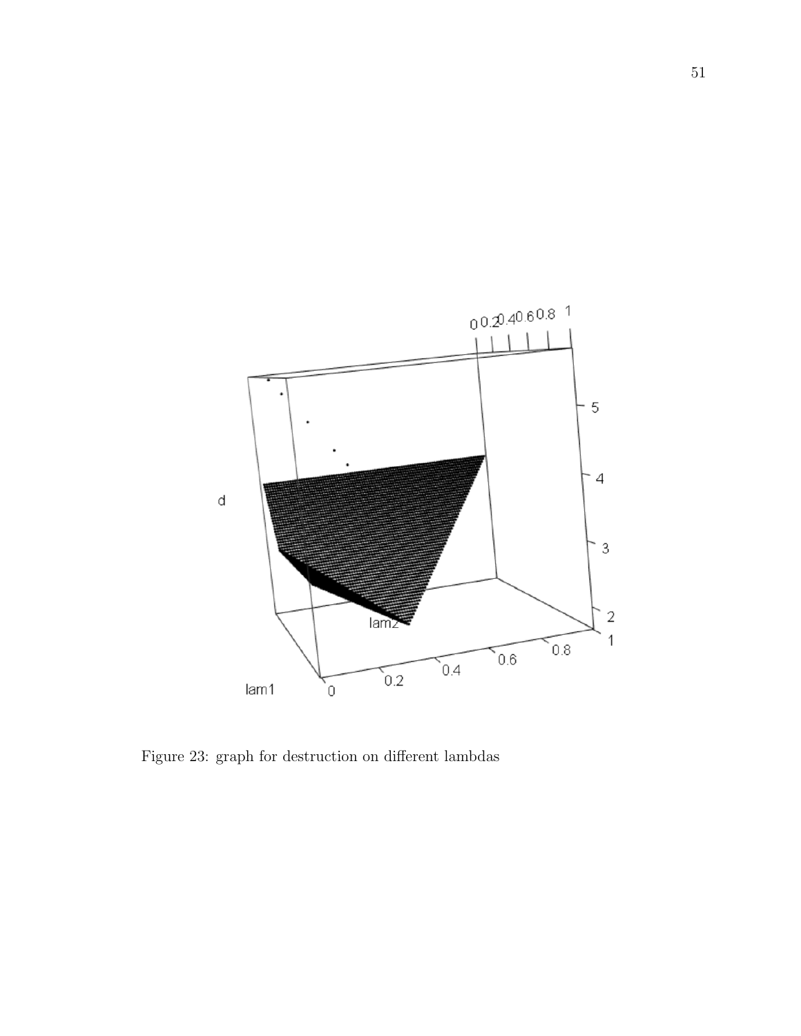Figure 23: graph for destruction on different lambdas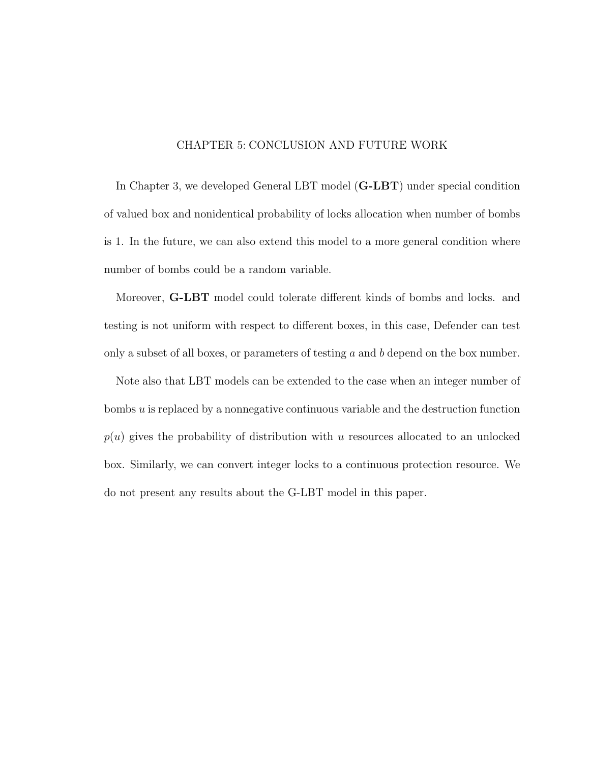# CHAPTER 5: CONCLUSION AND FUTURE WORK

In Chapter 3, we developed General LBT model (**G-LBT**) under special condition of valued box and nonidentical probability of locks allocation when number of bombs is 1. In the future, we can also extend this model to a more general condition where number of bombs could be a random variable.

Moreover, **G-LBT** model could tolerate different kinds of bombs and locks. and testing is not uniform with respect to different boxes, in this case, Defender can test only a subset of all boxes, or parameters of testing $a$ and $b$ depend on the box number.

Note also that LBT models can be extended to the case when an integer number of bombs $u$ is replaced by a nonnegative continuous variable and the destruction function $p(u)$ gives the probability of distribution with $u$ resources allocated to an unlocked box. Similarly, we can convert integer locks to a continuous protection resource. We do not present any results about the G-LBT model in this paper.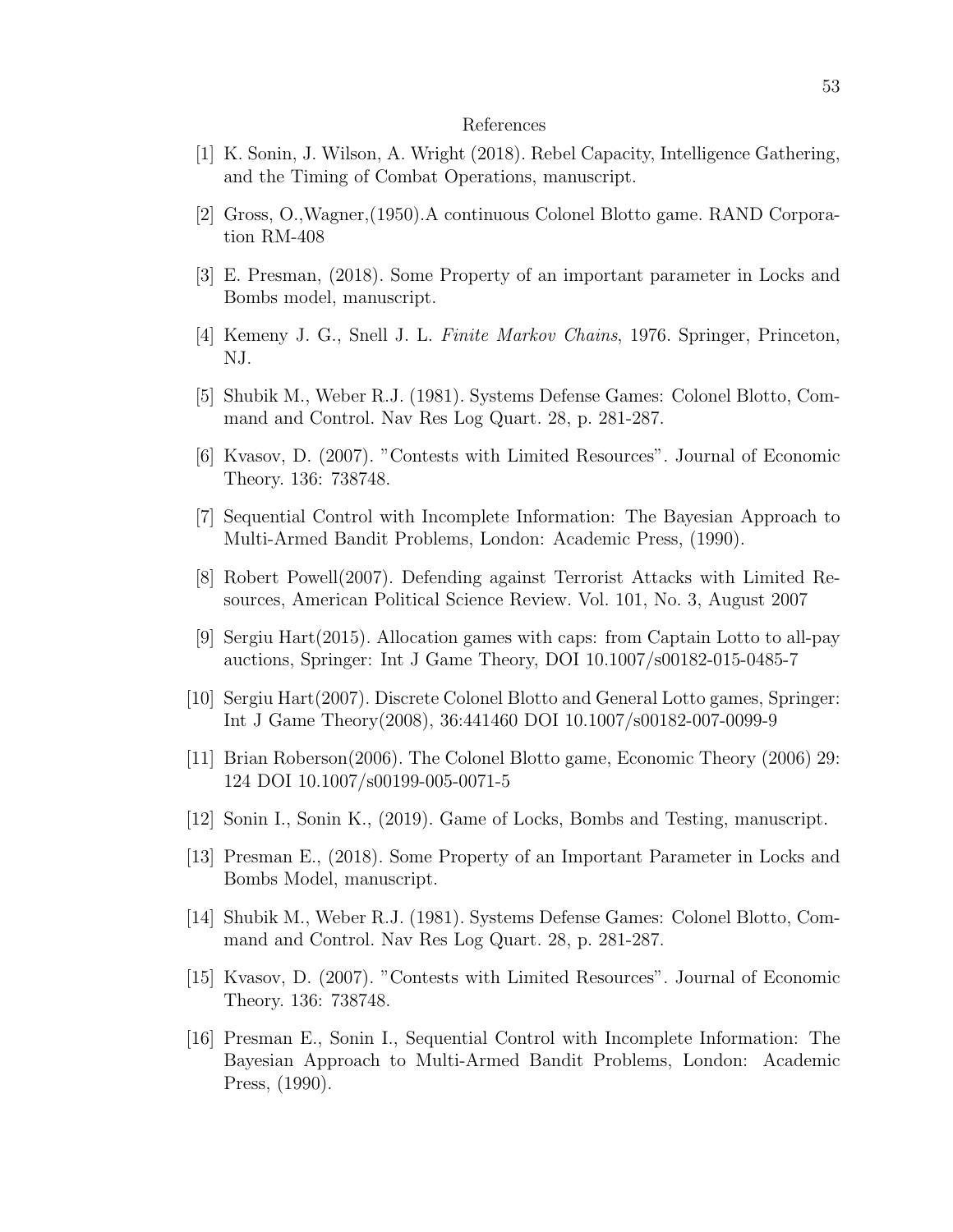References

[1] K. Sonin, J. Wilson, A. Wright (2018). Rebel Capacity, Intelligence Gathering, and the Timing of Combat Operations, manuscript.

[2] Gross, O.,Wagner,(1950).A continuous Colonel Blotto game. RAND Corporation RM-408

[3] E. Presman, (2018). Some Property of an important parameter in Locks and Bombs model, manuscript.

[4] Kemeny J. G., Snell J. L. *Finite Markov Chains*, 1976. Springer, Princeton, NJ.

[5] Shubik M., Weber R.J. (1981). Systems Defense Games: Colonel Blotto, Command and Control. Nav Res Log Quart. 28, p. 281-287.

[6] Kvasov, D. (2007). "Contests with Limited Resources". Journal of Economic Theory. 136: 738748.

[7] Sequential Control with Incomplete Information: The Bayesian Approach to Multi-Armed Bandit Problems, London: Academic Press, (1990).

[8] Robert Powell(2007). Defending against Terrorist Attacks with Limited Resources, American Political Science Review. Vol. 101, No. 3, August 2007

[9] Sergiu Hart(2015). Allocation games with caps: from Captain Lotto to all-pay auctions, Springer: Int J Game Theory, DOI 10.1007/s00182-015-0485-7

[10] Sergiu Hart(2007). Discrete Colonel Blotto and General Lotto games, Springer: Int J Game Theory(2008), 36:441460 DOI 10.1007/s00182-007-0099-9

[11] Brian Roberson(2006). The Colonel Blotto game, Economic Theory (2006) 29: 124 DOI 10.1007/s00199-005-0071-5

[12] Sonin I., Sonin K., (2019). Game of Locks, Bombs and Testing, manuscript.

[13] Presman E., (2018). Some Property of an Important Parameter in Locks and Bombs Model, manuscript.

[14] Shubik M., Weber R.J. (1981). Systems Defense Games: Colonel Blotto, Command and Control. Nav Res Log Quart. 28, p. 281-287.

[15] Kvasov, D. (2007). "Contests with Limited Resources". Journal of Economic Theory. 136: 738748.

[16] Presman E., Sonin I., Sequential Control with Incomplete Information: The Bayesian Approach to Multi-Armed Bandit Problems, London: Academic Press, (1990).